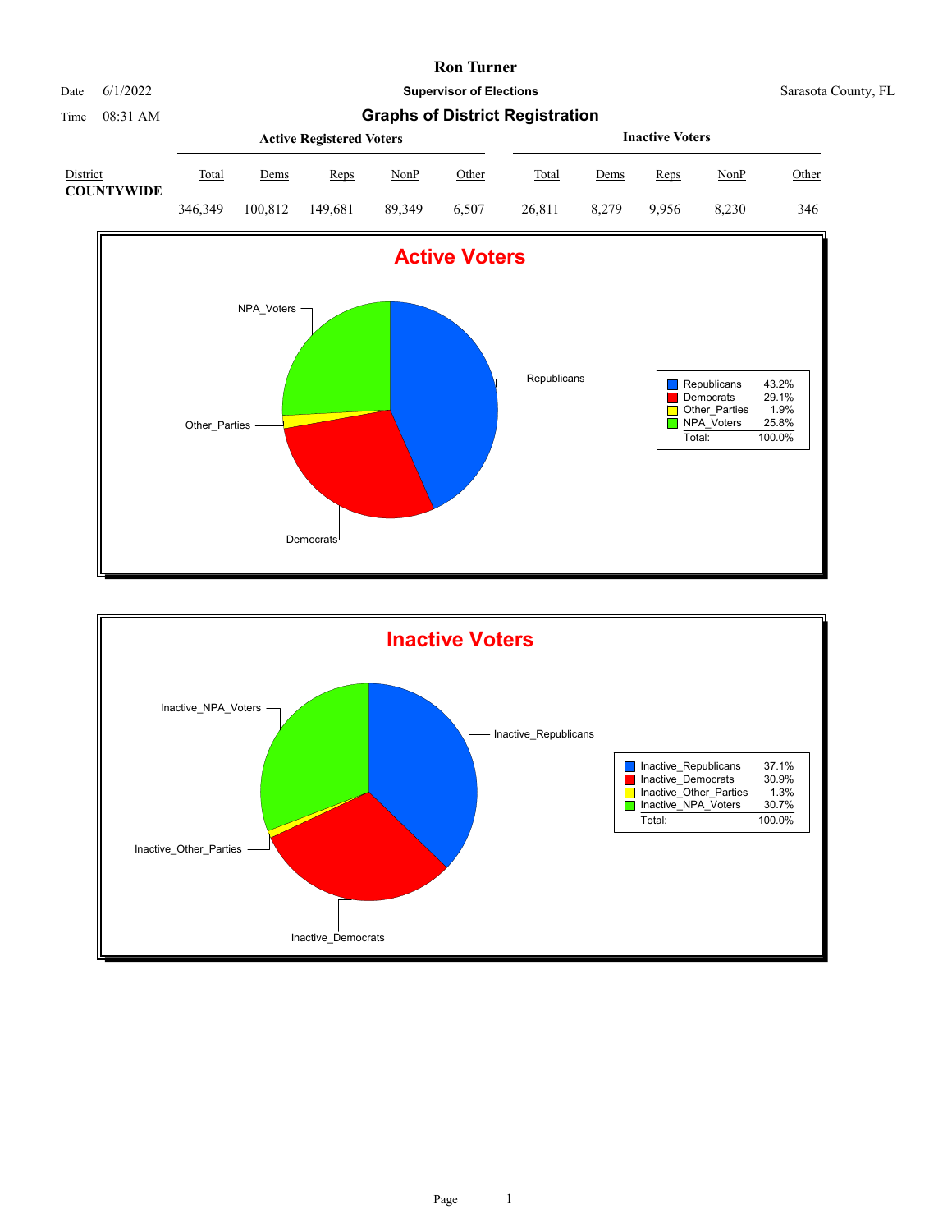# Ron Turner

**Supervisor of Elections**

Date 6/1/2022

Time 08:31 AM

Sarasota County, FL

## Graphs of District Registration

| District | Active Registered Voters | | | | | Inactive Voters | | | | |
|---|---|---|---|---|---|---|---|---|---|---|
| | Total | Dems | Reps | NonP | Other | Total | Dems | Reps | NonP | Other |
| **COUNTYWIDE** | 346,349 | 100,812 | 149,681 | 89,349 | 6,507 | 26,811 | 8,279 | 9,956 | 8,230 | 346 |

### Active Voters

| | |
|---|---|
| Republicans | 43.2% |
| Democrats | 29.1% |
| Other_Parties | 1.9% |
| NPA_Voters | 25.8% |
| Total: | 100.0% |

### Inactive Voters

| | |
|---|---|
| Inactive_Republicans | 37.1% |
| Inactive_Democrats | 30.9% |
| Inactive_Other_Parties | 1.3% |
| Inactive_NPA_Voters | 30.7% |
| Total: | 100.0% |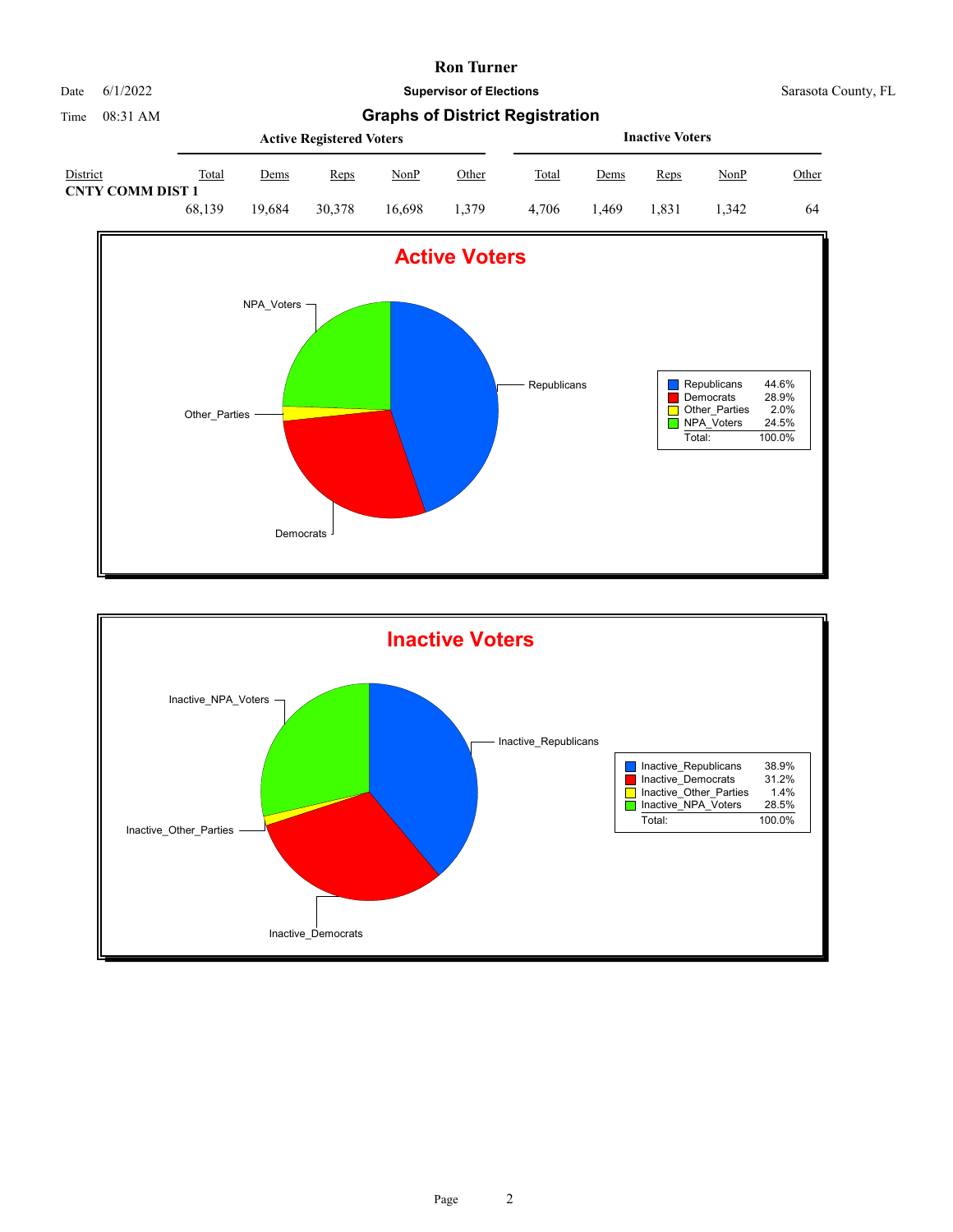# Ron Turner

Date 6/1/2022

Time 08:31 AM

**Supervisor of Elections**

Sarasota County, FL

## Graphs of District Registration

| District | Active Registered Voters | | | | | Inactive Voters | | | | |
|---|---|---|---|---|---|---|---|---|---|---|
| | Total | Dems | Reps | NonP | Other | Total | Dems | Reps | NonP | Other |
| **CNTY COMM DIST 1** | 68,139 | 19,684 | 30,378 | 16,698 | 1,379 | 4,706 | 1,469 | 1,831 | 1,342 | 64 |

### Active Voters

| | |
|---|---|
| Republicans | 44.6% |
| Democrats | 28.9% |
| Other_Parties | 2.0% |
| NPA_Voters | 24.5% |
| Total: | 100.0% |

### Inactive Voters

| | |
|---|---|
| Inactive_Republicans | 38.9% |
| Inactive_Democrats | 31.2% |
| Inactive_Other_Parties | 1.4% |
| Inactive_NPA_Voters | 28.5% |
| Total: | 100.0% |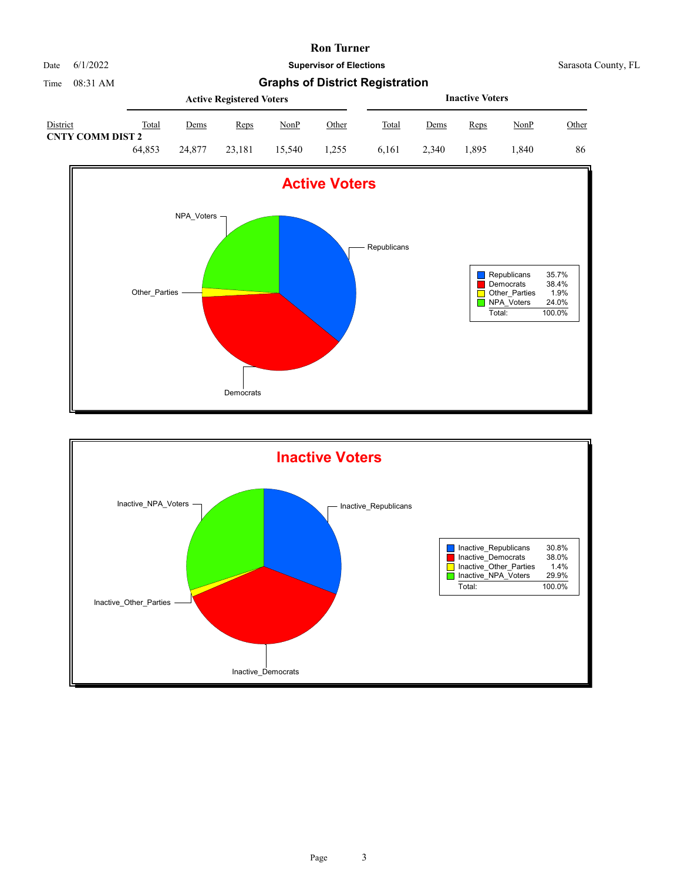# Ron Turner

Date 6/1/2022

Time 08:31 AM

**Supervisor of Elections**

Sarasota County, FL

## Graphs of District Registration

| District | Active Registered Voters | | | | | Inactive Voters | | | | |
|---|---|---|---|---|---|---|---|---|---|---|
| | Total | Dems | Reps | NonP | Other | Total | Dems | Reps | NonP | Other |
| **CNTY COMM DIST 2** | 64,853 | 24,877 | 23,181 | 15,540 | 1,255 | 6,161 | 2,340 | 1,895 | 1,840 | 86 |

### Active Voters

| | |
|---|---|
| Republicans | 35.7% |
| Democrats | 38.4% |
| Other_Parties | 1.9% |
| NPA_Voters | 24.0% |
| Total: | 100.0% |

### Inactive Voters

| | |
|---|---|
| Inactive_Republicans | 30.8% |
| Inactive_Democrats | 38.0% |
| Inactive_Other_Parties | 1.4% |
| Inactive_NPA_Voters | 29.9% |
| Total: | 100.0% |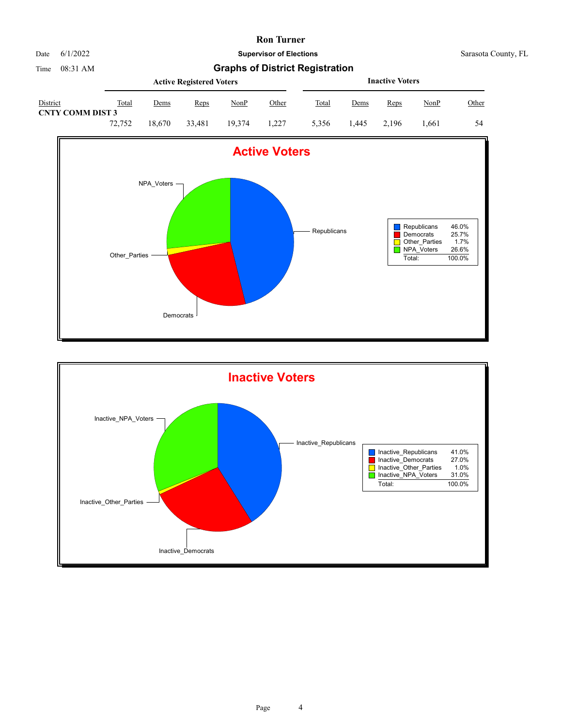# Ron Turner

**Supervisor of Elections**

Sarasota County, FL

Date 6/1/2022

Time 08:31 AM

## Graphs of District Registration

| District | Active Registered Voters | | | | | Inactive Voters | | | | |
|---|---|---|---|---|---|---|---|---|---|---|
| | Total | Dems | Reps | NonP | Other | Total | Dems | Reps | NonP | Other |
| CNTY COMM DIST 3 | 72,752 | 18,670 | 33,481 | 19,374 | 1,227 | 5,356 | 1,445 | 2,196 | 1,661 | 54 |

### Active Voters

| | |
|---|---|
| Republicans | 46.0% |
| Democrats | 25.7% |
| Other_Parties | 1.7% |
| NPA_Voters | 26.6% |
| Total: | 100.0% |

### Inactive Voters

| | |
|---|---|
| Inactive_Republicans | 41.0% |
| Inactive_Democrats | 27.0% |
| Inactive_Other_Parties | 1.0% |
| Inactive_NPA_Voters | 31.0% |
| Total: | 100.0% |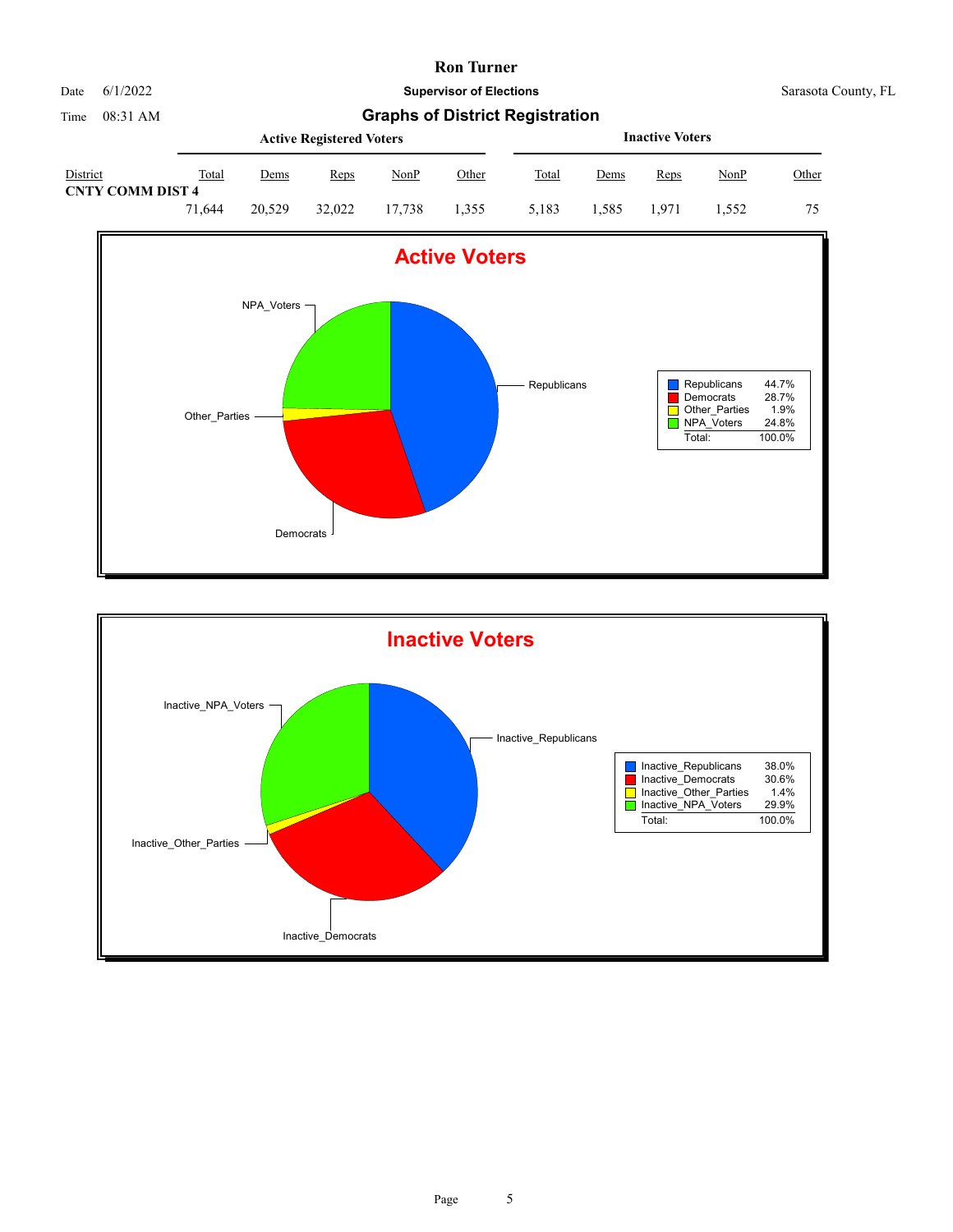# Ron Turner

**Supervisor of Elections**

Sarasota County, FL

Date 6/1/2022

Time 08:31 AM

## Graphs of District Registration

| District | Active Registered Voters | | | | | Inactive Voters | | | | |
|---|---|---|---|---|---|---|---|---|---|---|
| | Total | Dems | Reps | NonP | Other | Total | Dems | Reps | NonP | Other |
| **CNTY COMM DIST 4** | | | | | | | | | | |
| | 71,644 | 20,529 | 32,022 | 17,738 | 1,355 | 5,183 | 1,585 | 1,971 | 1,552 | 75 |

### Active Voters

| | | |
|---|---|---|
| Republicans | | 44.7% |
| Democrats | | 28.7% |
| Other_Parties | | 1.9% |
| NPA_Voters | | 24.8% |
| Total: | | 100.0% |

### Inactive Voters

| | | |
|---|---|---|
| Inactive_Republicans | | 38.0% |
| Inactive_Democrats | | 30.6% |
| Inactive_Other_Parties | | 1.4% |
| Inactive_NPA_Voters | | 29.9% |
| Total: | | 100.0% |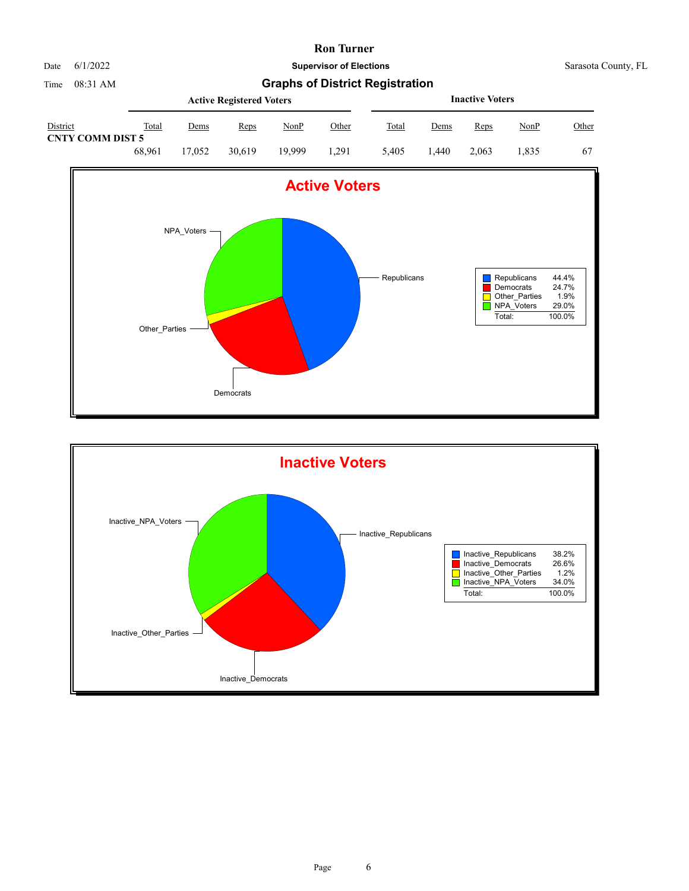# Ron Turner

Date 6/1/2022 — **Supervisor of Elections** — Sarasota County, FL

Time 08:31 AM

## Graphs of District Registration

| District | Active Registered Voters | | | | | Inactive Voters | | | | |
|---|---|---|---|---|---|---|---|---|---|---|
| | Total | Dems | Reps | NonP | Other | Total | Dems | Reps | NonP | Other |
| **CNTY COMM DIST 5** | 68,961 | 17,052 | 30,619 | 19,999 | 1,291 | 5,405 | 1,440 | 2,063 | 1,835 | 67 |

### Active Voters

| | |
|---|---|
| Republicans | 44.4% |
| Democrats | 24.7% |
| Other_Parties | 1.9% |
| NPA_Voters | 29.0% |
| Total: | 100.0% |

### Inactive Voters

| | |
|---|---|
| Inactive_Republicans | 38.2% |
| Inactive_Democrats | 26.6% |
| Inactive_Other_Parties | 1.2% |
| Inactive_NPA_Voters | 34.0% |
| Total: | 100.0% |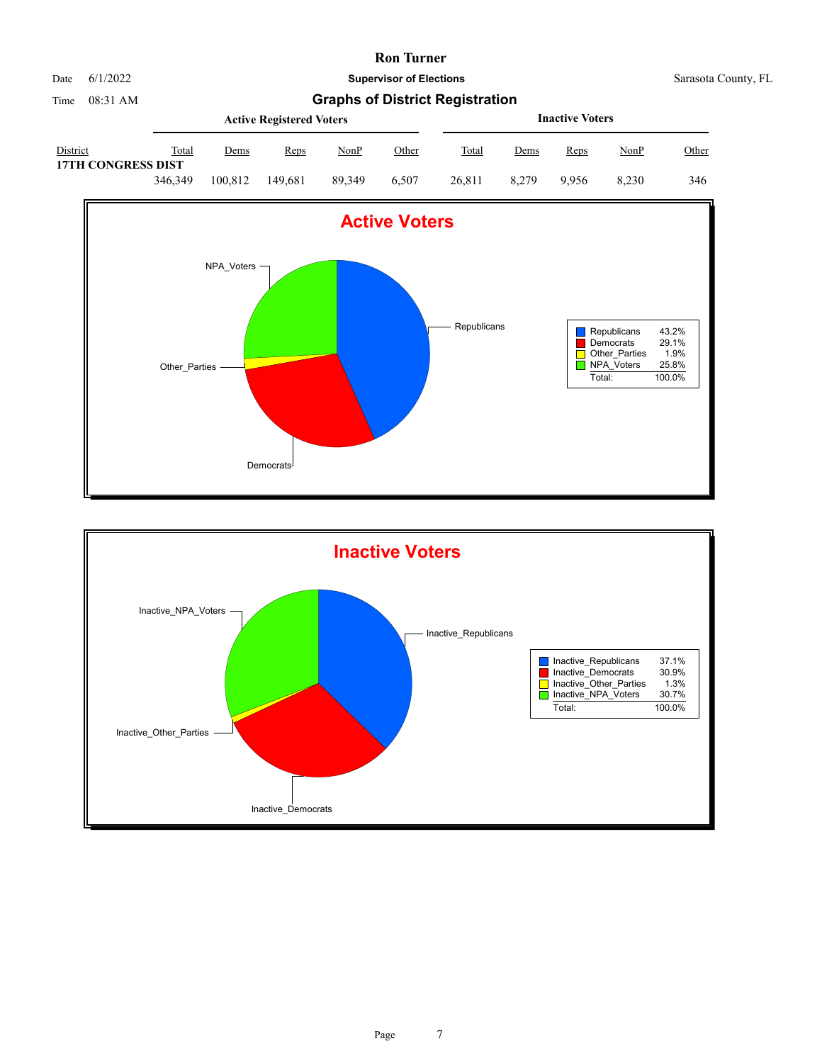# Ron Turner

**Supervisor of Elections**

Date 6/1/2022 Sarasota County, FL

Time 08:31 AM

## Graphs of District Registration

| District | Active Registered Voters | | | | | Inactive Voters | | | | |
|---|---|---|---|---|---|---|---|---|---|---|
| | Total | Dems | Reps | NonP | Other | Total | Dems | Reps | NonP | Other |
| **17TH CONGRESS DIST** | 346,349 | 100,812 | 149,681 | 89,349 | 6,507 | 26,811 | 8,279 | 9,956 | 8,230 | 346 |

### Active Voters

| Party | Percent |
|---|---|
| Republicans | 43.2% |
| Democrats | 29.1% |
| Other_Parties | 1.9% |
| NPA_Voters | 25.8% |
| Total: | 100.0% |

### Inactive Voters

| Party | Percent |
|---|---|
| Inactive_Republicans | 37.1% |
| Inactive_Democrats | 30.9% |
| Inactive_Other_Parties | 1.3% |
| Inactive_NPA_Voters | 30.7% |
| Total: | 100.0% |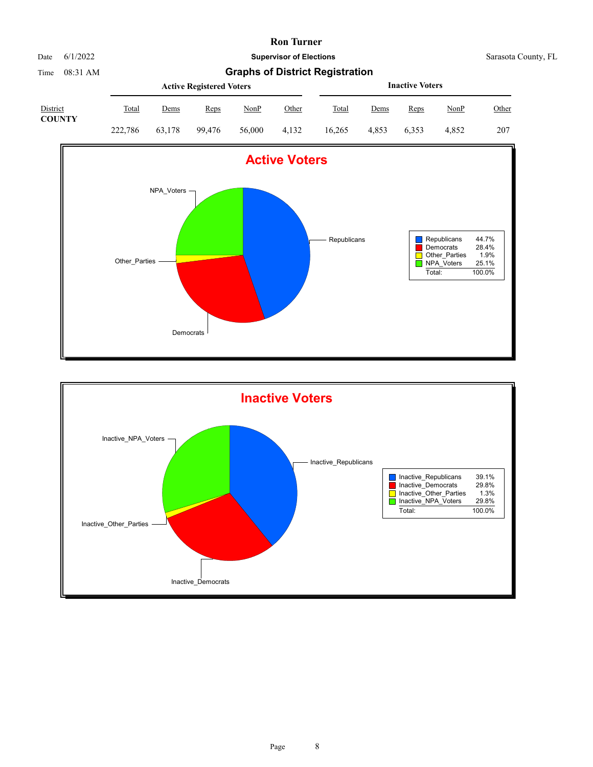# Ron Turner

Date 6/1/2022

**Supervisor of Elections**

Sarasota County, FL

Time 08:31 AM

## Graphs of District Registration

| District | Active Registered Voters | | | | | Inactive Voters | | | | |
|---|---|---|---|---|---|---|---|---|---|---|
| | Total | Dems | Reps | NonP | Other | Total | Dems | Reps | NonP | Other |
| **COUNTY** | 222,786 | 63,178 | 99,476 | 56,000 | 4,132 | 16,265 | 4,853 | 6,353 | 4,852 | 207 |

### Active Voters

| | |
|---|---|
| Republicans | 44.7% |
| Democrats | 28.4% |
| Other_Parties | 1.9% |
| NPA_Voters | 25.1% |
| Total: | 100.0% |

### Inactive Voters

| | |
|---|---|
| Inactive_Republicans | 39.1% |
| Inactive_Democrats | 29.8% |
| Inactive_Other_Parties | 1.3% |
| Inactive_NPA_Voters | 29.8% |
| Total: | 100.0% |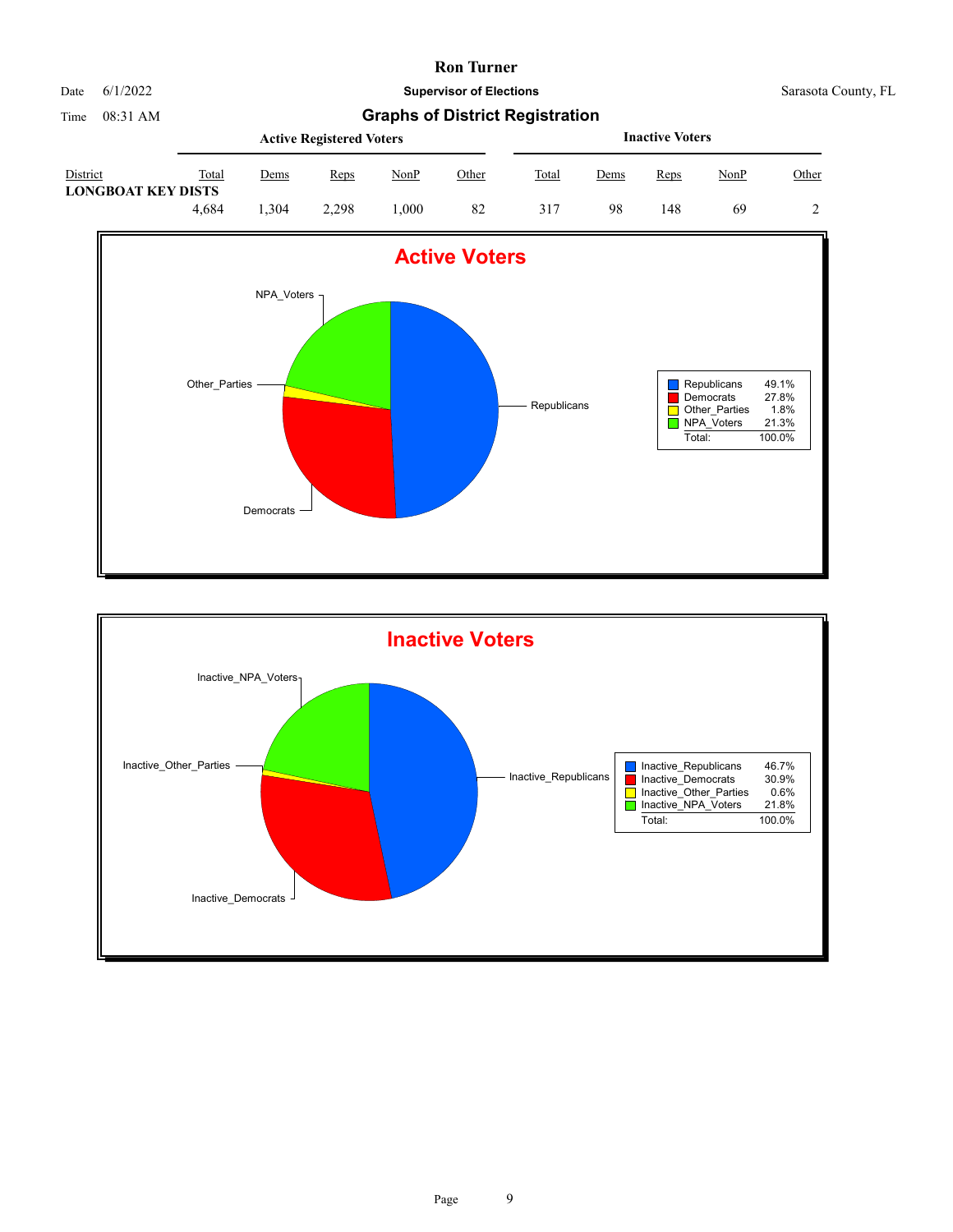# Ron Turner

Date 6/1/2022

**Supervisor of Elections**

Sarasota County, FL

Time 08:31 AM

## Graphs of District Registration

| District | Active Registered Voters | | | | | Inactive Voters | | | | |
|---|---|---|---|---|---|---|---|---|---|---|
| | Total | Dems | Reps | NonP | Other | Total | Dems | Reps | NonP | Other |
| **LONGBOAT KEY DISTS** | 4,684 | 1,304 | 2,298 | 1,000 | 82 | 317 | 98 | 148 | 69 | 2 |

### Active Voters

| | |
|---|---|
| Republicans | 49.1% |
| Democrats | 27.8% |
| Other_Parties | 1.8% |
| NPA_Voters | 21.3% |
| Total: | 100.0% |

### Inactive Voters

| | |
|---|---|
| Inactive_Republicans | 46.7% |
| Inactive_Democrats | 30.9% |
| Inactive_Other_Parties | 0.6% |
| Inactive_NPA_Voters | 21.8% |
| Total: | 100.0% |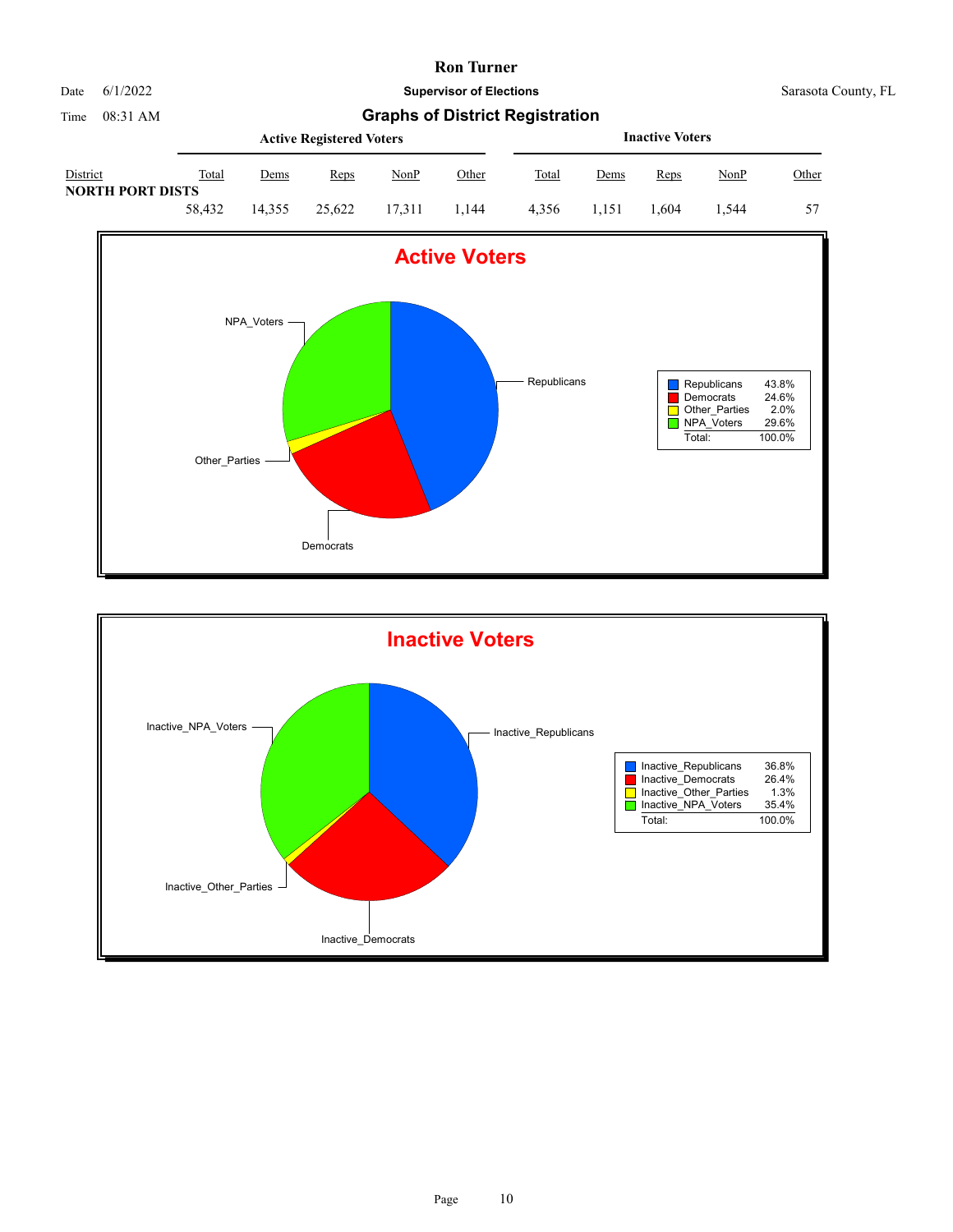# Ron Turner

Date 6/1/2022 | **Supervisor of Elections** | Sarasota County, FL

Time 08:31 AM

## Graphs of District Registration

| District | Active Registered Voters | | | | | Inactive Voters | | | | |
|---|---|---|---|---|---|---|---|---|---|---|
| | Total | Dems | Reps | NonP | Other | Total | Dems | Reps | NonP | Other |
| **NORTH PORT DISTS** | 58,432 | 14,355 | 25,622 | 17,311 | 1,144 | 4,356 | 1,151 | 1,604 | 1,544 | 57 |

### Active Voters

| | |
|---|---|
| Republicans | 43.8% |
| Democrats | 24.6% |
| Other_Parties | 2.0% |
| NPA_Voters | 29.6% |
| Total: | 100.0% |

### Inactive Voters

| | |
|---|---|
| Inactive_Republicans | 36.8% |
| Inactive_Democrats | 26.4% |
| Inactive_Other_Parties | 1.3% |
| Inactive_NPA_Voters | 35.4% |
| Total: | 100.0% |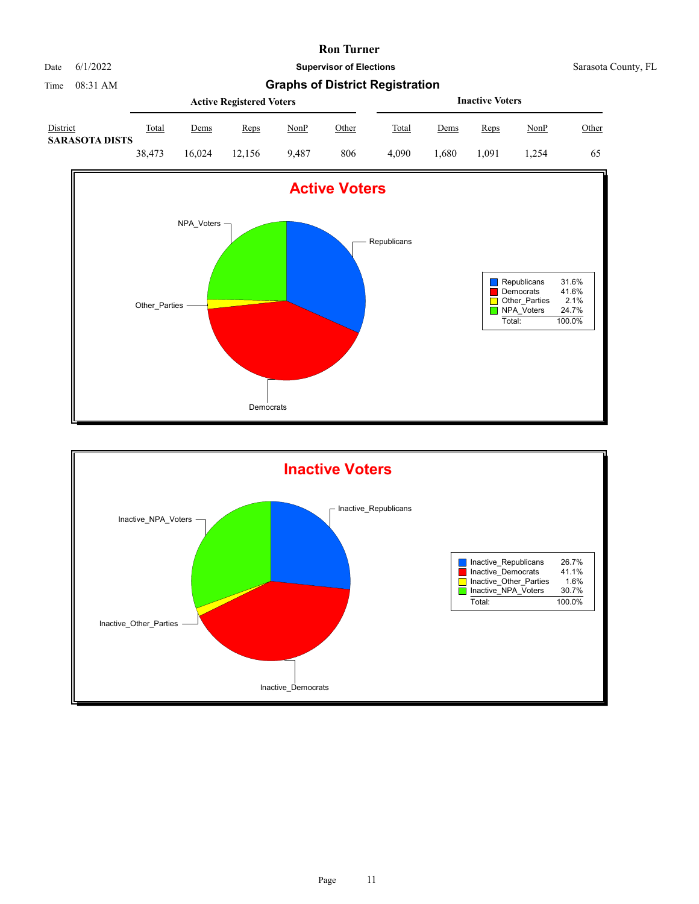# Ron Turner

**Supervisor of Elections**

Date 6/1/2022

Time 08:31 AM

Sarasota County, FL

## Graphs of District Registration

| District | Active Registered Voters | | | | | Inactive Voters | | | | |
|---|---|---|---|---|---|---|---|---|---|---|
| | Total | Dems | Reps | NonP | Other | Total | Dems | Reps | NonP | Other |
| **SARASOTA DISTS** | 38,473 | 16,024 | 12,156 | 9,487 | 806 | 4,090 | 1,680 | 1,091 | 1,254 | 65 |

### Active Voters

| | |
|---|---|
| Republicans | 31.6% |
| Democrats | 41.6% |
| Other_Parties | 2.1% |
| NPA_Voters | 24.7% |
| Total: | 100.0% |

### Inactive Voters

| | |
|---|---|
| Inactive_Republicans | 26.7% |
| Inactive_Democrats | 41.1% |
| Inactive_Other_Parties | 1.6% |
| Inactive_NPA_Voters | 30.7% |
| Total: | 100.0% |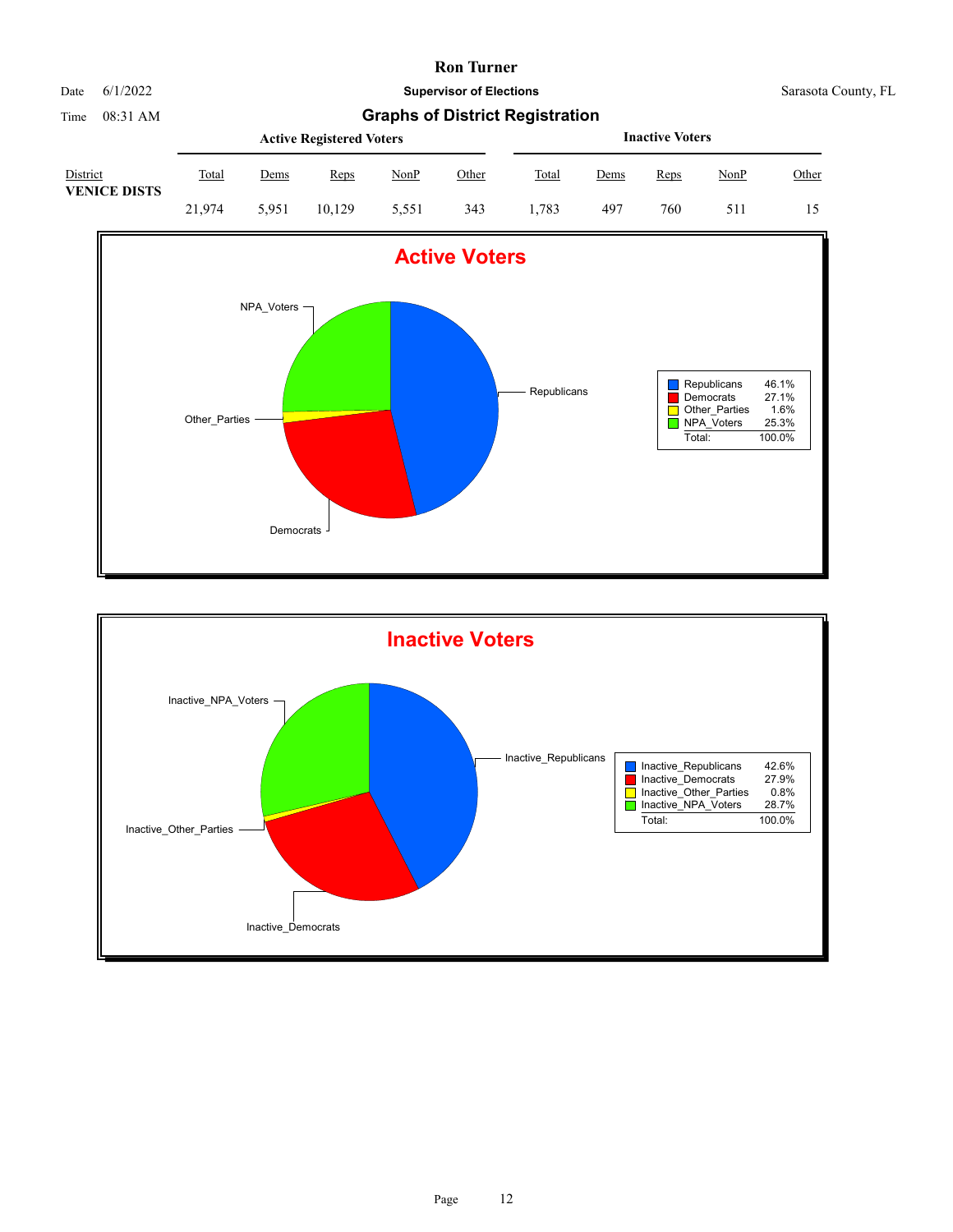# Ron Turner

**Supervisor of Elections**

Date 6/1/2022 | Sarasota County, FL

Time 08:31 AM

## Graphs of District Registration

| District | Active Registered Voters | | | | | Inactive Voters | | | | |
|---|---|---|---|---|---|---|---|---|---|---|
| | Total | Dems | Reps | NonP | Other | Total | Dems | Reps | NonP | Other |
| VENICE DISTS | 21,974 | 5,951 | 10,129 | 5,551 | 343 | 1,783 | 497 | 760 | 511 | 15 |

### Active Voters

| | |
|---|---|
| Republicans | 46.1% |
| Democrats | 27.1% |
| Other_Parties | 1.6% |
| NPA_Voters | 25.3% |
| Total: | 100.0% |

### Inactive Voters

| | |
|---|---|
| Inactive_Republicans | 42.6% |
| Inactive_Democrats | 27.9% |
| Inactive_Other_Parties | 0.8% |
| Inactive_NPA_Voters | 28.7% |
| Total: | 100.0% |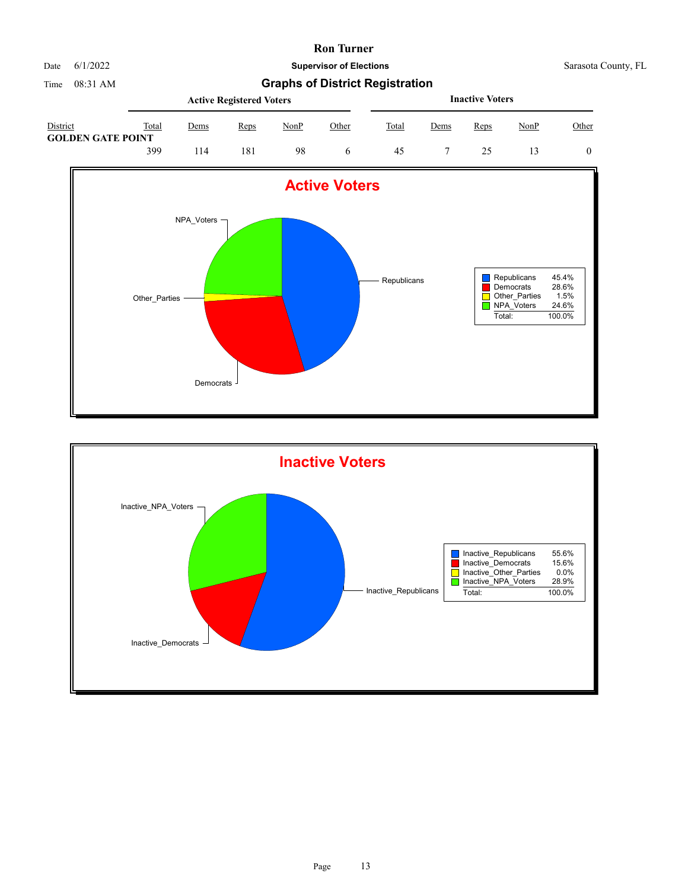# Ron Turner

Date 6/1/2022

Time 08:31 AM

**Supervisor of Elections**

Sarasota County, FL

## Graphs of District Registration

| District | Active Registered Voters | | | | | Inactive Voters | | | | |
|---|---|---|---|---|---|---|---|---|---|---|
| | Total | Dems | Reps | NonP | Other | Total | Dems | Reps | NonP | Other |
| **GOLDEN GATE POINT** | | | | | | | | | | |
| | 399 | 114 | 181 | 98 | 6 | 45 | 7 | 25 | 13 | 0 |

### Active Voters

| | |
|---|---|
| Republicans | 45.4% |
| Democrats | 28.6% |
| Other_Parties | 1.5% |
| NPA_Voters | 24.6% |
| Total: | 100.0% |

### Inactive Voters

| | |
|---|---|
| Inactive_Republicans | 55.6% |
| Inactive_Democrats | 15.6% |
| Inactive_Other_Parties | 0.0% |
| Inactive_NPA_Voters | 28.9% |
| Total: | 100.0% |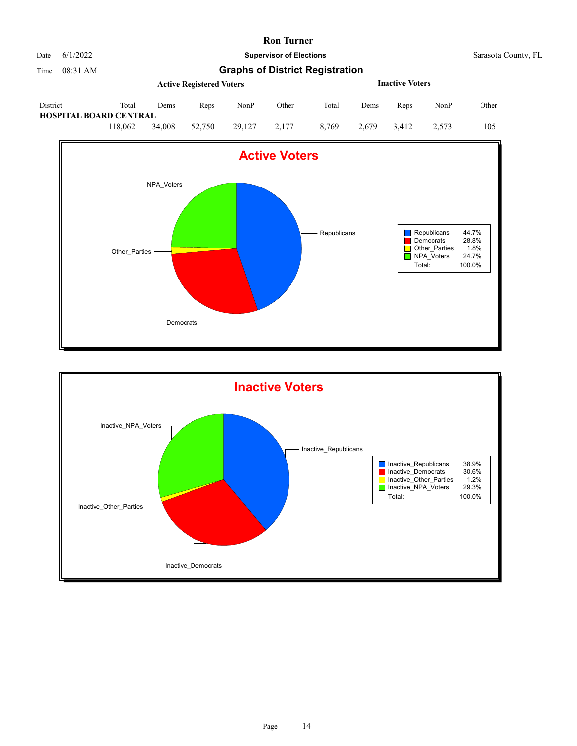# Ron Turner

Date 6/1/2022 **Supervisor of Elections** Sarasota County, FL

Time 08:31 AM

## Graphs of District Registration

| District | Active Registered Voters | | | | | Inactive Voters | | | | |
|---|---|---|---|---|---|---|---|---|---|---|
| | Total | Dems | Reps | NonP | Other | Total | Dems | Reps | NonP | Other |
| **HOSPITAL BOARD CENTRAL** | | | | | | | | | | |
| | 118,062 | 34,008 | 52,750 | 29,127 | 2,177 | 8,769 | 2,679 | 3,412 | 2,573 | 105 |

### Active Voters

| | |
|---|---|
| Republicans | 44.7% |
| Democrats | 28.8% |
| Other_Parties | 1.8% |
| NPA_Voters | 24.7% |
| Total: | 100.0% |

### Inactive Voters

| | |
|---|---|
| Inactive_Republicans | 38.9% |
| Inactive_Democrats | 30.6% |
| Inactive_Other_Parties | 1.2% |
| Inactive_NPA_Voters | 29.3% |
| Total: | 100.0% |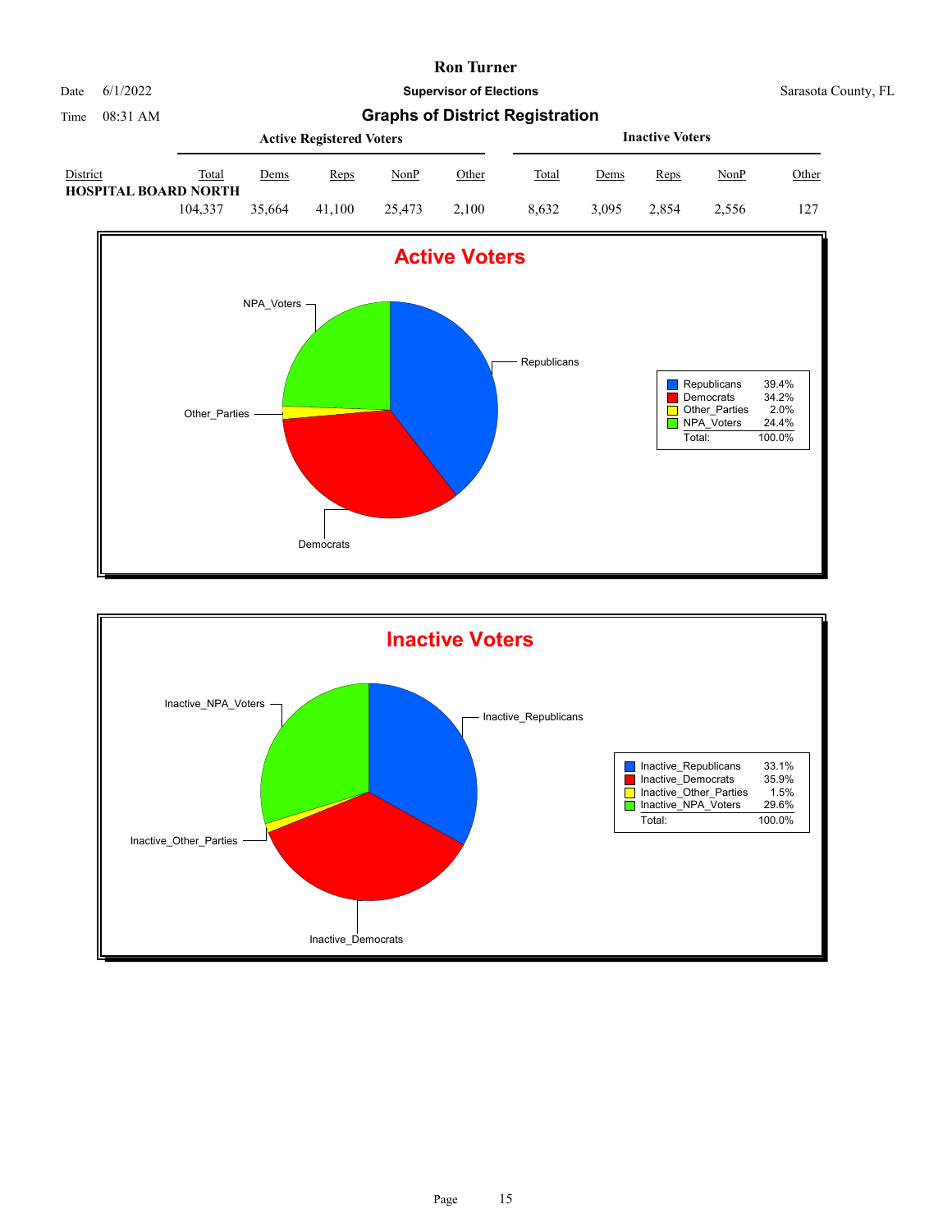# Ron Turner

**Supervisor of Elections**

Date 6/1/2022 Sarasota County, FL

Time 08:31 AM

## Graphs of District Registration

| District | Active Registered Voters | | | | | Inactive Voters | | | | |
|---|---|---|---|---|---|---|---|---|---|---|
| | Total | Dems | Reps | NonP | Other | Total | Dems | Reps | NonP | Other |
| **HOSPITAL BOARD NORTH** | 104,337 | 35,664 | 41,100 | 25,473 | 2,100 | 8,632 | 3,095 | 2,854 | 2,556 | 127 |

### Active Voters

| Party | Percent |
|---|---|
| Republicans | 39.4% |
| Democrats | 34.2% |
| Other_Parties | 2.0% |
| NPA_Voters | 24.4% |
| Total: | 100.0% |

### Inactive Voters

| Party | Percent |
|---|---|
| Inactive_Republicans | 33.1% |
| Inactive_Democrats | 35.9% |
| Inactive_Other_Parties | 1.5% |
| Inactive_NPA_Voters | 29.6% |
| Total: | 100.0% |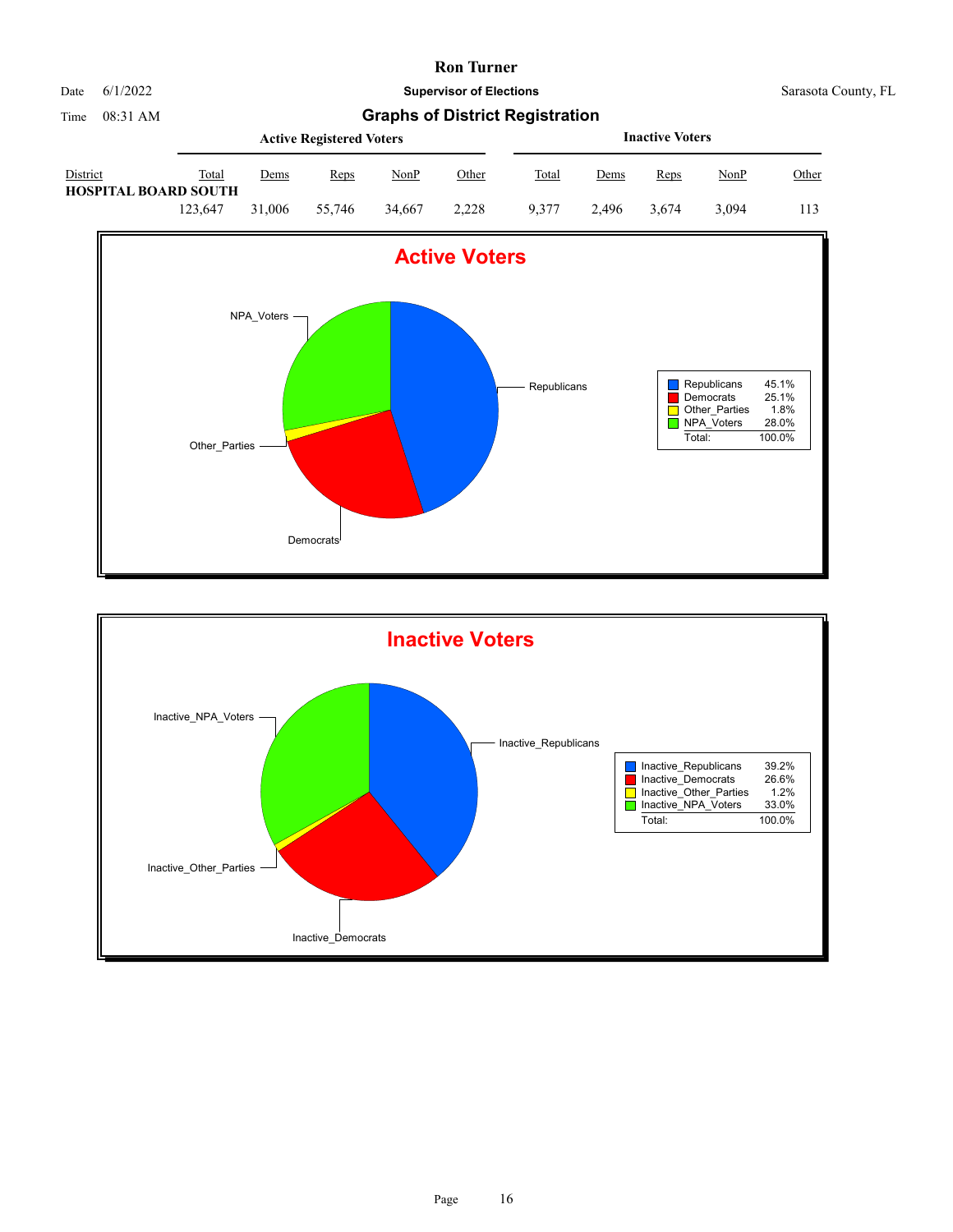# Ron Turner

Date 6/1/2022

Time 08:31 AM

**Supervisor of Elections**

Sarasota County, FL

## Graphs of District Registration

| District | Active Registered Voters | | | | | Inactive Voters | | | | |
|---|---|---|---|---|---|---|---|---|---|---|
| | Total | Dems | Reps | NonP | Other | Total | Dems | Reps | NonP | Other |
| **HOSPITAL BOARD SOUTH** | 123,647 | 31,006 | 55,746 | 34,667 | 2,228 | 9,377 | 2,496 | 3,674 | 3,094 | 113 |

### Active Voters

| | |
|---|---|
| Republicans | 45.1% |
| Democrats | 25.1% |
| Other_Parties | 1.8% |
| NPA_Voters | 28.0% |
| Total: | 100.0% |

### Inactive Voters

| | |
|---|---|
| Inactive_Republicans | 39.2% |
| Inactive_Democrats | 26.6% |
| Inactive_Other_Parties | 1.2% |
| Inactive_NPA_Voters | 33.0% |
| Total: | 100.0% |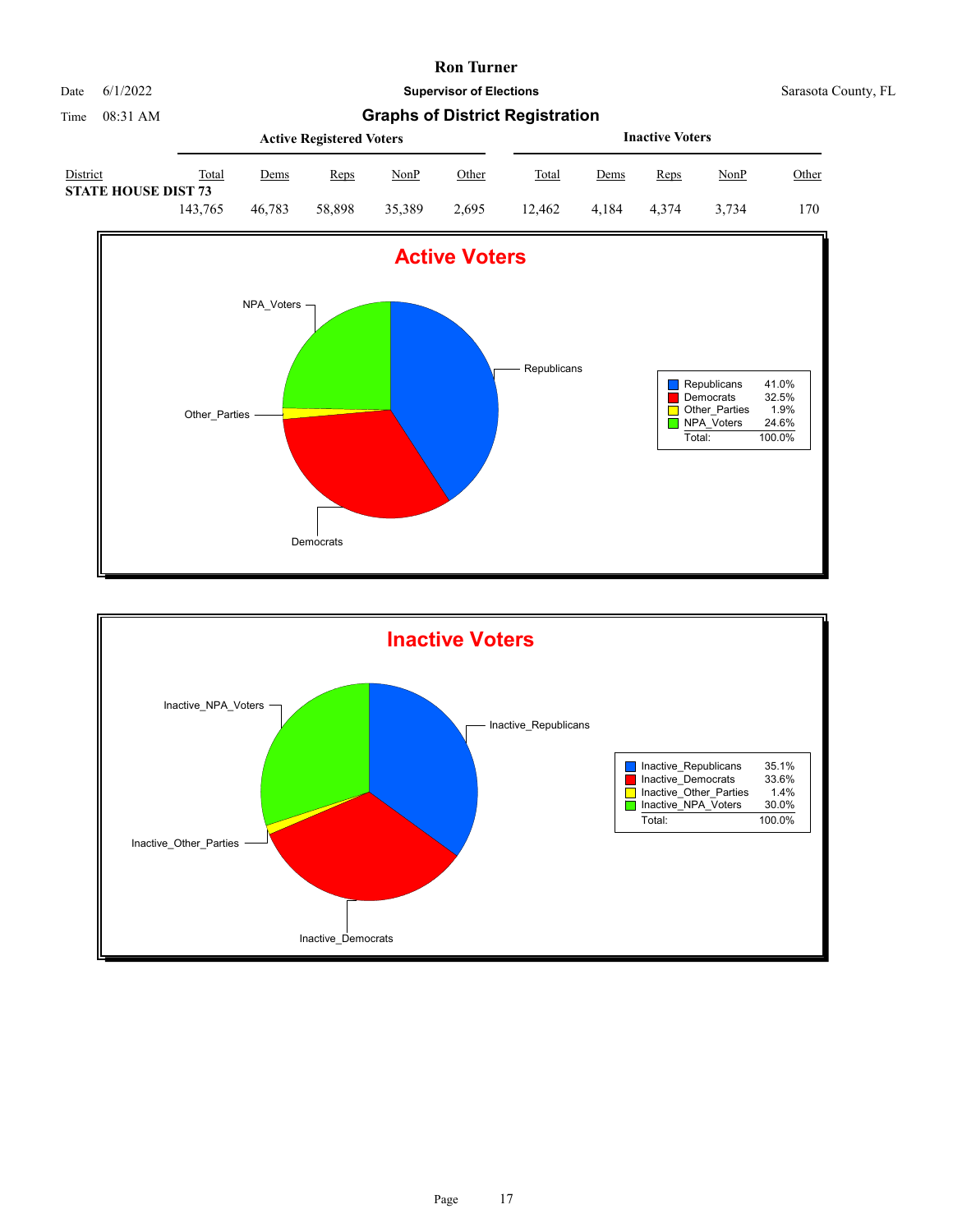# Ron Turner

Date 6/1/2022

Time 08:31 AM

**Supervisor of Elections**

Sarasota County, FL

## Graphs of District Registration

| District | Active Registered Voters | | | | | Inactive Voters | | | | |
|---|---|---|---|---|---|---|---|---|---|---|
| | Total | Dems | Reps | NonP | Other | Total | Dems | Reps | NonP | Other |
| **STATE HOUSE DIST 73** | 143,765 | 46,783 | 58,898 | 35,389 | 2,695 | 12,462 | 4,184 | 4,374 | 3,734 | 170 |

### Active Voters

| Party | Percent |
|---|---|
| Republicans | 41.0% |
| Democrats | 32.5% |
| Other_Parties | 1.9% |
| NPA_Voters | 24.6% |
| Total: | 100.0% |

### Inactive Voters

| Party | Percent |
|---|---|
| Inactive_Republicans | 35.1% |
| Inactive_Democrats | 33.6% |
| Inactive_Other_Parties | 1.4% |
| Inactive_NPA_Voters | 30.0% |
| Total: | 100.0% |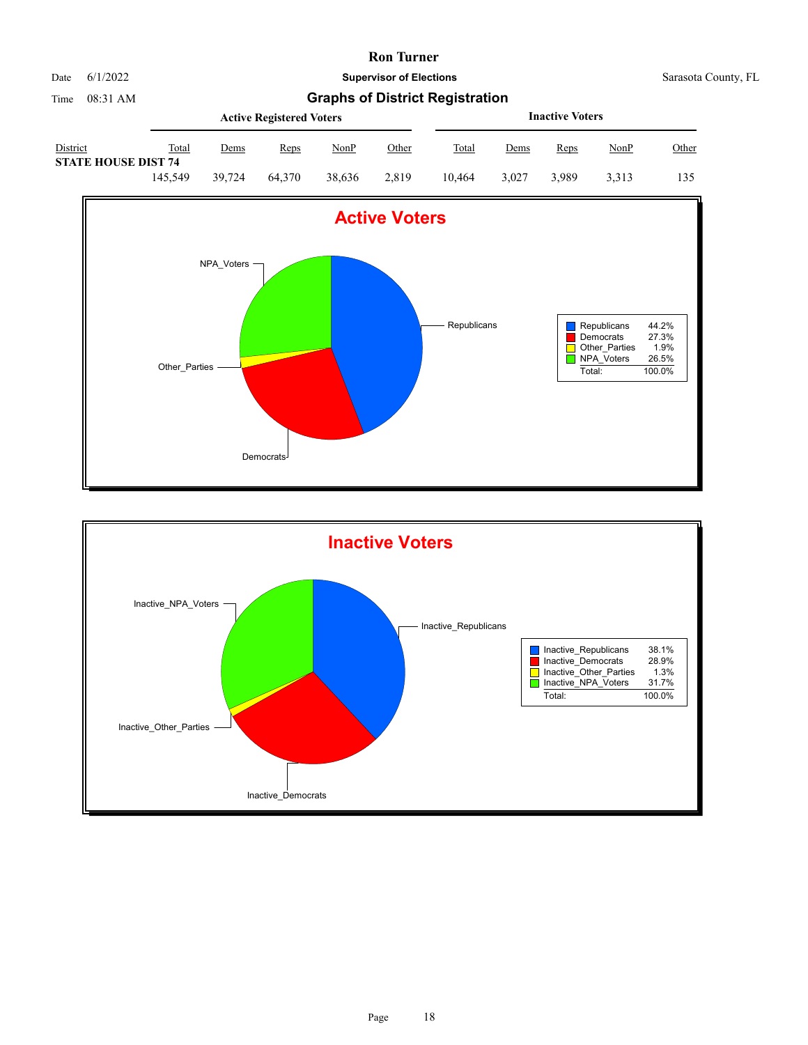**Ron Turner**

Date 6/1/2022 **Supervisor of Elections** Sarasota County, FL

Time 08:31 AM

## Graphs of District Registration

| District | Active Registered Voters | | | | | Inactive Voters | | | | |
|---|---|---|---|---|---|---|---|---|---|---|
| | Total | Dems | Reps | NonP | Other | Total | Dems | Reps | NonP | Other |
| **STATE HOUSE DIST 74** | 145,549 | 39,724 | 64,370 | 38,636 | 2,819 | 10,464 | 3,027 | 3,989 | 3,313 | 135 |

### Active Voters

| | |
|---|---|
| Republicans | 44.2% |
| Democrats | 27.3% |
| Other_Parties | 1.9% |
| NPA_Voters | 26.5% |
| Total: | 100.0% |

### Inactive Voters

| | |
|---|---|
| Inactive_Republicans | 38.1% |
| Inactive_Democrats | 28.9% |
| Inactive_Other_Parties | 1.3% |
| Inactive_NPA_Voters | 31.7% |
| Total: | 100.0% |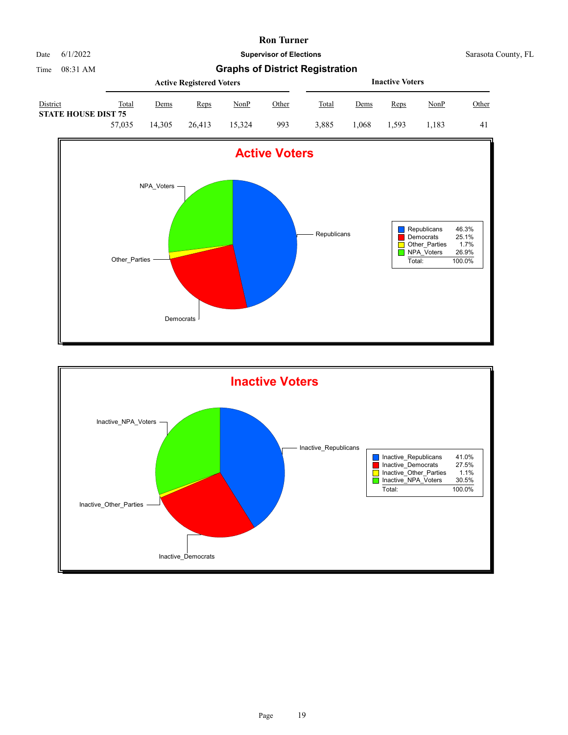# Ron Turner

Date 6/1/2022 **Supervisor of Elections** Sarasota County, FL

Time 08:31 AM

## Graphs of District Registration

| District | Active Registered Voters | | | | | Inactive Voters | | | | |
|---|---|---|---|---|---|---|---|---|---|---|
| | Total | Dems | Reps | NonP | Other | Total | Dems | Reps | NonP | Other |
| **STATE HOUSE DIST 75** | 57,035 | 14,305 | 26,413 | 15,324 | 993 | 3,885 | 1,068 | 1,593 | 1,183 | 41 |

### Active Voters

| | |
|---|---|
| Republicans | 46.3% |
| Democrats | 25.1% |
| Other_Parties | 1.7% |
| NPA_Voters | 26.9% |
| Total: | 100.0% |

### Inactive Voters

| | |
|---|---|
| Inactive_Republicans | 41.0% |
| Inactive_Democrats | 27.5% |
| Inactive_Other_Parties | 1.1% |
| Inactive_NPA_Voters | 30.5% |
| Total: | 100.0% |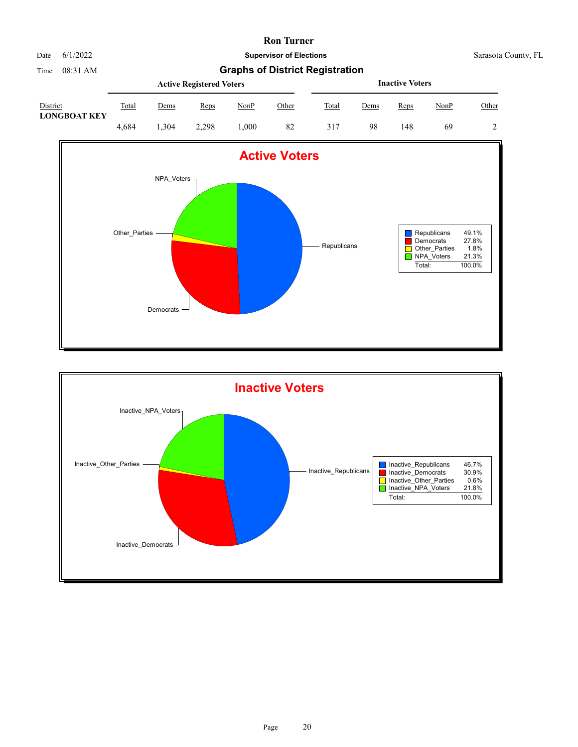# Ron Turner

Date 6/1/2022

Time 08:31 AM

**Supervisor of Elections**

Sarasota County, FL

## Graphs of District Registration

| District | Active Registered Voters | | | | | Inactive Voters | | | | |
|---|---|---|---|---|---|---|---|---|---|---|
| | Total | Dems | Reps | NonP | Other | Total | Dems | Reps | NonP | Other |
| **LONGBOAT KEY** | 4,684 | 1,304 | 2,298 | 1,000 | 82 | 317 | 98 | 148 | 69 | 2 |

### Active Voters

| | |
|---|---|
| Republicans | 49.1% |
| Democrats | 27.8% |
| Other_Parties | 1.8% |
| NPA_Voters | 21.3% |
| Total: | 100.0% |

### Inactive Voters

| | |
|---|---|
| Inactive_Republicans | 46.7% |
| Inactive_Democrats | 30.9% |
| Inactive_Other_Parties | 0.6% |
| Inactive_NPA_Voters | 21.8% |
| Total: | 100.0% |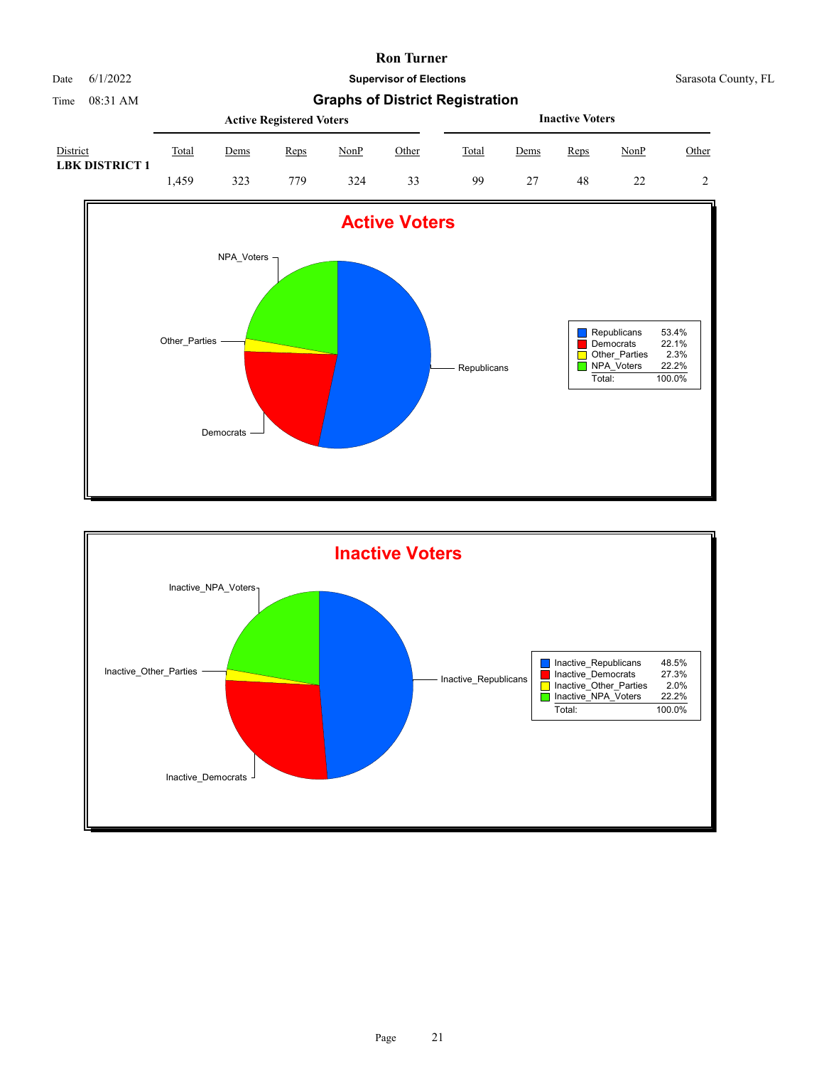# Ron Turner

**Supervisor of Elections**

Date 6/1/2022 — Sarasota County, FL

Time 08:31 AM

## Graphs of District Registration

| District | Active Registered Voters | | | | | Inactive Voters | | | | |
|---|---|---|---|---|---|---|---|---|---|---|
| | Total | Dems | Reps | NonP | Other | Total | Dems | Reps | NonP | Other |
| **LBK DISTRICT 1** | 1,459 | 323 | 779 | 324 | 33 | 99 | 27 | 48 | 22 | 2 |

### Active Voters

| | |
|---|---|
| Republicans | 53.4% |
| Democrats | 22.1% |
| Other_Parties | 2.3% |
| NPA_Voters | 22.2% |
| Total: | 100.0% |

### Inactive Voters

| | |
|---|---|
| Inactive_Republicans | 48.5% |
| Inactive_Democrats | 27.3% |
| Inactive_Other_Parties | 2.0% |
| Inactive_NPA_Voters | 22.2% |
| Total: | 100.0% |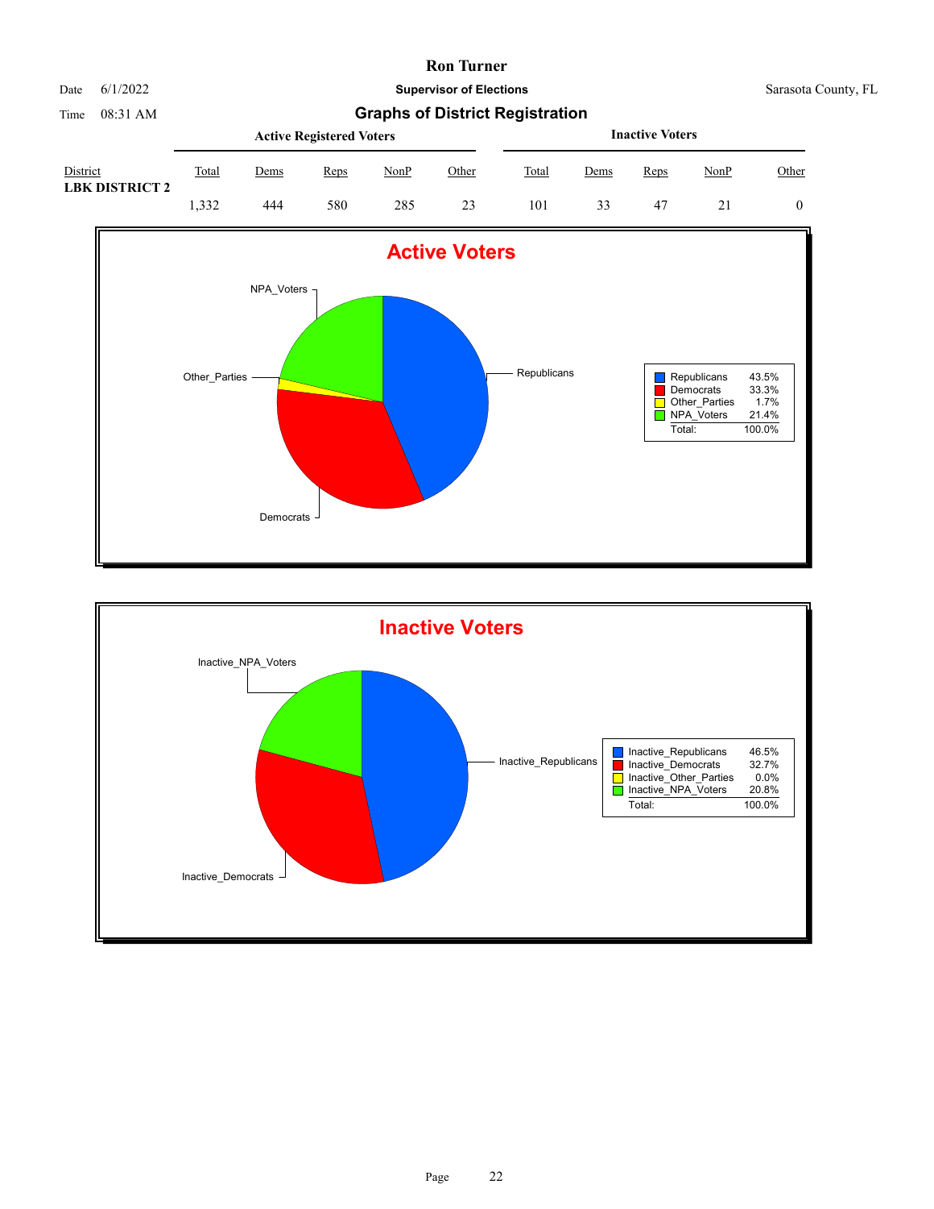# Ron Turner

Date 6/1/2022

Time 08:31 AM

**Supervisor of Elections**

Sarasota County, FL

## Graphs of District Registration

| District | Active Registered Voters | | | | | Inactive Voters | | | | |
|---|---|---|---|---|---|---|---|---|---|---|
| | Total | Dems | Reps | NonP | Other | Total | Dems | Reps | NonP | Other |
| LBK DISTRICT 2 | 1,332 | 444 | 580 | 285 | 23 | 101 | 33 | 47 | 21 | 0 |

### Active Voters

| | |
|---|---|
| Republicans | 43.5% |
| Democrats | 33.3% |
| Other_Parties | 1.7% |
| NPA_Voters | 21.4% |
| Total: | 100.0% |

### Inactive Voters

| | |
|---|---|
| Inactive_Republicans | 46.5% |
| Inactive_Democrats | 32.7% |
| Inactive_Other_Parties | 0.0% |
| Inactive_NPA_Voters | 20.8% |
| Total: | 100.0% |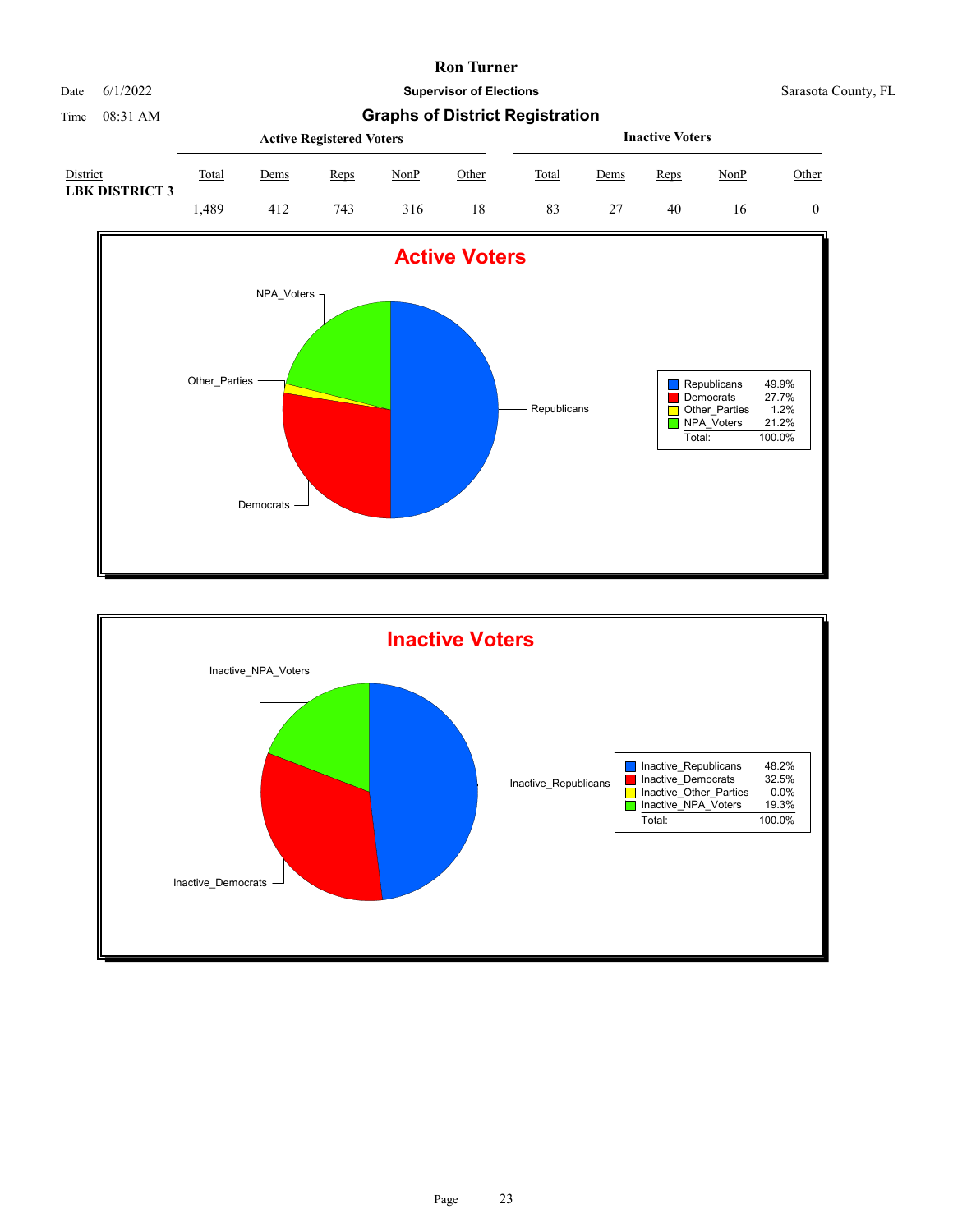# Ron Turner

Date 6/1/2022

Time 08:31 AM

**Supervisor of Elections**

Sarasota County, FL

## Graphs of District Registration

| District | Active Registered Voters | | | | | Inactive Voters | | | | |
|---|---|---|---|---|---|---|---|---|---|---|
| | Total | Dems | Reps | NonP | Other | Total | Dems | Reps | NonP | Other |
| **LBK DISTRICT 3** | 1,489 | 412 | 743 | 316 | 18 | 83 | 27 | 40 | 16 | 0 |

### Active Voters

| | |
|---|---|
| Republicans | 49.9% |
| Democrats | 27.7% |
| Other_Parties | 1.2% |
| NPA_Voters | 21.2% |
| Total: | 100.0% |

### Inactive Voters

| | |
|---|---|
| Inactive_Republicans | 48.2% |
| Inactive_Democrats | 32.5% |
| Inactive_Other_Parties | 0.0% |
| Inactive_NPA_Voters | 19.3% |
| Total: | 100.0% |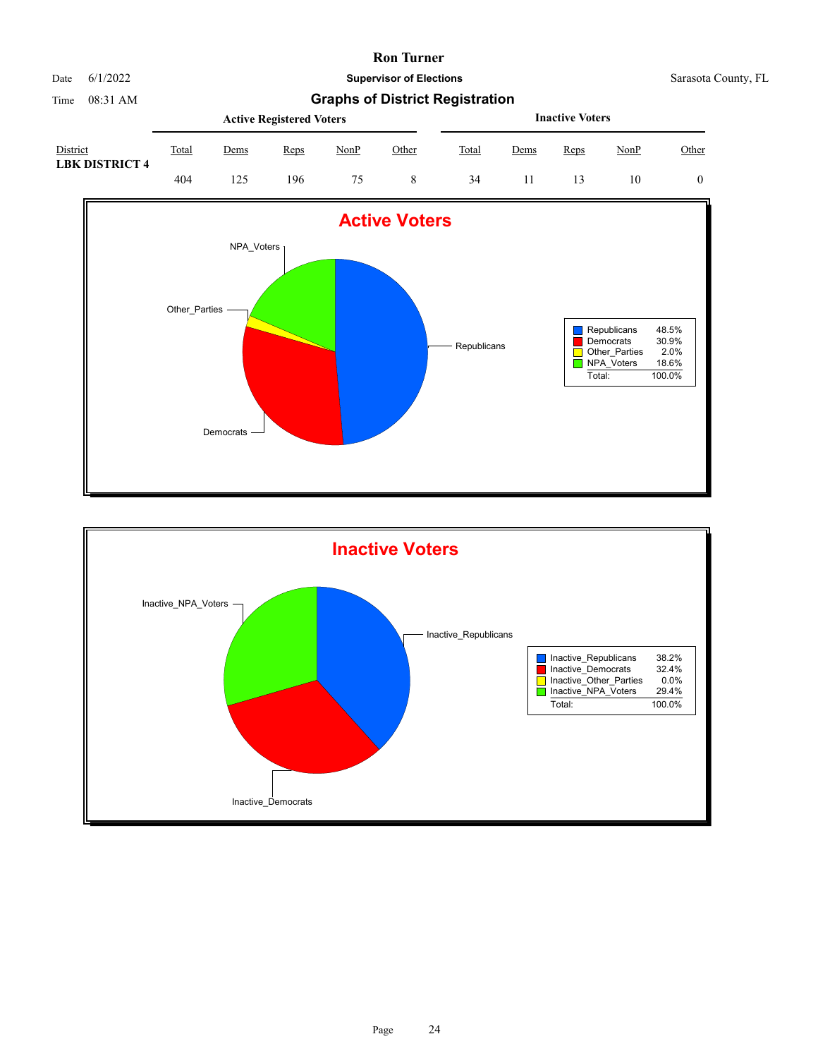# Ron Turner

Date 6/1/2022 **Supervisor of Elections** Sarasota County, FL

Time 08:31 AM

## Graphs of District Registration

| District | Active Registered Voters | | | | | Inactive Voters | | | | |
|---|---|---|---|---|---|---|---|---|---|---|
| | Total | Dems | Reps | NonP | Other | Total | Dems | Reps | NonP | Other |
| **LBK DISTRICT 4** | 404 | 125 | 196 | 75 | 8 | 34 | 11 | 13 | 10 | 0 |

### Active Voters

| | |
|---|---|
| Republicans | 48.5% |
| Democrats | 30.9% |
| Other_Parties | 2.0% |
| NPA_Voters | 18.6% |
| Total: | 100.0% |

### Inactive Voters

| | |
|---|---|
| Inactive_Republicans | 38.2% |
| Inactive_Democrats | 32.4% |
| Inactive_Other_Parties | 0.0% |
| Inactive_NPA_Voters | 29.4% |
| Total: | 100.0% |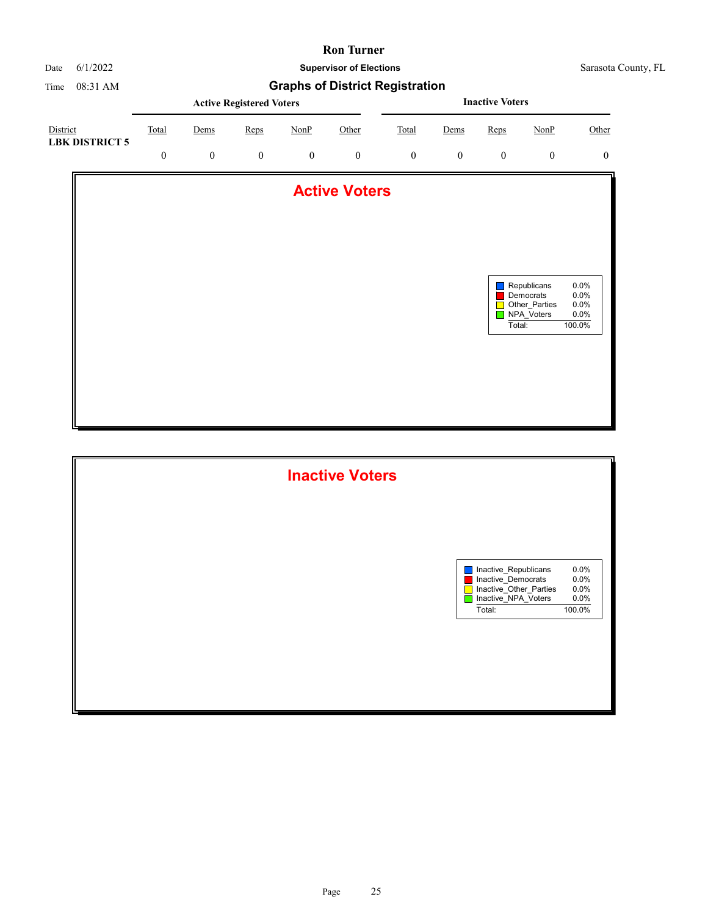# Ron Turner

**Supervisor of Elections**

Sarasota County, FL

Date 6/1/2022

Time 08:31 AM

## Graphs of District Registration

| District | Active Registered Voters | | | | | Inactive Voters | | | | |
|---|---|---|---|---|---|---|---|---|---|---|
| | Total | Dems | Reps | NonP | Other | Total | Dems | Reps | NonP | Other |
| **LBK DISTRICT 5** | 0 | 0 | 0 | 0 | 0 | 0 | 0 | 0 | 0 | 0 |

## Active Voters

| | |
|---|---|
| Republicans | 0.0% |
| Democrats | 0.0% |
| Other_Parties | 0.0% |
| NPA_Voters | 0.0% |
| Total: | 100.0% |

## Inactive Voters

| | |
|---|---|
| Inactive_Republicans | 0.0% |
| Inactive_Democrats | 0.0% |
| Inactive_Other_Parties | 0.0% |
| Inactive_NPA_Voters | 0.0% |
| Total: | 100.0% |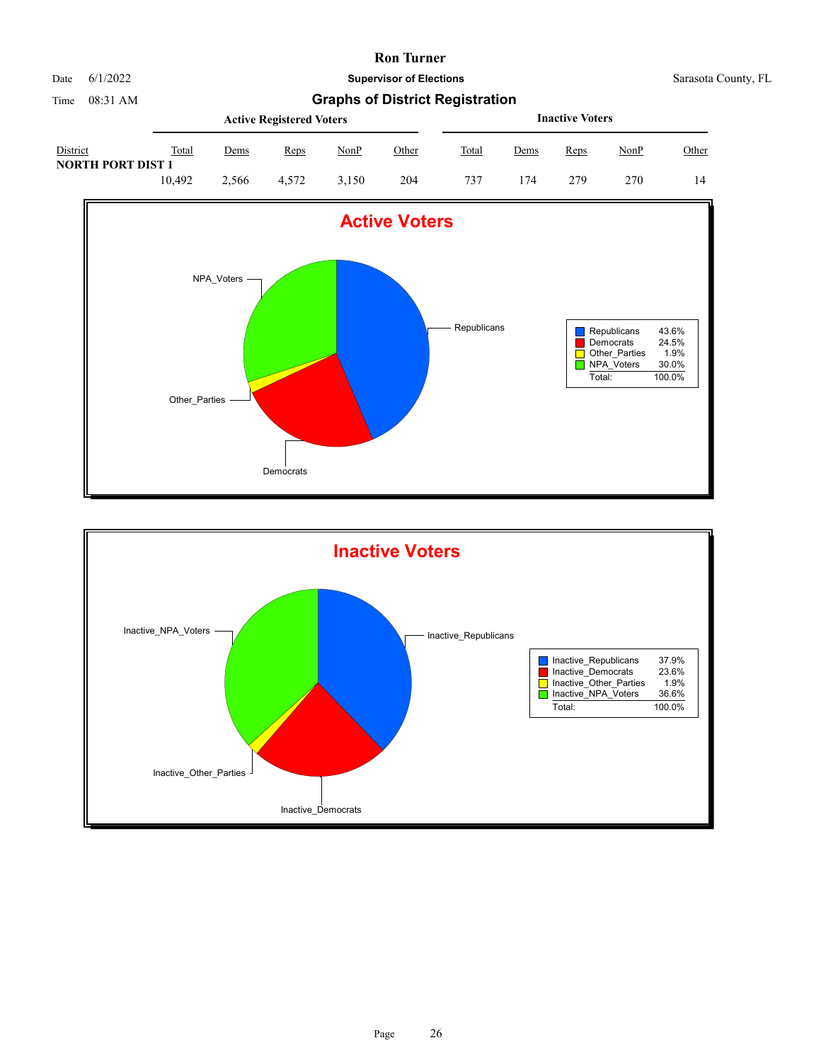# Ron Turner

**Supervisor of Elections**

Date 6/1/2022 — Sarasota County, FL

Time 08:31 AM

## Graphs of District Registration

| District | Active Registered Voters: Total | Dems | Reps | NonP | Other | Inactive Voters: Total | Dems | Reps | NonP | Other |
|---|---|---|---|---|---|---|---|---|---|---|
| NORTH PORT DIST 1 | 10,492 | 2,566 | 4,572 | 3,150 | 204 | 737 | 174 | 279 | 270 | 14 |

### Active Voters

| Party | Percent |
|---|---|
| Republicans | 43.6% |
| Democrats | 24.5% |
| Other_Parties | 1.9% |
| NPA_Voters | 30.0% |
| Total: | 100.0% |

### Inactive Voters

| Party | Percent |
|---|---|
| Inactive_Republicans | 37.9% |
| Inactive_Democrats | 23.6% |
| Inactive_Other_Parties | 1.9% |
| Inactive_NPA_Voters | 36.6% |
| Total: | 100.0% |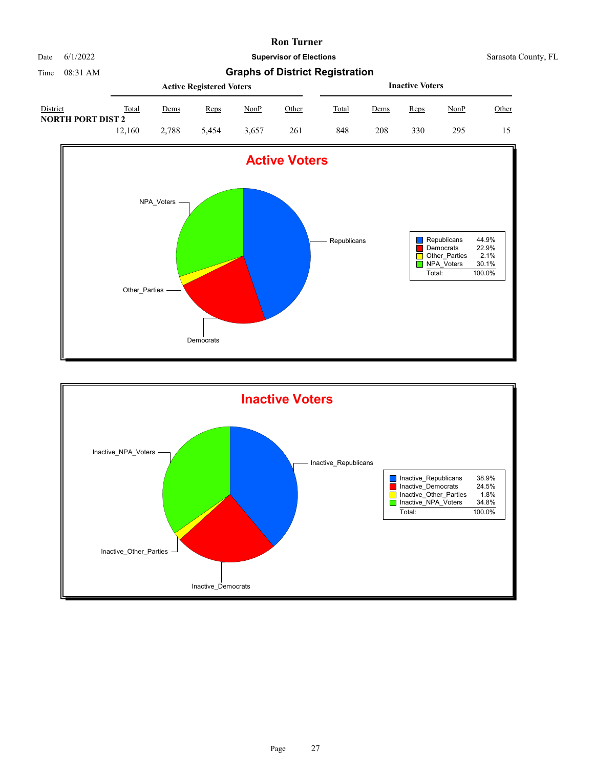# Ron Turner

Date 6/1/2022

**Supervisor of Elections**

Sarasota County, FL

Time 08:31 AM

## Graphs of District Registration

| District | Active Registered Voters | | | | | Inactive Voters | | | | |
|---|---|---|---|---|---|---|---|---|---|---|
| | Total | Dems | Reps | NonP | Other | Total | Dems | Reps | NonP | Other |
| **NORTH PORT DIST 2** | 12,160 | 2,788 | 5,454 | 3,657 | 261 | 848 | 208 | 330 | 295 | 15 |

## Active Voters

| | |
|---|---|
| Republicans | 44.9% |
| Democrats | 22.9% |
| Other_Parties | 2.1% |
| NPA_Voters | 30.1% |
| Total: | 100.0% |

## Inactive Voters

| | |
|---|---|
| Inactive_Republicans | 38.9% |
| Inactive_Democrats | 24.5% |
| Inactive_Other_Parties | 1.8% |
| Inactive_NPA_Voters | 34.8% |
| Total: | 100.0% |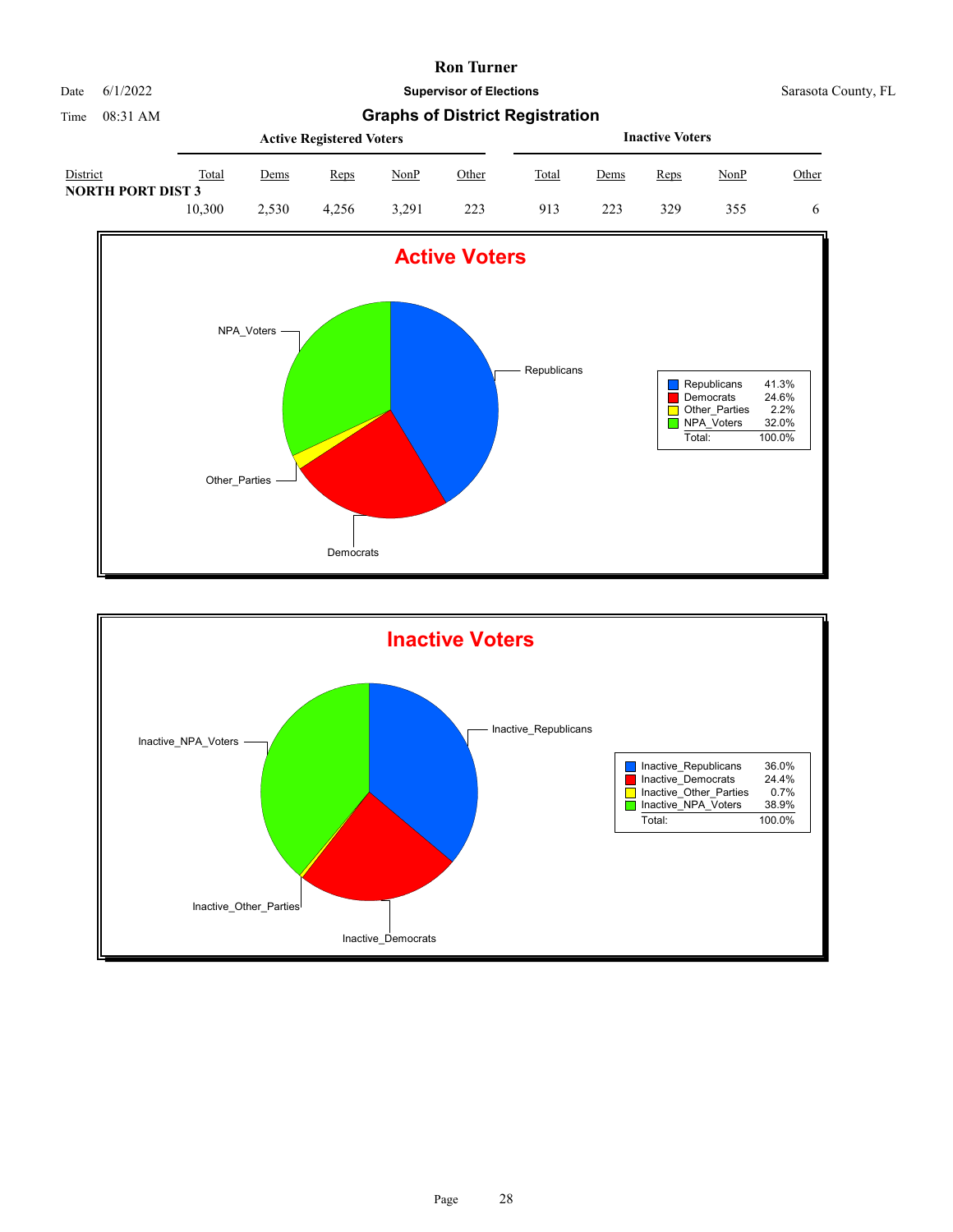# Ron Turner

**Supervisor of Elections**

Date 6/1/2022 Sarasota County, FL

Time 08:31 AM

## Graphs of District Registration

| District | Active Registered Voters | | | | | Inactive Voters | | | | |
|---|---|---|---|---|---|---|---|---|---|---|
| | Total | Dems | Reps | NonP | Other | Total | Dems | Reps | NonP | Other |
| **NORTH PORT DIST 3** | 10,300 | 2,530 | 4,256 | 3,291 | 223 | 913 | 223 | 329 | 355 | 6 |

### Active Voters

| | |
|---|---|
| Republicans | 41.3% |
| Democrats | 24.6% |
| Other_Parties | 2.2% |
| NPA_Voters | 32.0% |
| Total: | 100.0% |

### Inactive Voters

| | |
|---|---|
| Inactive_Republicans | 36.0% |
| Inactive_Democrats | 24.4% |
| Inactive_Other_Parties | 0.7% |
| Inactive_NPA_Voters | 38.9% |
| Total: | 100.0% |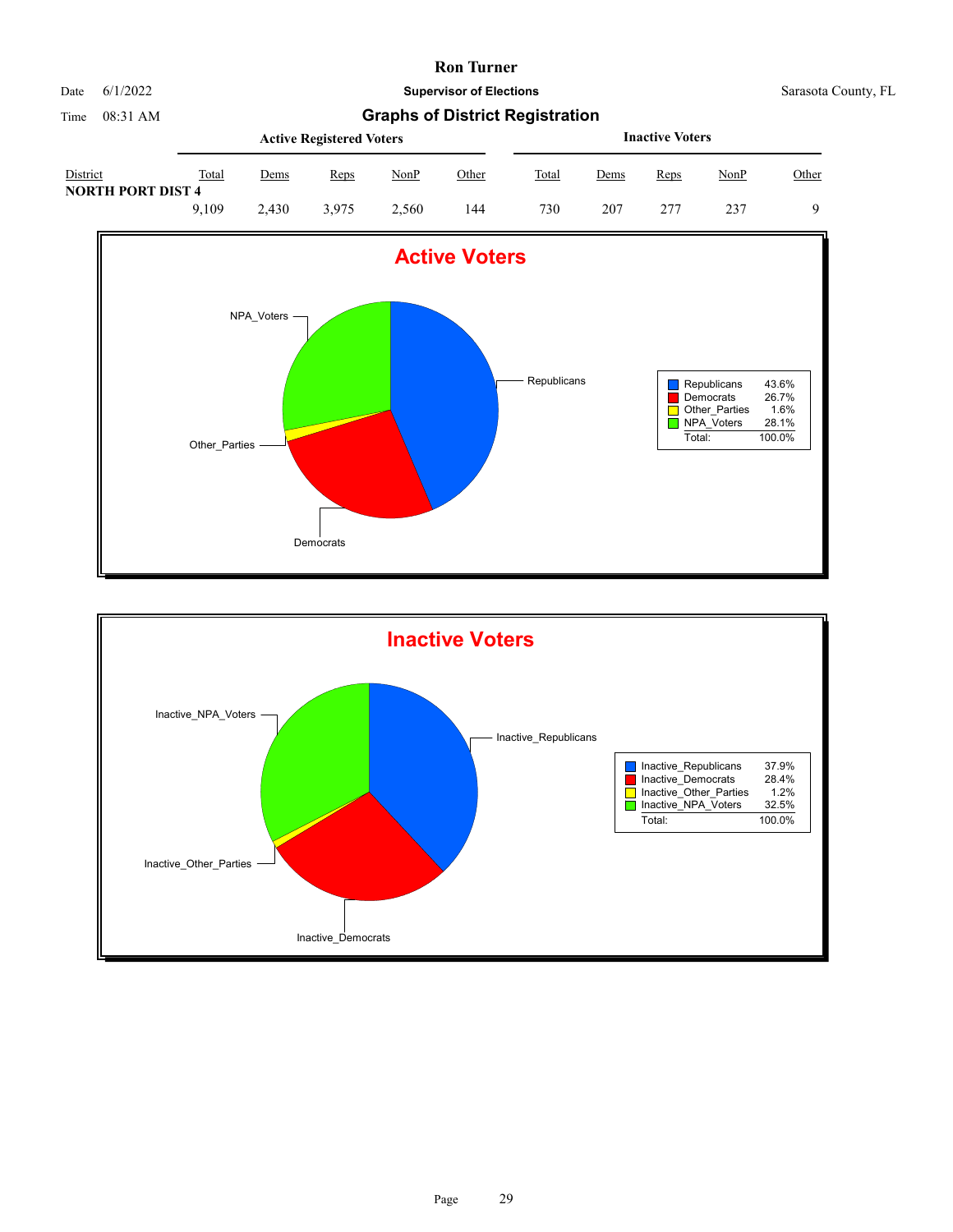# Ron Turner

Date 6/1/2022 — **Supervisor of Elections** — Sarasota County, FL

Time 08:31 AM

## Graphs of District Registration

| District | Active Registered Voters: Total | Dems | Reps | NonP | Other | Inactive Voters: Total | Dems | Reps | NonP | Other |
|---|---|---|---|---|---|---|---|---|---|---|
| **NORTH PORT DIST 4** | | | | | | | | | | |
| | 9,109 | 2,430 | 3,975 | 2,560 | 144 | 730 | 207 | 277 | 237 | 9 |

### Active Voters

| | |
|---|---|
| Republicans | 43.6% |
| Democrats | 26.7% |
| Other_Parties | 1.6% |
| NPA_Voters | 28.1% |
| Total: | 100.0% |

### Inactive Voters

| | |
|---|---|
| Inactive_Republicans | 37.9% |
| Inactive_Democrats | 28.4% |
| Inactive_Other_Parties | 1.2% |
| Inactive_NPA_Voters | 32.5% |
| Total: | 100.0% |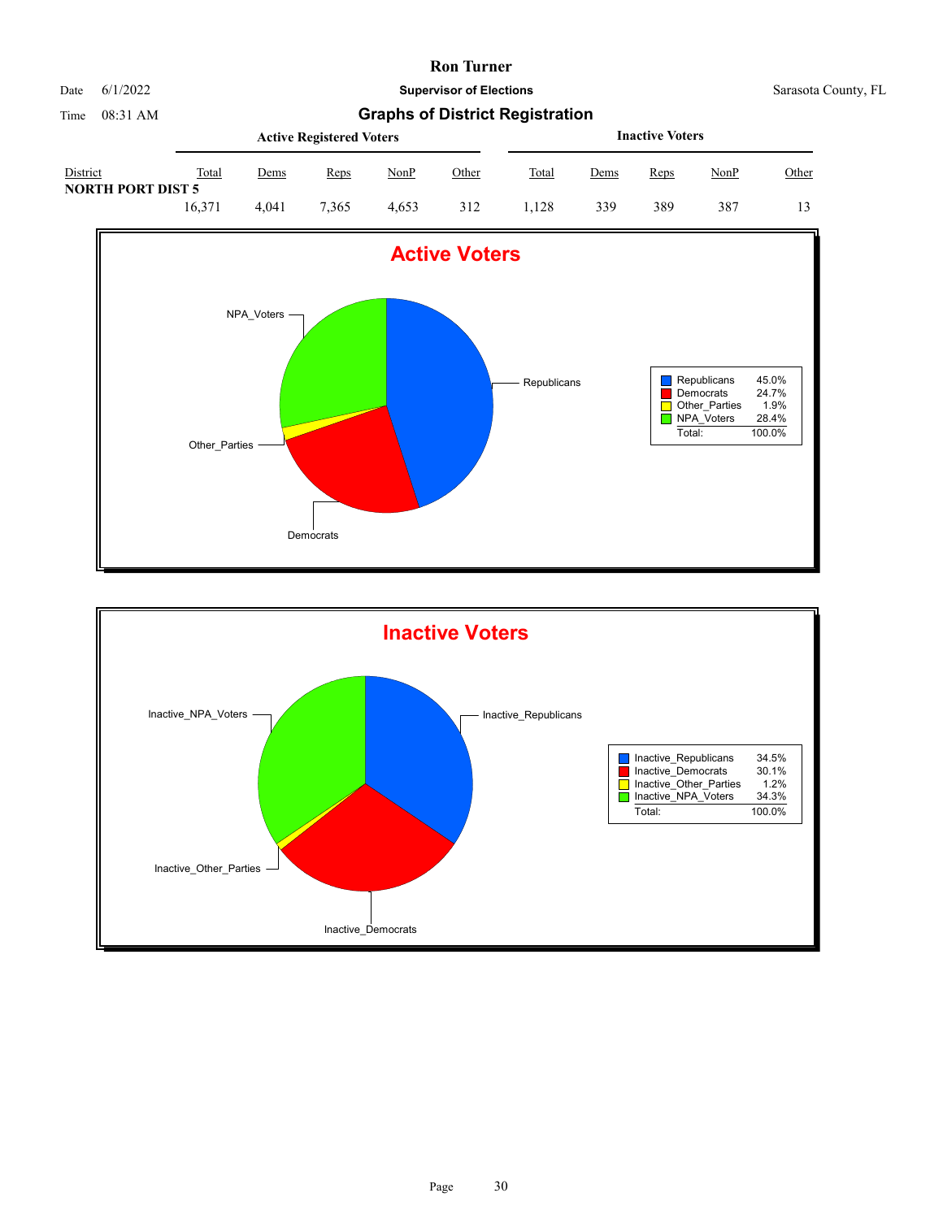# Ron Turner

**Supervisor of Elections**

Date 6/1/2022 Sarasota County, FL

Time 08:31 AM

## Graphs of District Registration

| District | Active Registered Voters | | | | | Inactive Voters | | | | |
|---|---|---|---|---|---|---|---|---|---|---|
| | Total | Dems | Reps | NonP | Other | Total | Dems | Reps | NonP | Other |
| **NORTH PORT DIST 5** | | | | | | | | | | |
| | 16,371 | 4,041 | 7,365 | 4,653 | 312 | 1,128 | 339 | 389 | 387 | 13 |

### Active Voters

| | |
|---|---|
| Republicans | 45.0% |
| Democrats | 24.7% |
| Other_Parties | 1.9% |
| NPA_Voters | 28.4% |
| Total: | 100.0% |

### Inactive Voters

| | |
|---|---|
| Inactive_Republicans | 34.5% |
| Inactive_Democrats | 30.1% |
| Inactive_Other_Parties | 1.2% |
| Inactive_NPA_Voters | 34.3% |
| Total: | 100.0% |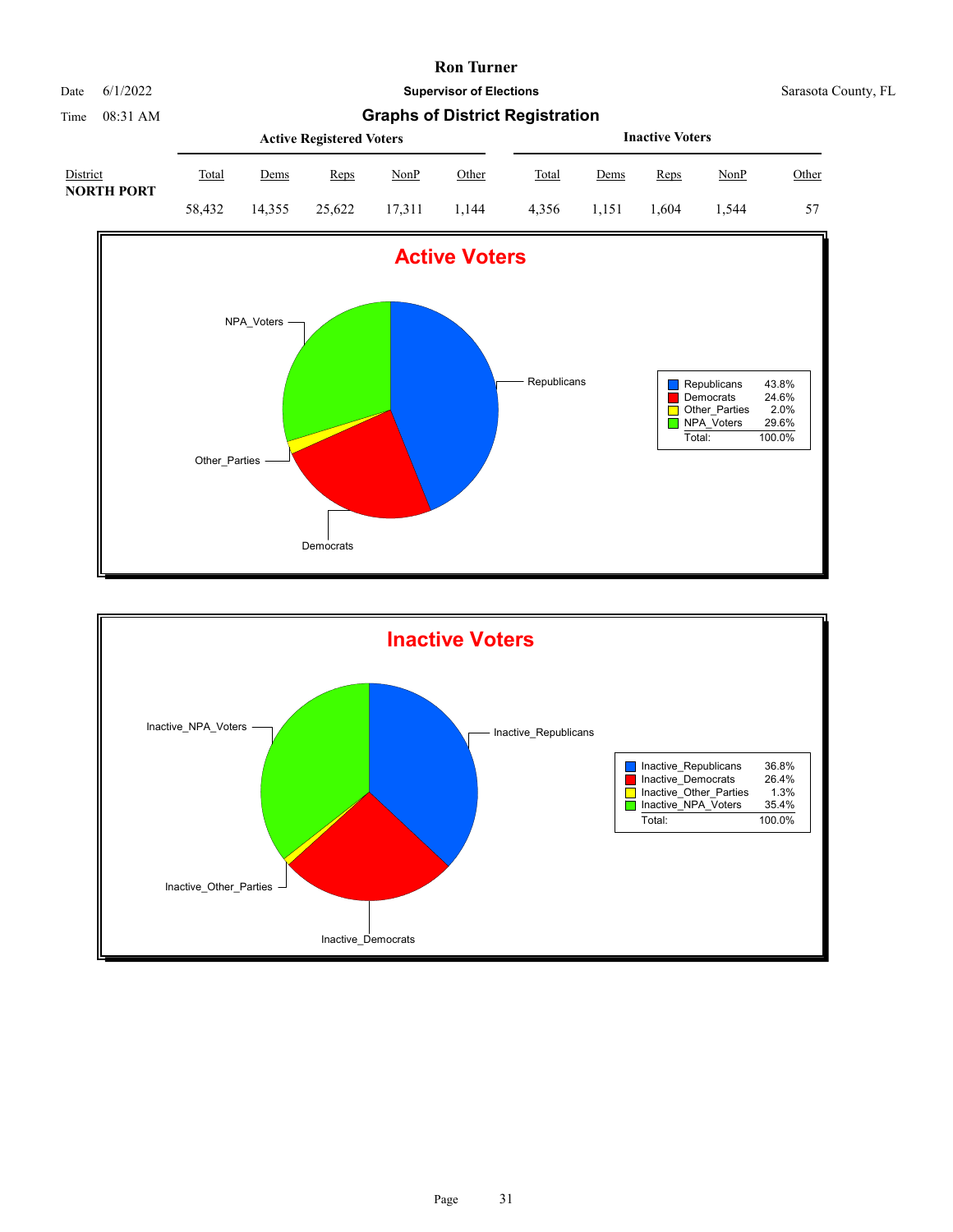# Ron Turner

Date 6/1/2022

Time 08:31 AM

**Supervisor of Elections**

Sarasota County, FL

## Graphs of District Registration

| District | Active Registered Voters | | | | | Inactive Voters | | | | |
|---|---|---|---|---|---|---|---|---|---|---|
| | Total | Dems | Reps | NonP | Other | Total | Dems | Reps | NonP | Other |
| NORTH PORT | 58,432 | 14,355 | 25,622 | 17,311 | 1,144 | 4,356 | 1,151 | 1,604 | 1,544 | 57 |

### Active Voters

| | |
|---|---|
| Republicans | 43.8% |
| Democrats | 24.6% |
| Other_Parties | 2.0% |
| NPA_Voters | 29.6% |
| Total: | 100.0% |

### Inactive Voters

| | |
|---|---|
| Inactive_Republicans | 36.8% |
| Inactive_Democrats | 26.4% |
| Inactive_Other_Parties | 1.3% |
| Inactive_NPA_Voters | 35.4% |
| Total: | 100.0% |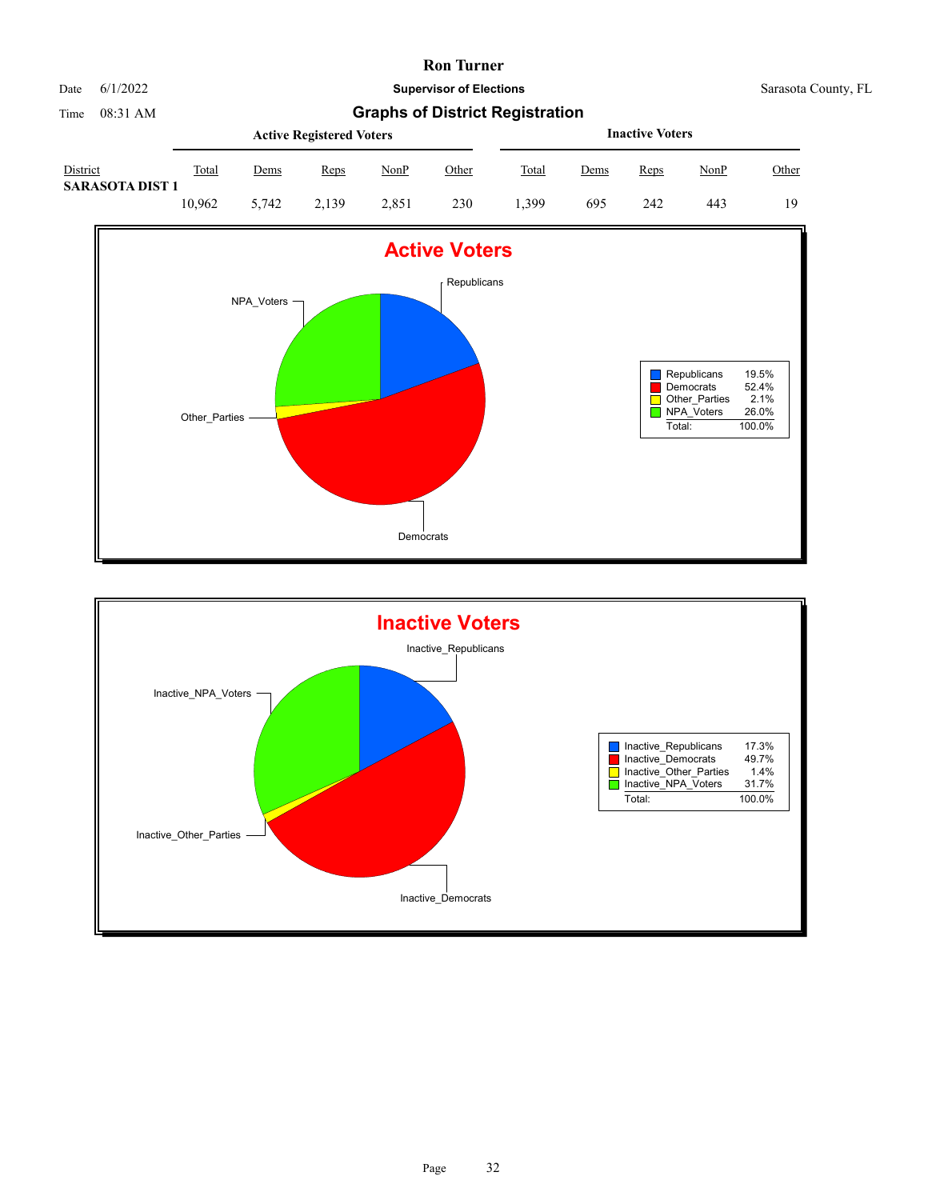# Ron Turner

Date 6/1/2022 | **Supervisor of Elections** | Sarasota County, FL

Time 08:31 AM

## Graphs of District Registration

| District | Active Registered Voters | | | | | Inactive Voters | | | | |
|---|---|---|---|---|---|---|---|---|---|---|
| | Total | Dems | Reps | NonP | Other | Total | Dems | Reps | NonP | Other |
| **SARASOTA DIST 1** | 10,962 | 5,742 | 2,139 | 2,851 | 230 | 1,399 | 695 | 242 | 443 | 19 |

### Active Voters

| | |
|---|---|
| Republicans | 19.5% |
| Democrats | 52.4% |
| Other_Parties | 2.1% |
| NPA_Voters | 26.0% |
| Total: | 100.0% |

### Inactive Voters

| | |
|---|---|
| Inactive_Republicans | 17.3% |
| Inactive_Democrats | 49.7% |
| Inactive_Other_Parties | 1.4% |
| Inactive_NPA_Voters | 31.7% |
| Total: | 100.0% |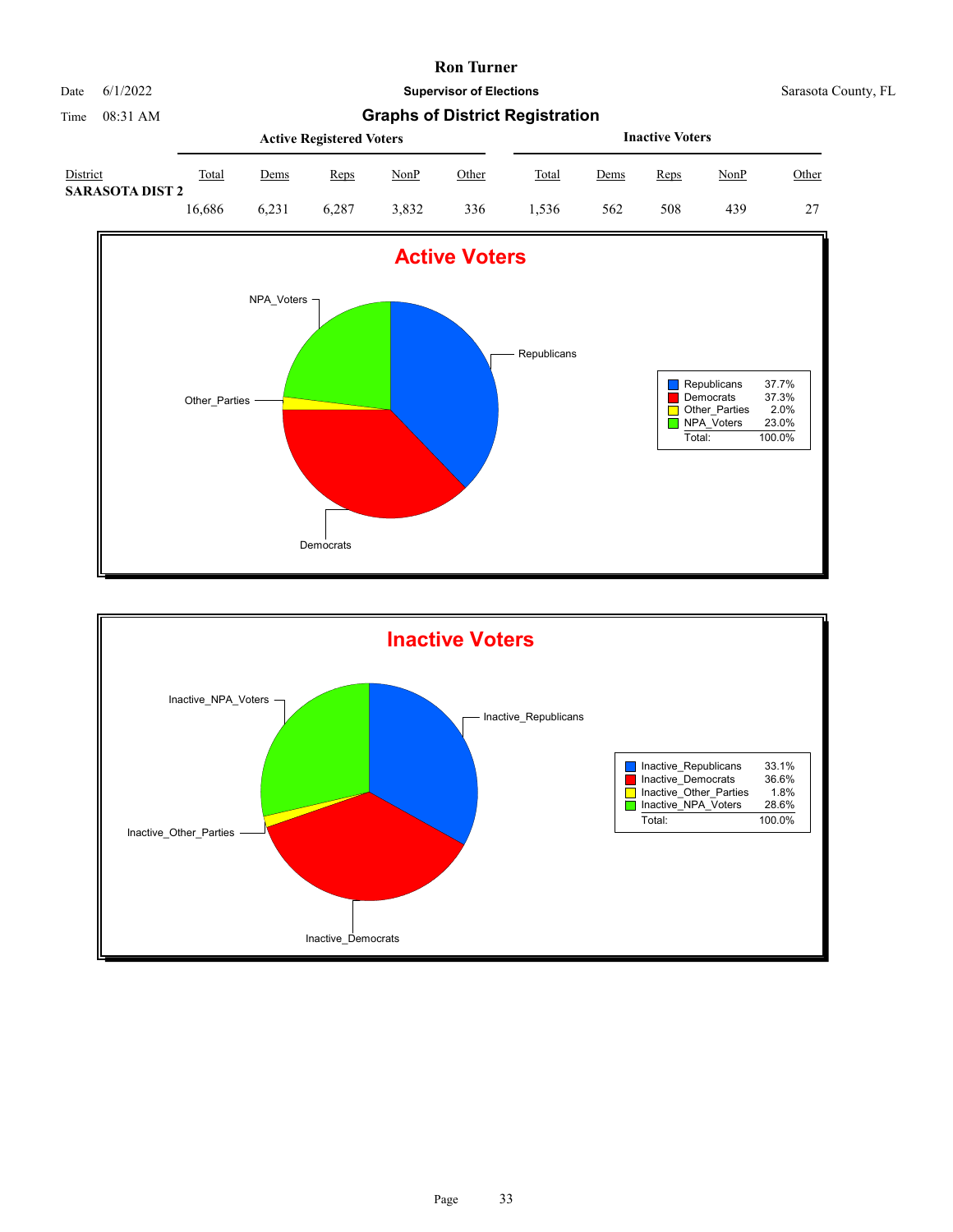# Ron Turner

Date 6/1/2022

Time 08:31 AM

**Supervisor of Elections**

Sarasota County, FL

## Graphs of District Registration

| District | Active Registered Voters | | | | | Inactive Voters | | | | |
|---|---|---|---|---|---|---|---|---|---|---|
| | Total | Dems | Reps | NonP | Other | Total | Dems | Reps | NonP | Other |
| **SARASOTA DIST 2** | 16,686 | 6,231 | 6,287 | 3,832 | 336 | 1,536 | 562 | 508 | 439 | 27 |

### Active Voters

| | |
|---|---|
| Republicans | 37.7% |
| Democrats | 37.3% |
| Other_Parties | 2.0% |
| NPA_Voters | 23.0% |
| Total: | 100.0% |

### Inactive Voters

| | |
|---|---|
| Inactive_Republicans | 33.1% |
| Inactive_Democrats | 36.6% |
| Inactive_Other_Parties | 1.8% |
| Inactive_NPA_Voters | 28.6% |
| Total: | 100.0% |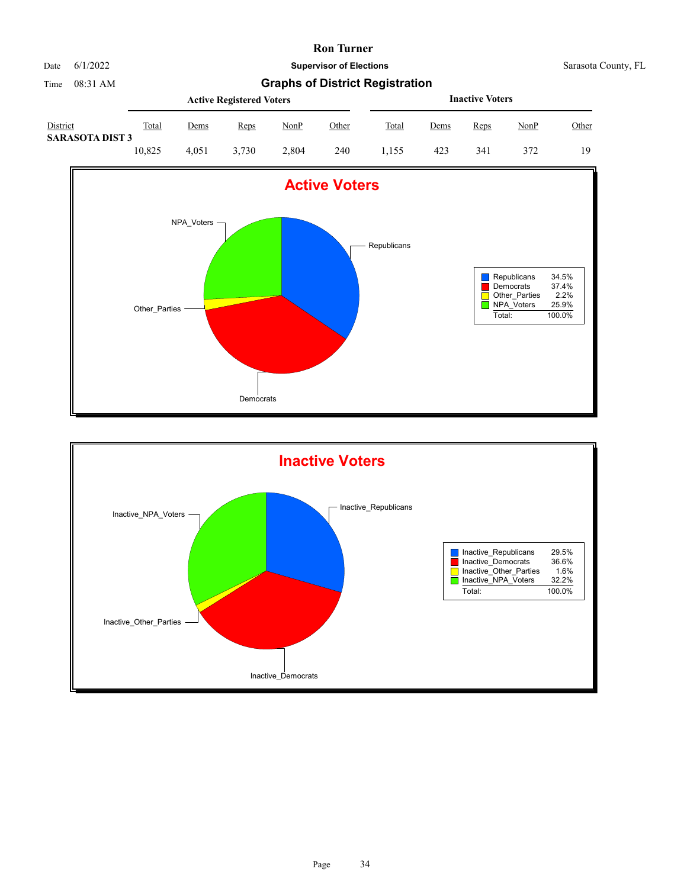# Ron Turner

Date 6/1/2022 | **Supervisor of Elections** | Sarasota County, FL

Time 08:31 AM

## Graphs of District Registration

| District | Active Registered Voters | | | | | Inactive Voters | | | | |
|---|---|---|---|---|---|---|---|---|---|---|
| | Total | Dems | Reps | NonP | Other | Total | Dems | Reps | NonP | Other |
| **SARASOTA DIST 3** | 10,825 | 4,051 | 3,730 | 2,804 | 240 | 1,155 | 423 | 341 | 372 | 19 |

### Active Voters

| | |
|---|---|
| Republicans | 34.5% |
| Democrats | 37.4% |
| Other_Parties | 2.2% |
| NPA_Voters | 25.9% |
| Total: | 100.0% |

### Inactive Voters

| | |
|---|---|
| Inactive_Republicans | 29.5% |
| Inactive_Democrats | 36.6% |
| Inactive_Other_Parties | 1.6% |
| Inactive_NPA_Voters | 32.2% |
| Total: | 100.0% |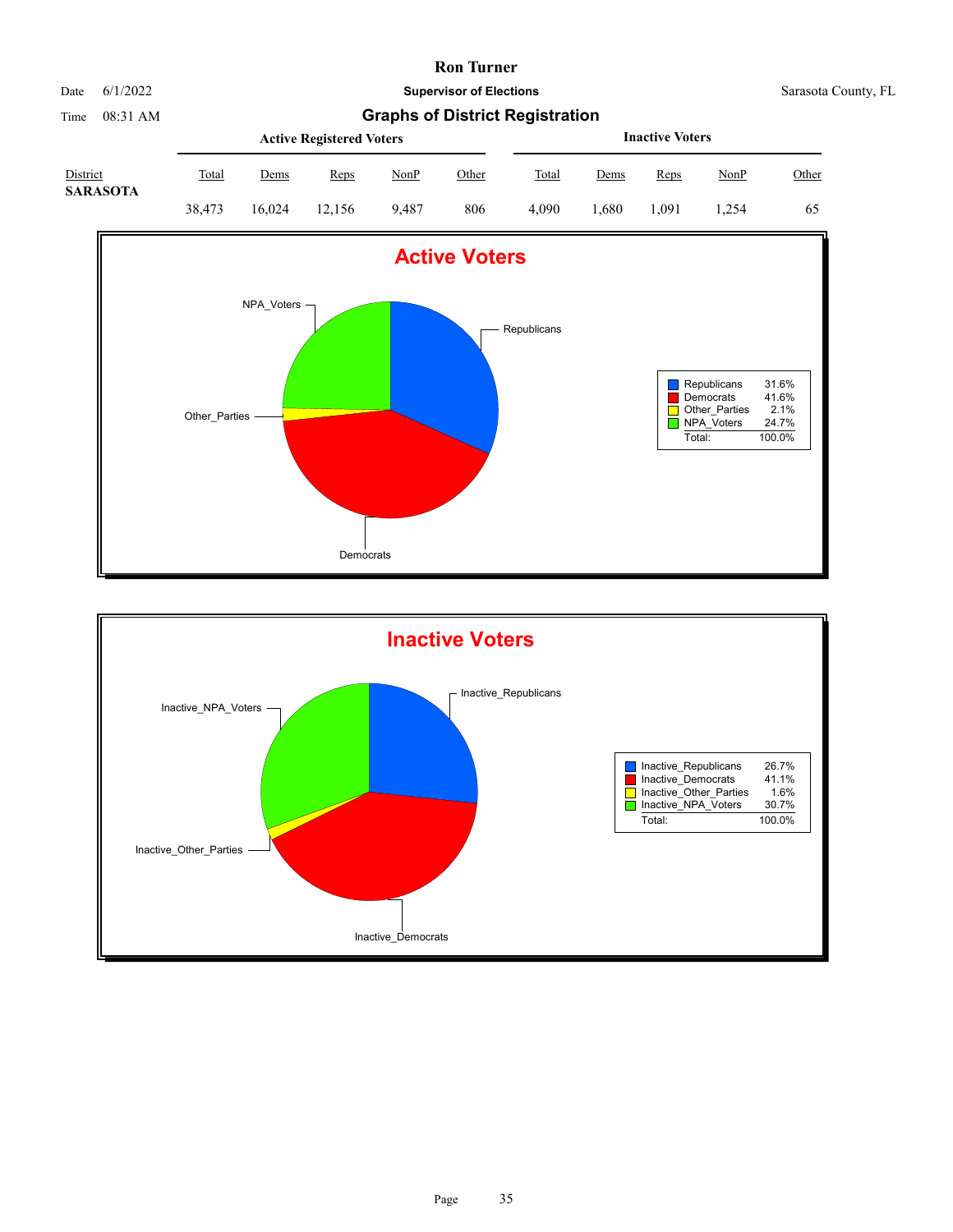# Ron Turner

**Supervisor of Elections**

Date 6/1/2022

Time 08:31 AM

Sarasota County, FL

## Graphs of District Registration

| District | Active Registered Voters | | | | | Inactive Voters | | | | |
|---|---|---|---|---|---|---|---|---|---|---|
| | Total | Dems | Reps | NonP | Other | Total | Dems | Reps | NonP | Other |
| **SARASOTA** | 38,473 | 16,024 | 12,156 | 9,487 | 806 | 4,090 | 1,680 | 1,091 | 1,254 | 65 |

### Active Voters

| | |
|---|---|
| Republicans | 31.6% |
| Democrats | 41.6% |
| Other_Parties | 2.1% |
| NPA_Voters | 24.7% |
| Total: | 100.0% |

### Inactive Voters

| | |
|---|---|
| Inactive_Republicans | 26.7% |
| Inactive_Democrats | 41.1% |
| Inactive_Other_Parties | 1.6% |
| Inactive_NPA_Voters | 30.7% |
| Total: | 100.0% |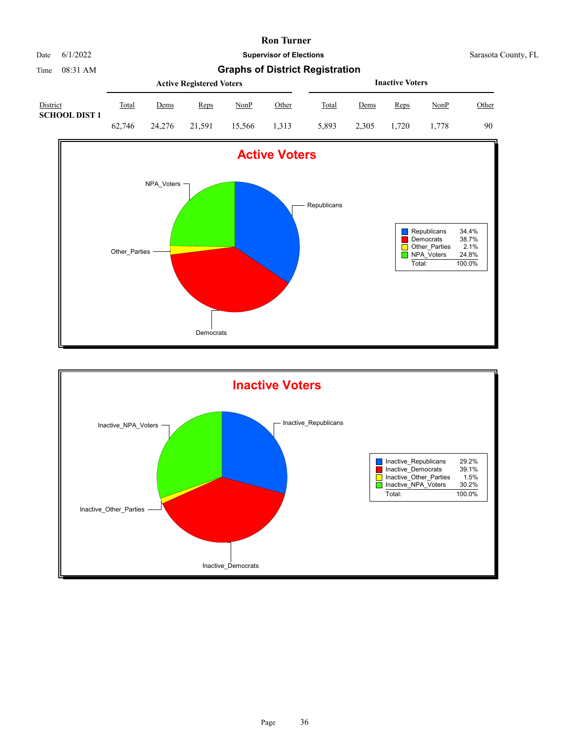# Ron Turner

Date 6/1/2022

Time 08:31 AM

**Supervisor of Elections**

Sarasota County, FL

## Graphs of District Registration

| District | Active Registered Voters | | | | | Inactive Voters | | | | |
|---|---|---|---|---|---|---|---|---|---|---|
| | Total | Dems | Reps | NonP | Other | Total | Dems | Reps | NonP | Other |
| SCHOOL DIST 1 | 62,746 | 24,276 | 21,591 | 15,566 | 1,313 | 5,893 | 2,305 | 1,720 | 1,778 | 90 |

### Active Voters

| | |
|---|---|
| Republicans | 34.4% |
| Democrats | 38.7% |
| Other_Parties | 2.1% |
| NPA_Voters | 24.8% |
| Total: | 100.0% |

### Inactive Voters

| | |
|---|---|
| Inactive_Republicans | 29.2% |
| Inactive_Democrats | 39.1% |
| Inactive_Other_Parties | 1.5% |
| Inactive_NPA_Voters | 30.2% |
| Total: | 100.0% |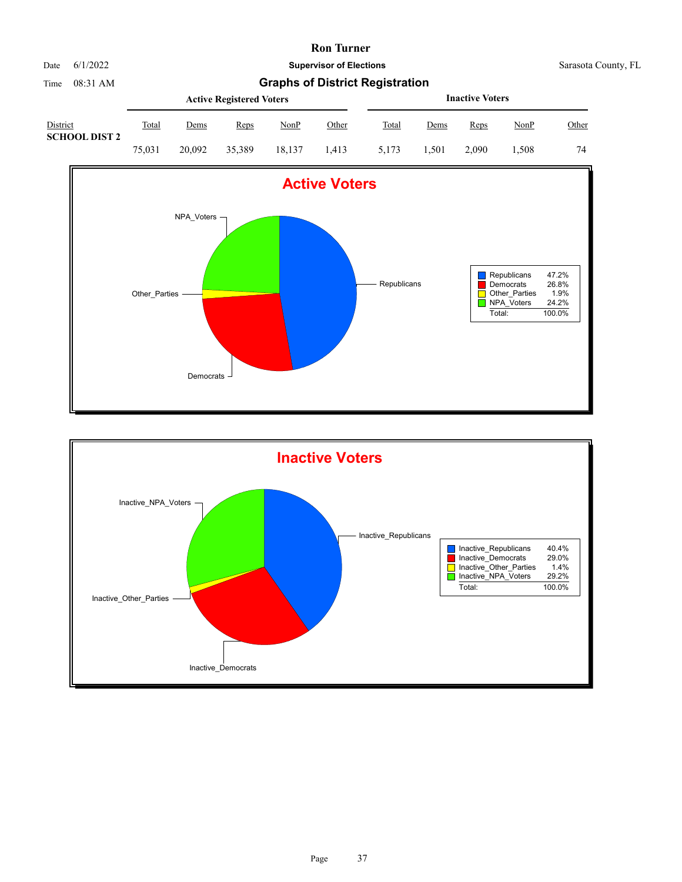# Ron Turner

Date 6/1/2022

Time 08:31 AM

**Supervisor of Elections**

Sarasota County, FL

## Graphs of District Registration

| District | Active Registered Voters | | | | | Inactive Voters | | | | |
|---|---|---|---|---|---|---|---|---|---|---|
| | Total | Dems | Reps | NonP | Other | Total | Dems | Reps | NonP | Other |
| **SCHOOL DIST 2** | 75,031 | 20,092 | 35,389 | 18,137 | 1,413 | 5,173 | 1,501 | 2,090 | 1,508 | 74 |

### Active Voters

| | |
|---|---|
| Republicans | 47.2% |
| Democrats | 26.8% |
| Other_Parties | 1.9% |
| NPA_Voters | 24.2% |
| Total: | 100.0% |

### Inactive Voters

| | |
|---|---|
| Inactive_Republicans | 40.4% |
| Inactive_Democrats | 29.0% |
| Inactive_Other_Parties | 1.4% |
| Inactive_NPA_Voters | 29.2% |
| Total: | 100.0% |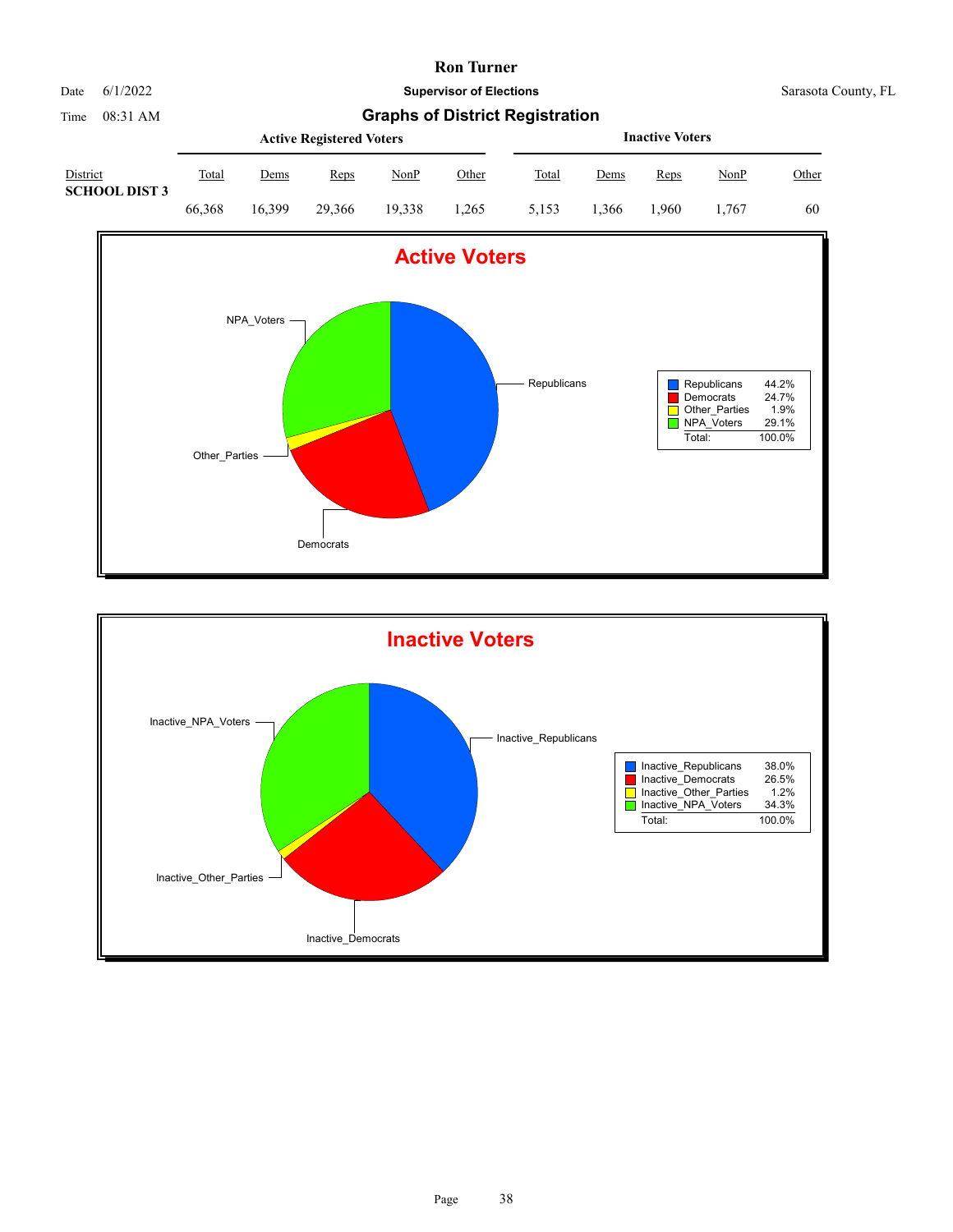# Ron Turner

**Supervisor of Elections**

Date 6/1/2022 — Sarasota County, FL

Time 08:31 AM

## Graphs of District Registration

| District | Active Registered Voters | | | | | Inactive Voters | | | | |
|---|---|---|---|---|---|---|---|---|---|---|
| | Total | Dems | Reps | NonP | Other | Total | Dems | Reps | NonP | Other |
| SCHOOL DIST 3 | 66,368 | 16,399 | 29,366 | 19,338 | 1,265 | 5,153 | 1,366 | 1,960 | 1,767 | 60 |

### Active Voters

| | |
|---|---|
| Republicans | 44.2% |
| Democrats | 24.7% |
| Other_Parties | 1.9% |
| NPA_Voters | 29.1% |
| Total: | 100.0% |

### Inactive Voters

| | |
|---|---|
| Inactive_Republicans | 38.0% |
| Inactive_Democrats | 26.5% |
| Inactive_Other_Parties | 1.2% |
| Inactive_NPA_Voters | 34.3% |
| Total: | 100.0% |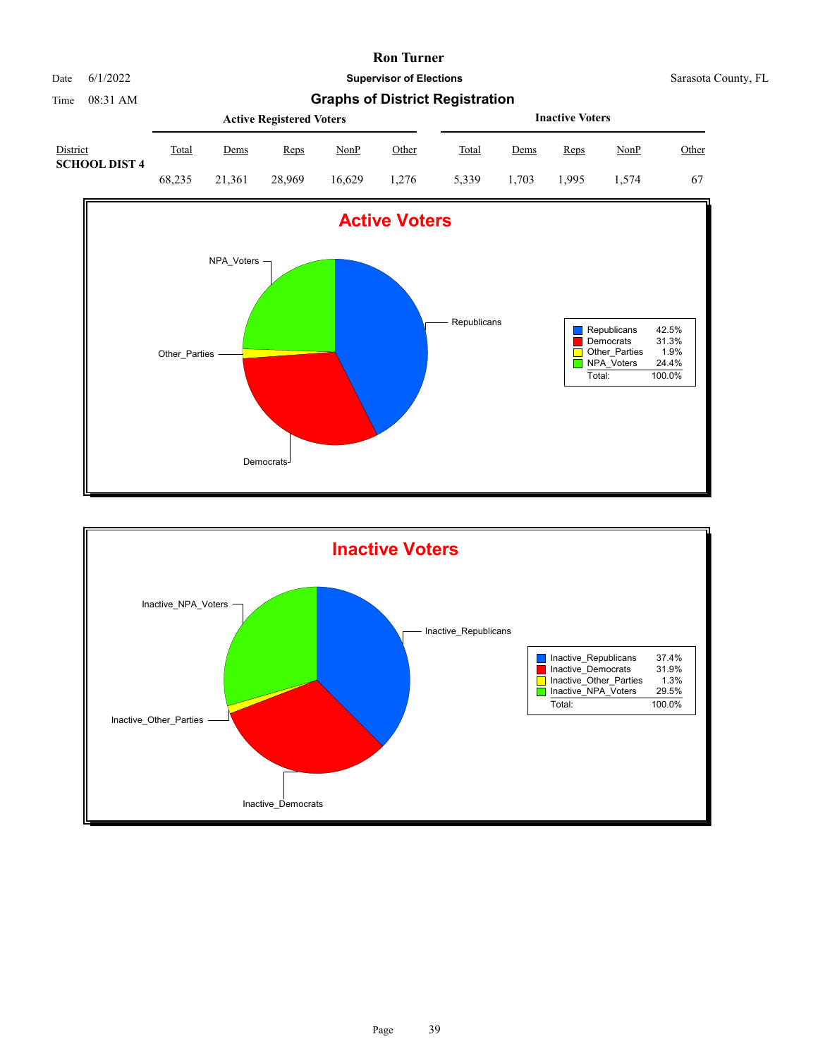# Ron Turner

Date 6/1/2022 | **Supervisor of Elections** | Sarasota County, FL

Time 08:31 AM

## Graphs of District Registration

| District | Active Registered Voters | | | | | Inactive Voters | | | | |
|---|---|---|---|---|---|---|---|---|---|---|
| | Total | Dems | Reps | NonP | Other | Total | Dems | Reps | NonP | Other |
| **SCHOOL DIST 4** | 68,235 | 21,361 | 28,969 | 16,629 | 1,276 | 5,339 | 1,703 | 1,995 | 1,574 | 67 |

### Active Voters

| | |
|---|---|
| Republicans | 42.5% |
| Democrats | 31.3% |
| Other_Parties | 1.9% |
| NPA_Voters | 24.4% |
| Total: | 100.0% |

### Inactive Voters

| | |
|---|---|
| Inactive_Republicans | 37.4% |
| Inactive_Democrats | 31.9% |
| Inactive_Other_Parties | 1.3% |
| Inactive_NPA_Voters | 29.5% |
| Total: | 100.0% |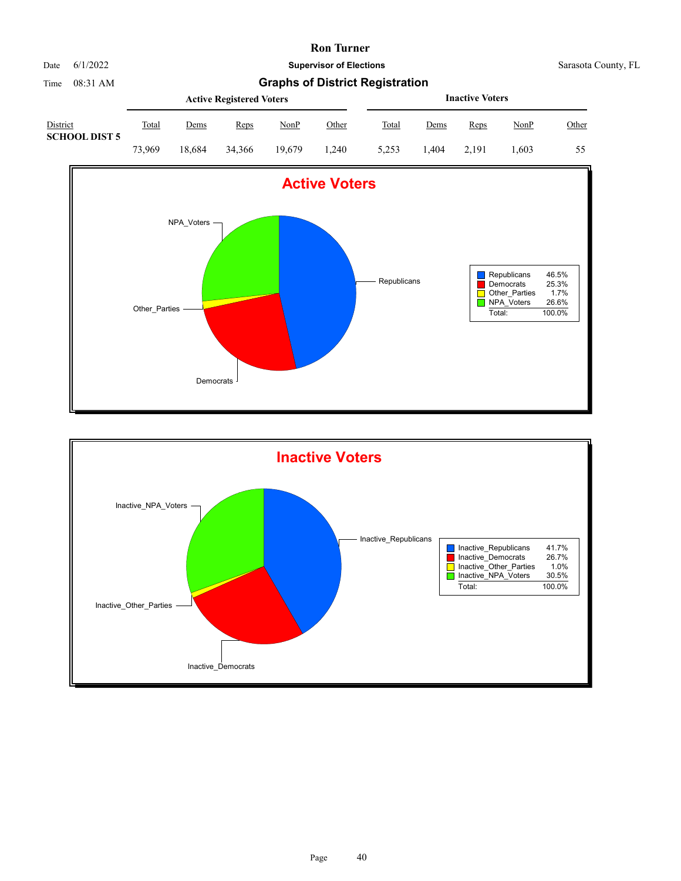# Ron Turner

**Supervisor of Elections**

Date 6/1/2022 Sarasota County, FL

Time 08:31 AM

## Graphs of District Registration

| District | Active Registered Voters | | | | | Inactive Voters | | | | |
|---|---|---|---|---|---|---|---|---|---|---|
| | Total | Dems | Reps | NonP | Other | Total | Dems | Reps | NonP | Other |
| **SCHOOL DIST 5** | 73,969 | 18,684 | 34,366 | 19,679 | 1,240 | 5,253 | 1,404 | 2,191 | 1,603 | 55 |

### Active Voters

| | |
|---|---|
| Republicans | 46.5% |
| Democrats | 25.3% |
| Other_Parties | 1.7% |
| NPA_Voters | 26.6% |
| Total: | 100.0% |

### Inactive Voters

| | |
|---|---|
| Inactive_Republicans | 41.7% |
| Inactive_Democrats | 26.7% |
| Inactive_Other_Parties | 1.0% |
| Inactive_NPA_Voters | 30.5% |
| Total: | 100.0% |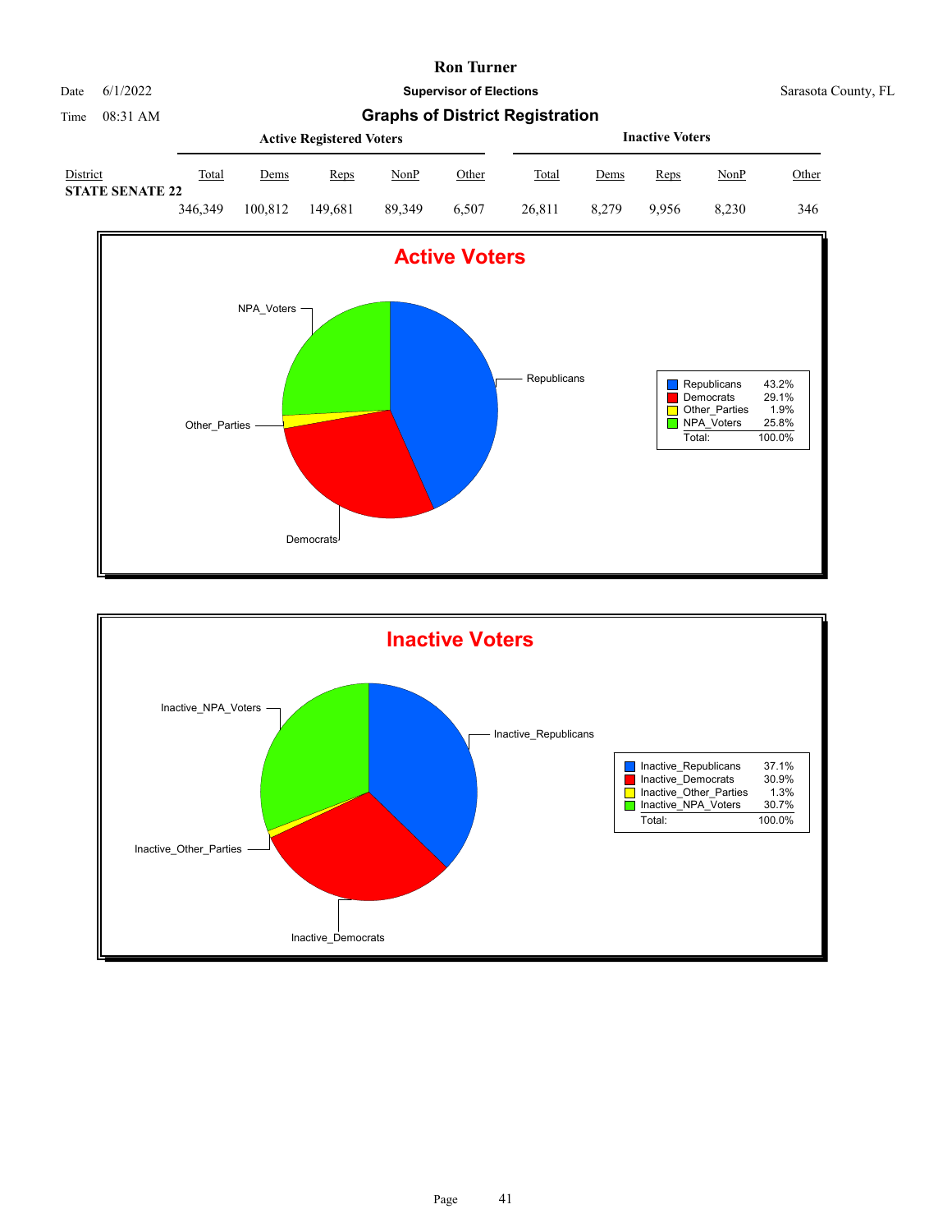# Ron Turner

**Supervisor of Elections**

Date 6/1/2022 — Sarasota County, FL

Time 08:31 AM

## Graphs of District Registration

| District | Active Registered Voters Total | Dems | Reps | NonP | Other | Inactive Voters Total | Dems | Reps | NonP | Other |
|---|---|---|---|---|---|---|---|---|---|---|
| **STATE SENATE 22** | 346,349 | 100,812 | 149,681 | 89,349 | 6,507 | 26,811 | 8,279 | 9,956 | 8,230 | 346 |

### Active Voters

| | |
|---|---|
| Republicans | 43.2% |
| Democrats | 29.1% |
| Other_Parties | 1.9% |
| NPA_Voters | 25.8% |
| Total: | 100.0% |

### Inactive Voters

| | |
|---|---|
| Inactive_Republicans | 37.1% |
| Inactive_Democrats | 30.9% |
| Inactive_Other_Parties | 1.3% |
| Inactive_NPA_Voters | 30.7% |
| Total: | 100.0% |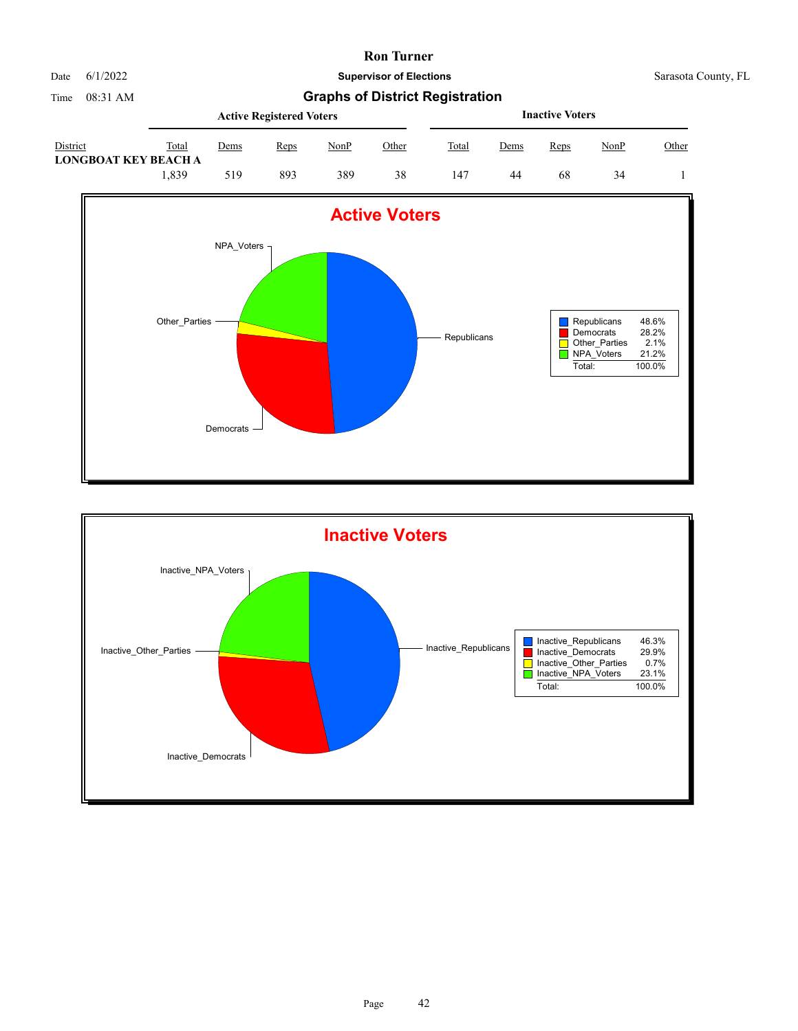# Ron Turner

Date 6/1/2022 | **Supervisor of Elections** | Sarasota County, FL

Time 08:31 AM

## Graphs of District Registration

| District | Active Registered Voters | | | | | Inactive Voters | | | | |
|---|---|---|---|---|---|---|---|---|---|---|
| | Total | Dems | Reps | NonP | Other | Total | Dems | Reps | NonP | Other |
| **LONGBOAT KEY BEACH A** | 1,839 | 519 | 893 | 389 | 38 | 147 | 44 | 68 | 34 | 1 |

### Active Voters

| | |
|---|---|
| Republicans | 48.6% |
| Democrats | 28.2% |
| Other_Parties | 2.1% |
| NPA_Voters | 21.2% |
| Total: | 100.0% |

### Inactive Voters

| | |
|---|---|
| Inactive_Republicans | 46.3% |
| Inactive_Democrats | 29.9% |
| Inactive_Other_Parties | 0.7% |
| Inactive_NPA_Voters | 23.1% |
| Total: | 100.0% |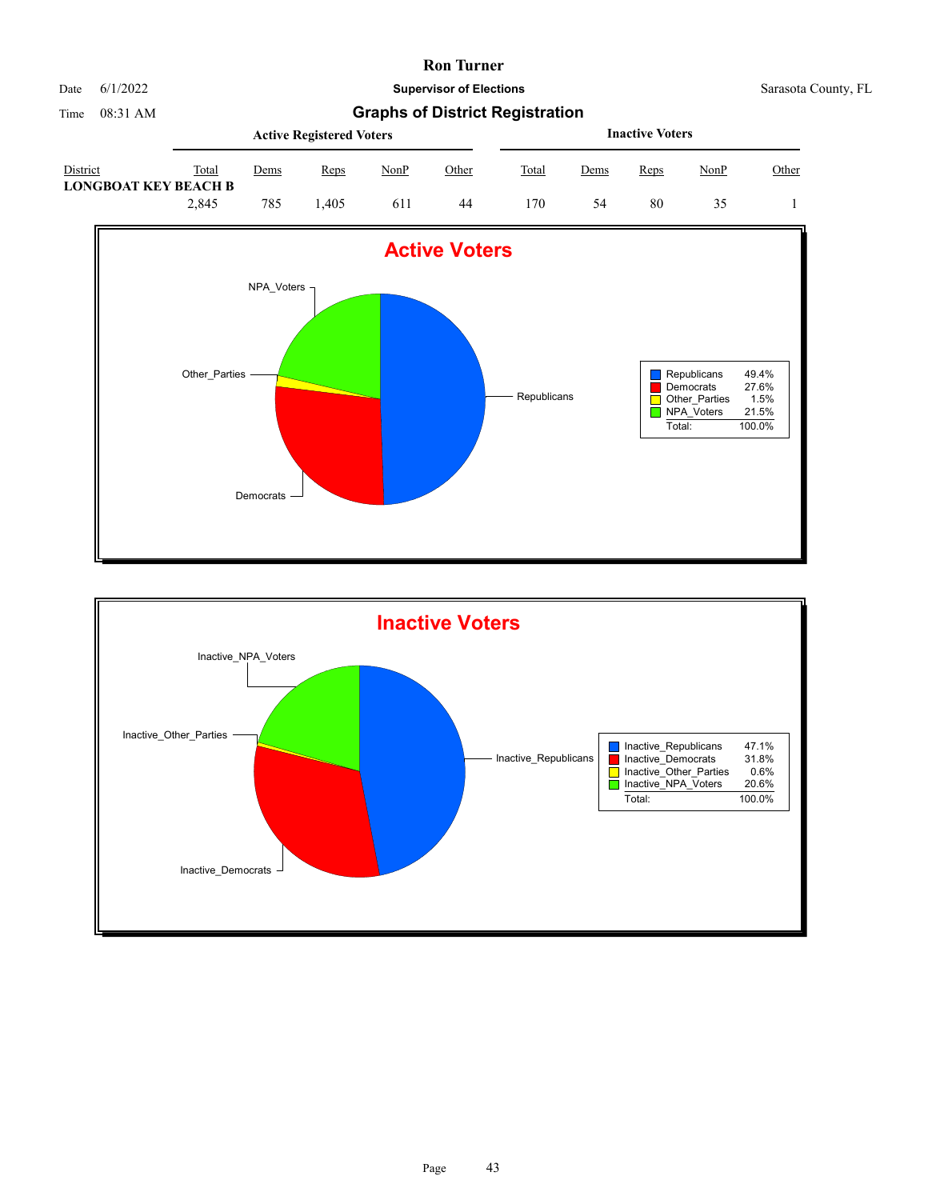# Ron Turner

Date 6/1/2022 **Supervisor of Elections** Sarasota County, FL

Time 08:31 AM

## Graphs of District Registration

| District | Active Registered Voters | | | | | Inactive Voters | | | | |
|---|---|---|---|---|---|---|---|---|---|---|
| | Total | Dems | Reps | NonP | Other | Total | Dems | Reps | NonP | Other |
| **LONGBOAT KEY BEACH B** | 2,845 | 785 | 1,405 | 611 | 44 | 170 | 54 | 80 | 35 | 1 |

### Active Voters

| | |
|---|---|
| Republicans | 49.4% |
| Democrats | 27.6% |
| Other_Parties | 1.5% |
| NPA_Voters | 21.5% |
| Total: | 100.0% |

### Inactive Voters

| | |
|---|---|
| Inactive_Republicans | 47.1% |
| Inactive_Democrats | 31.8% |
| Inactive_Other_Parties | 0.6% |
| Inactive_NPA_Voters | 20.6% |
| Total: | 100.0% |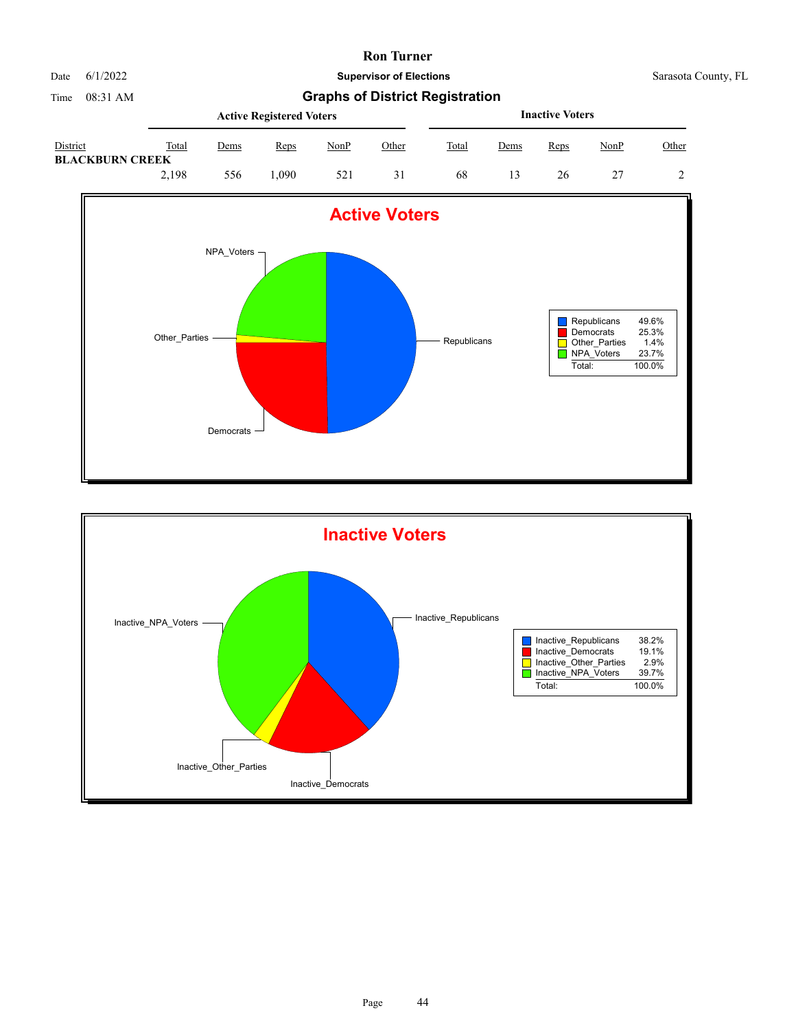# Ron Turner

Date 6/1/2022 — **Supervisor of Elections** — Sarasota County, FL

Time 08:31 AM

## Graphs of District Registration

| District | Active Registered Voters | | | | | Inactive Voters | | | | |
|---|---|---|---|---|---|---|---|---|---|---|
| | Total | Dems | Reps | NonP | Other | Total | Dems | Reps | NonP | Other |
| **BLACKBURN CREEK** | 2,198 | 556 | 1,090 | 521 | 31 | 68 | 13 | 26 | 27 | 2 |

### Active Voters

| | |
|---|---|
| Republicans | 49.6% |
| Democrats | 25.3% |
| Other_Parties | 1.4% |
| NPA_Voters | 23.7% |
| Total: | 100.0% |

### Inactive Voters

| | |
|---|---|
| Inactive_Republicans | 38.2% |
| Inactive_Democrats | 19.1% |
| Inactive_Other_Parties | 2.9% |
| Inactive_NPA_Voters | 39.7% |
| Total: | 100.0% |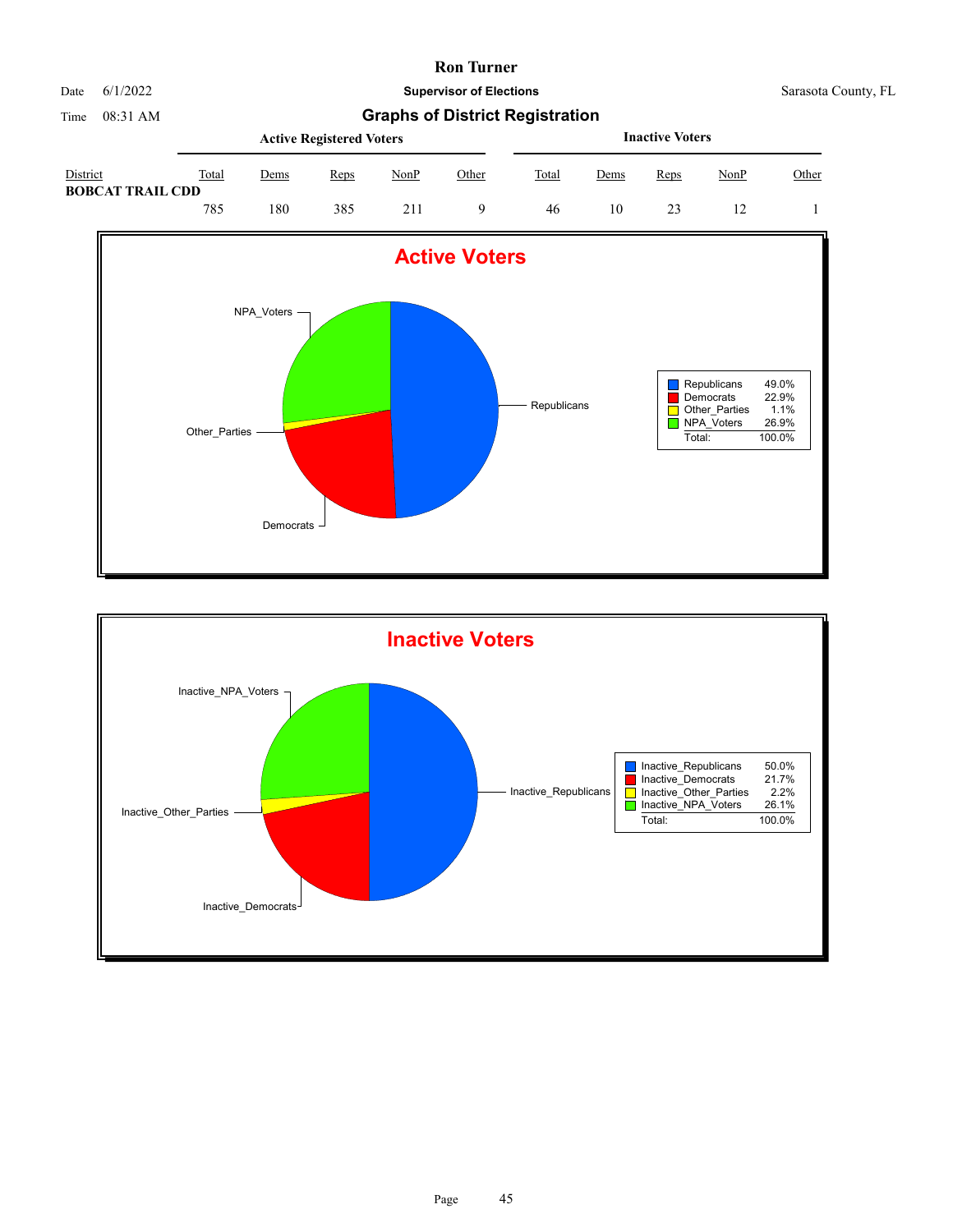# Ron Turner

**Supervisor of Elections**

Date 6/1/2022 Sarasota County, FL

Time 08:31 AM

## Graphs of District Registration

| District | Active Registered Voters | | | | | Inactive Voters | | | | |
|---|---|---|---|---|---|---|---|---|---|---|
| | Total | Dems | Reps | NonP | Other | Total | Dems | Reps | NonP | Other |
| **BOBCAT TRAIL CDD** | 785 | 180 | 385 | 211 | 9 | 46 | 10 | 23 | 12 | 1 |

### Active Voters

| | |
|---|---|
| Republicans | 49.0% |
| Democrats | 22.9% |
| Other_Parties | 1.1% |
| NPA_Voters | 26.9% |
| Total: | 100.0% |

### Inactive Voters

| | |
|---|---|
| Inactive_Republicans | 50.0% |
| Inactive_Democrats | 21.7% |
| Inactive_Other_Parties | 2.2% |
| Inactive_NPA_Voters | 26.1% |
| Total: | 100.0% |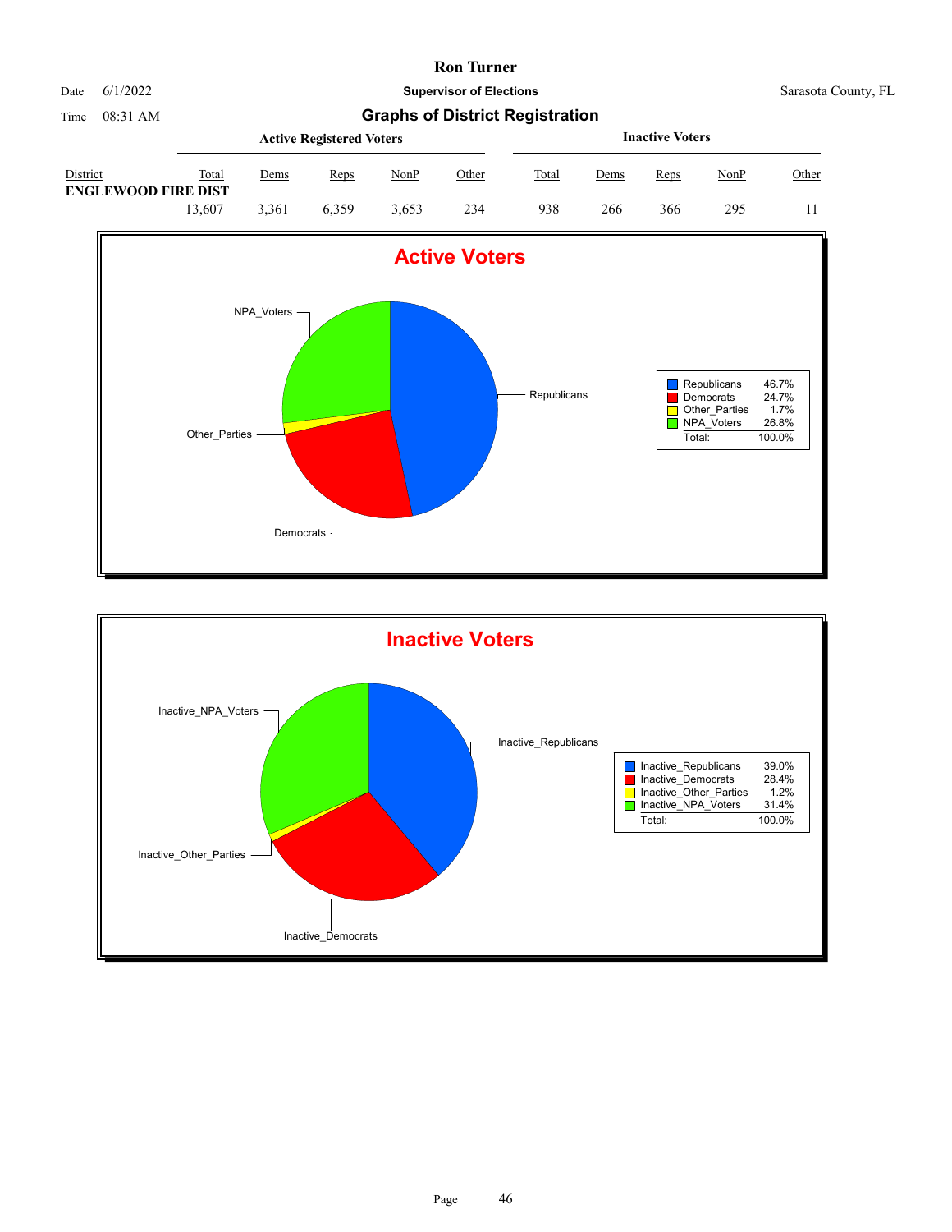# Ron Turner

Date 6/1/2022 **Supervisor of Elections** Sarasota County, FL

Time 08:31 AM

## Graphs of District Registration

| District | Active Registered Voters | | | | | Inactive Voters | | | | |
|---|---|---|---|---|---|---|---|---|---|---|
| | Total | Dems | Reps | NonP | Other | Total | Dems | Reps | NonP | Other |
| **ENGLEWOOD FIRE DIST** | 13,607 | 3,361 | 6,359 | 3,653 | 234 | 938 | 266 | 366 | 295 | 11 |

### Active Voters

| | |
|---|---|
| Republicans | 46.7% |
| Democrats | 24.7% |
| Other_Parties | 1.7% |
| NPA_Voters | 26.8% |
| Total: | 100.0% |

### Inactive Voters

| | |
|---|---|
| Inactive_Republicans | 39.0% |
| Inactive_Democrats | 28.4% |
| Inactive_Other_Parties | 1.2% |
| Inactive_NPA_Voters | 31.4% |
| Total: | 100.0% |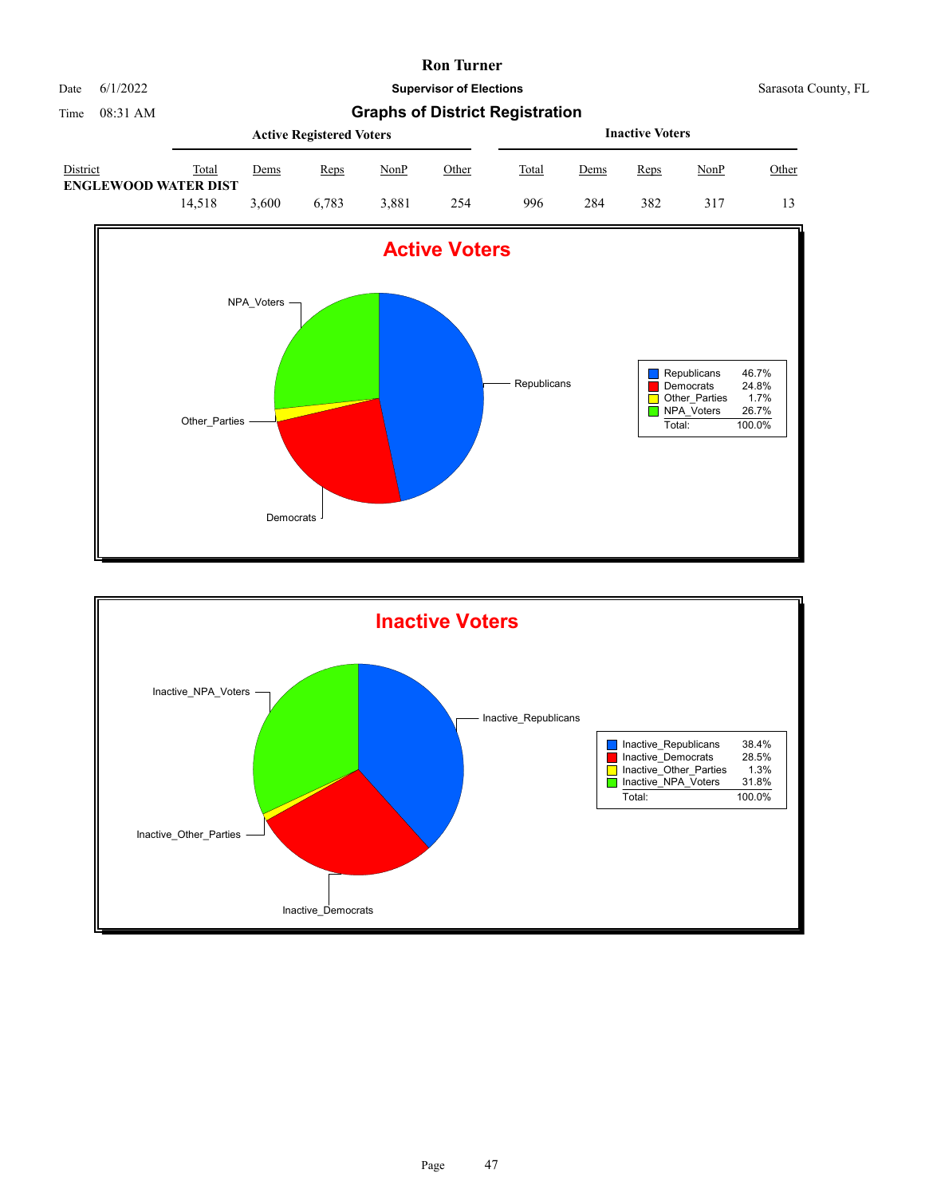# Ron Turner

Date 6/1/2022 **Supervisor of Elections** Sarasota County, FL

Time 08:31 AM

## Graphs of District Registration

| District | Active Registered Voters | | | | | Inactive Voters | | | | |
|---|---|---|---|---|---|---|---|---|---|---|
| | Total | Dems | Reps | NonP | Other | Total | Dems | Reps | NonP | Other |
| **ENGLEWOOD WATER DIST** | 14,518 | 3,600 | 6,783 | 3,881 | 254 | 996 | 284 | 382 | 317 | 13 |

### Active Voters

| | |
|---|---|
| Republicans | 46.7% |
| Democrats | 24.8% |
| Other_Parties | 1.7% |
| NPA_Voters | 26.7% |
| Total: | 100.0% |

### Inactive Voters

| | |
|---|---|
| Inactive_Republicans | 38.4% |
| Inactive_Democrats | 28.5% |
| Inactive_Other_Parties | 1.3% |
| Inactive_NPA_Voters | 31.8% |
| Total: | 100.0% |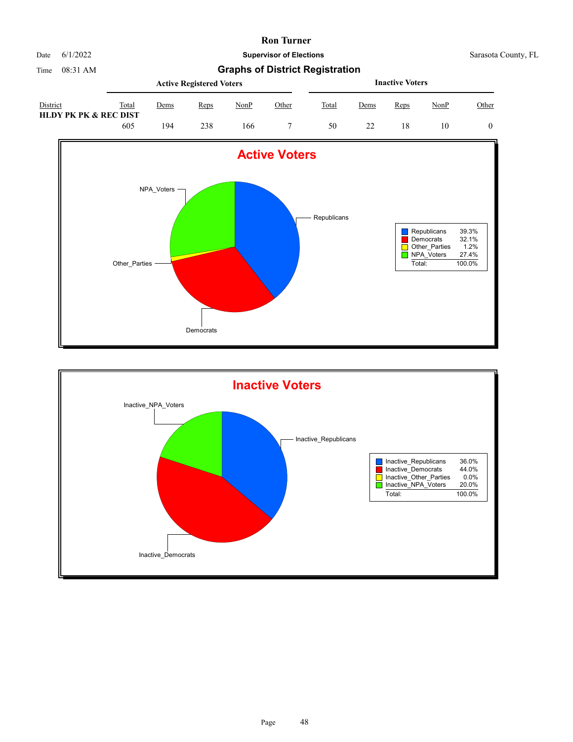# Ron Turner

Date 6/1/2022

Time 08:31 AM

**Supervisor of Elections**

Sarasota County, FL

## Graphs of District Registration

| District | Active Registered Voters | | | | | Inactive Voters | | | | |
|---|---|---|---|---|---|---|---|---|---|---|
| | Total | Dems | Reps | NonP | Other | Total | Dems | Reps | NonP | Other |
| HLDY PK PK & REC DIST | 605 | 194 | 238 | 166 | 7 | 50 | 22 | 18 | 10 | 0 |

### Active Voters

| | |
|---|---|
| Republicans | 39.3% |
| Democrats | 32.1% |
| Other_Parties | 1.2% |
| NPA_Voters | 27.4% |
| Total: | 100.0% |

### Inactive Voters

| | |
|---|---|
| Inactive_Republicans | 36.0% |
| Inactive_Democrats | 44.0% |
| Inactive_Other_Parties | 0.0% |
| Inactive_NPA_Voters | 20.0% |
| Total: | 100.0% |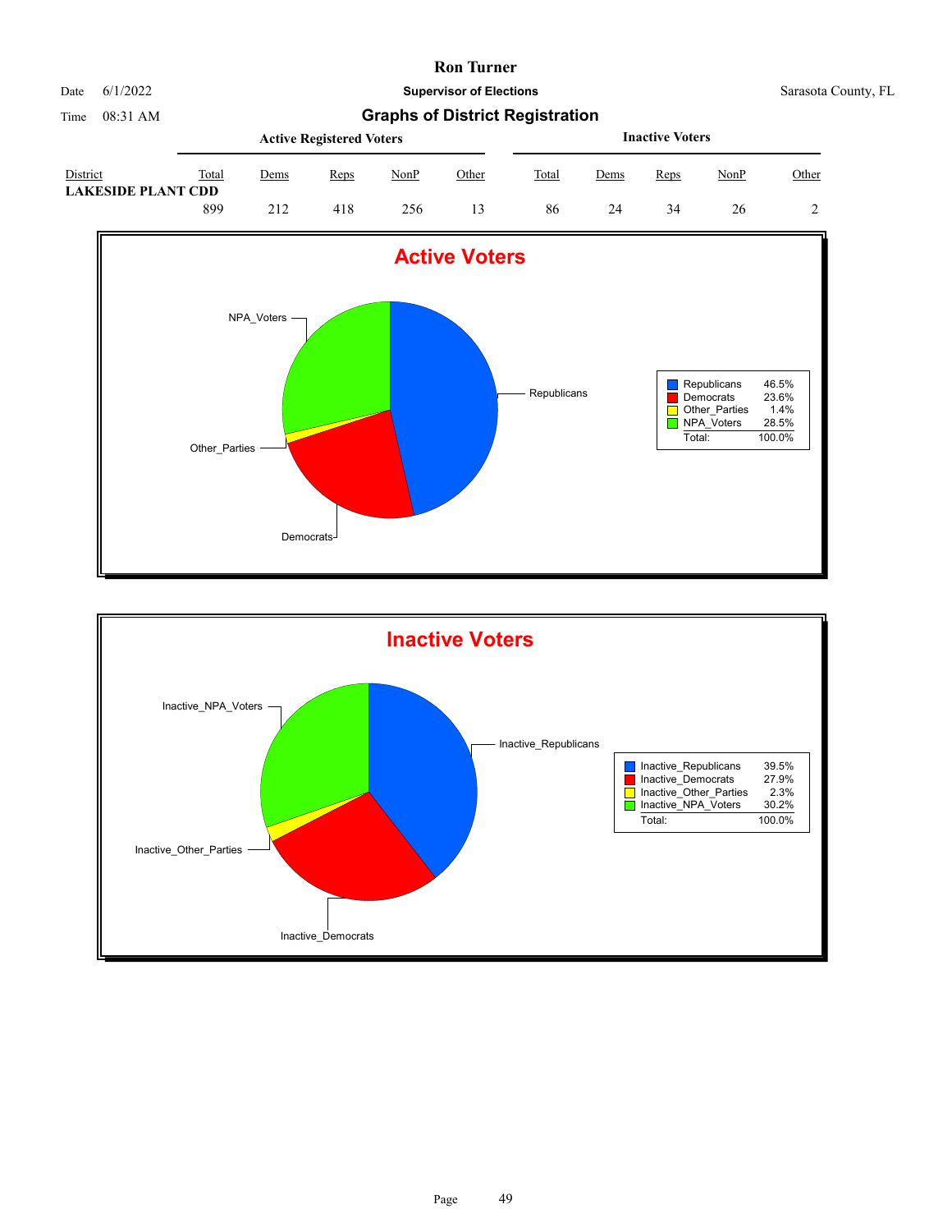# Ron Turner

Date 6/1/2022 | **Supervisor of Elections** | Sarasota County, FL

Time 08:31 AM

## Graphs of District Registration

| District | Active Registered Voters | | | | | Inactive Voters | | | | |
|---|---|---|---|---|---|---|---|---|---|---|
| | Total | Dems | Reps | NonP | Other | Total | Dems | Reps | NonP | Other |
| **LAKESIDE PLANT CDD** | 899 | 212 | 418 | 256 | 13 | 86 | 24 | 34 | 26 | 2 |

### Active Voters

| | |
|---|---|
| Republicans | 46.5% |
| Democrats | 23.6% |
| Other_Parties | 1.4% |
| NPA_Voters | 28.5% |
| Total: | 100.0% |

### Inactive Voters

| | |
|---|---|
| Inactive_Republicans | 39.5% |
| Inactive_Democrats | 27.9% |
| Inactive_Other_Parties | 2.3% |
| Inactive_NPA_Voters | 30.2% |
| Total: | 100.0% |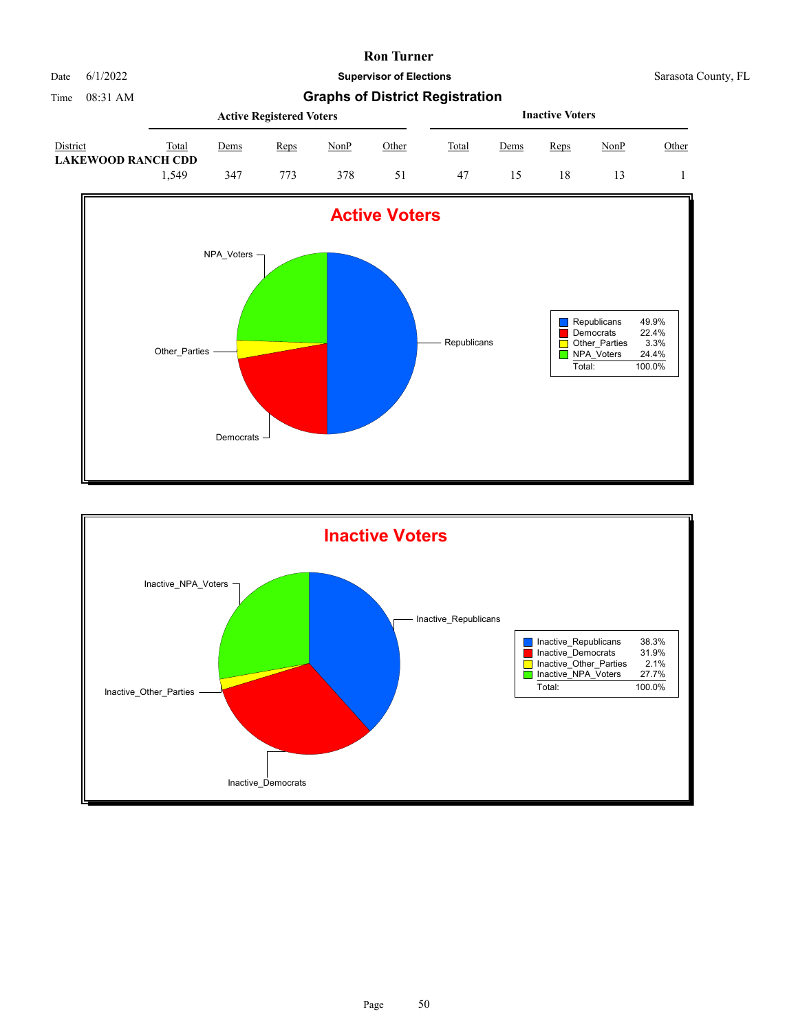# Ron Turner

Date 6/1/2022

Time 08:31 AM

**Supervisor of Elections**

Sarasota County, FL

## Graphs of District Registration

| District | Active Registered Voters | | | | | Inactive Voters | | | | |
|---|---|---|---|---|---|---|---|---|---|---|
| | Total | Dems | Reps | NonP | Other | Total | Dems | Reps | NonP | Other |
| **LAKEWOOD RANCH CDD** | 1,549 | 347 | 773 | 378 | 51 | 47 | 15 | 18 | 13 | 1 |

### Active Voters

| | |
|---|---|
| Republicans | 49.9% |
| Democrats | 22.4% |
| Other_Parties | 3.3% |
| NPA_Voters | 24.4% |
| Total: | 100.0% |

### Inactive Voters

| | |
|---|---|
| Inactive_Republicans | 38.3% |
| Inactive_Democrats | 31.9% |
| Inactive_Other_Parties | 2.1% |
| Inactive_NPA_Voters | 27.7% |
| Total: | 100.0% |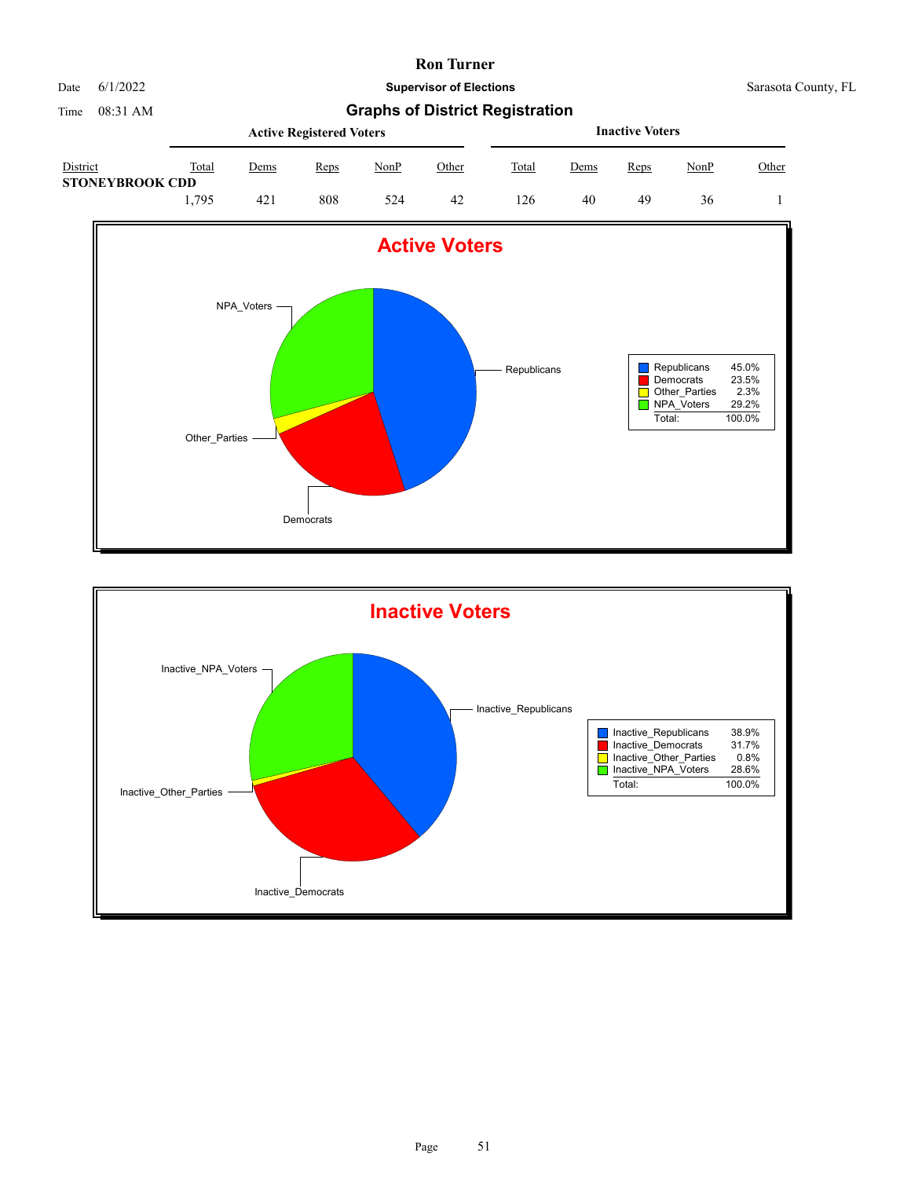# Ron Turner

Date 6/1/2022

Time 08:31 AM

**Supervisor of Elections**

Sarasota County, FL

## Graphs of District Registration

| District | Active Registered Voters | | | | | Inactive Voters | | | | |
|---|---|---|---|---|---|---|---|---|---|---|
| | Total | Dems | Reps | NonP | Other | Total | Dems | Reps | NonP | Other |
| **STONEYBROOK CDD** | | | | | | | | | | |
| | 1,795 | 421 | 808 | 524 | 42 | 126 | 40 | 49 | 36 | 1 |

### Active Voters

| | |
|---|---|
| Republicans | 45.0% |
| Democrats | 23.5% |
| Other_Parties | 2.3% |
| NPA_Voters | 29.2% |
| Total: | 100.0% |

### Inactive Voters

| | |
|---|---|
| Inactive_Republicans | 38.9% |
| Inactive_Democrats | 31.7% |
| Inactive_Other_Parties | 0.8% |
| Inactive_NPA_Voters | 28.6% |
| Total: | 100.0% |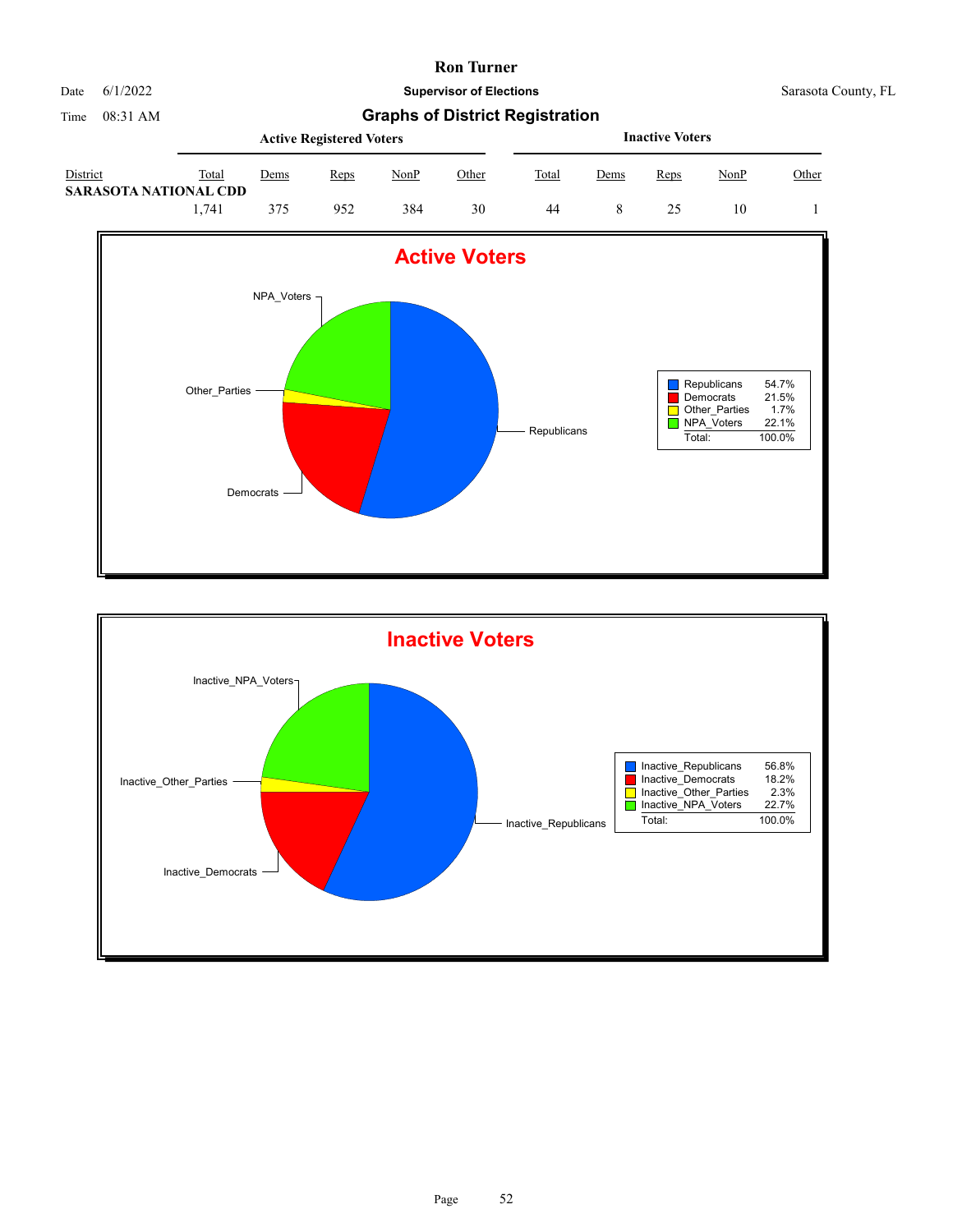# Ron Turner

Date 6/1/2022

**Supervisor of Elections**

Sarasota County, FL

Time 08:31 AM

## Graphs of District Registration

| | Active Registered Voters | | | | | Inactive Voters | | | | |
|---|---|---|---|---|---|---|---|---|---|---|
| District | Total | Dems | Reps | NonP | Other | Total | Dems | Reps | NonP | Other |
| **SARASOTA NATIONAL CDD** | | | | | | | | | | |
| | 1,741 | 375 | 952 | 384 | 30 | 44 | 8 | 25 | 10 | 1 |

### Active Voters

| | |
|---|---|
| Republicans | 54.7% |
| Democrats | 21.5% |
| Other_Parties | 1.7% |
| NPA_Voters | 22.1% |
| Total: | 100.0% |

### Inactive Voters

| | |
|---|---|
| Inactive_Republicans | 56.8% |
| Inactive_Democrats | 18.2% |
| Inactive_Other_Parties | 2.3% |
| Inactive_NPA_Voters | 22.7% |
| Total: | 100.0% |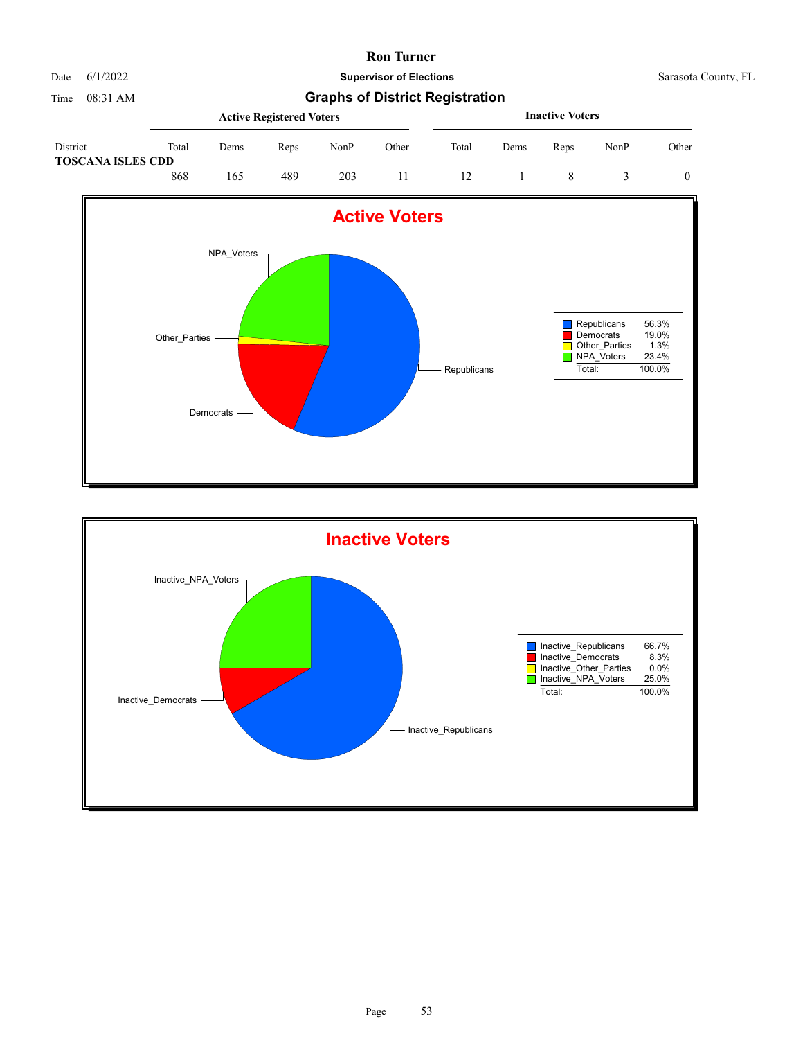# Ron Turner

Date 6/1/2022

**Supervisor of Elections**

Sarasota County, FL

Time 08:31 AM

## Graphs of District Registration

| District | Active Registered Voters | | | | | Inactive Voters | | | | |
|---|---|---|---|---|---|---|---|---|---|---|
| | Total | Dems | Reps | NonP | Other | Total | Dems | Reps | NonP | Other |
| **TOSCANA ISLES CDD** | 868 | 165 | 489 | 203 | 11 | 12 | 1 | 8 | 3 | 0 |

### Active Voters

| | |
|---|---|
| Republicans | 56.3% |
| Democrats | 19.0% |
| Other_Parties | 1.3% |
| NPA_Voters | 23.4% |
| Total: | 100.0% |

### Inactive Voters

| | |
|---|---|
| Inactive_Republicans | 66.7% |
| Inactive_Democrats | 8.3% |
| Inactive_Other_Parties | 0.0% |
| Inactive_NPA_Voters | 25.0% |
| Total: | 100.0% |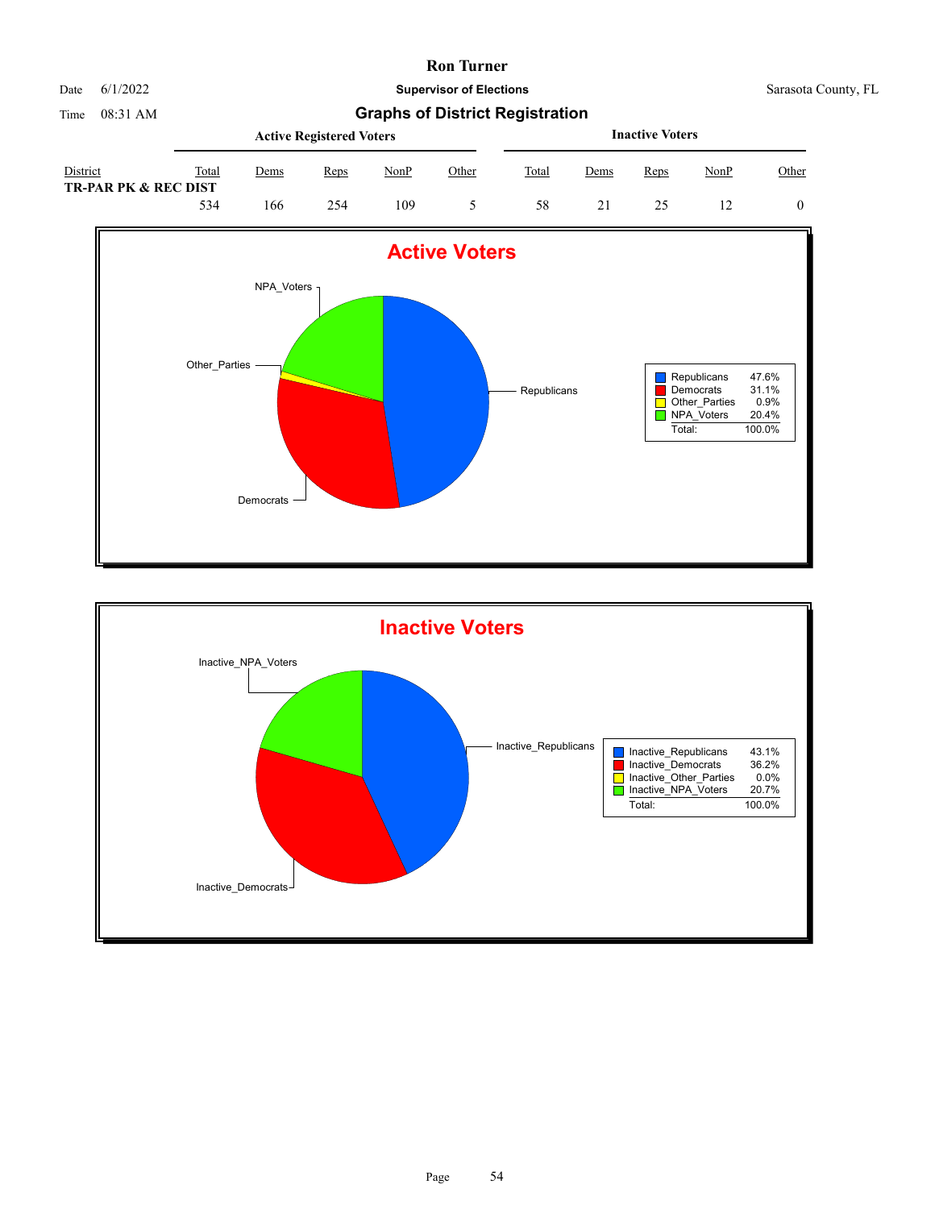# Ron Turner

**Supervisor of Elections**

Date 6/1/2022 Sarasota County, FL

Time 08:31 AM

## Graphs of District Registration

| District | Active Registered Voters | | | | | Inactive Voters | | | | |
|---|---|---|---|---|---|---|---|---|---|---|
| | Total | Dems | Reps | NonP | Other | Total | Dems | Reps | NonP | Other |
| **TR-PAR PK & REC DIST** | 534 | 166 | 254 | 109 | 5 | 58 | 21 | 25 | 12 | 0 |

### Active Voters

| | |
|---|---|
| Republicans | 47.6% |
| Democrats | 31.1% |
| Other_Parties | 0.9% |
| NPA_Voters | 20.4% |
| Total: | 100.0% |

### Inactive Voters

| | |
|---|---|
| Inactive_Republicans | 43.1% |
| Inactive_Democrats | 36.2% |
| Inactive_Other_Parties | 0.0% |
| Inactive_NPA_Voters | 20.7% |
| Total: | 100.0% |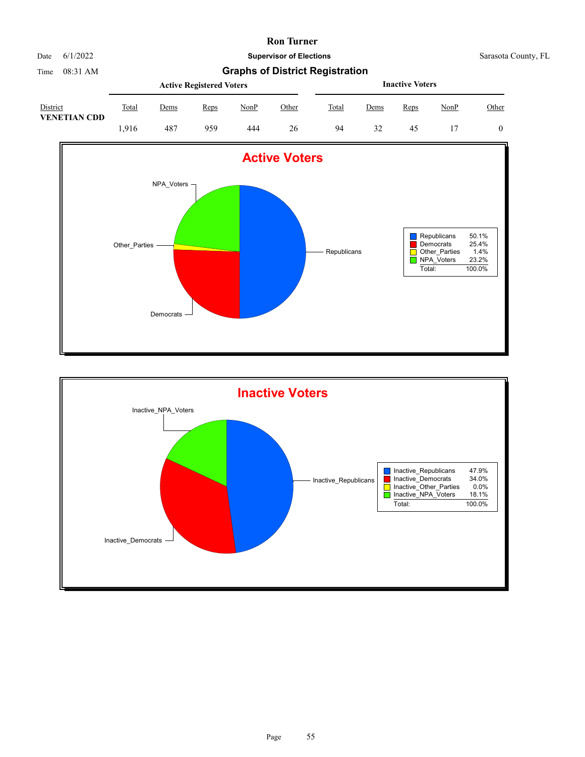**Ron Turner**

Date 6/1/2022 **Supervisor of Elections** Sarasota County, FL

Time 08:31 AM

## Graphs of District Registration

| District | Active Registered Voters | | | | | Inactive Voters | | | | |
|---|---|---|---|---|---|---|---|---|---|---|
| | Total | Dems | Reps | NonP | Other | Total | Dems | Reps | NonP | Other |
| **VENETIAN CDD** | 1,916 | 487 | 959 | 444 | 26 | 94 | 32 | 45 | 17 | 0 |

### Active Voters

| | |
|---|---|
| Republicans | 50.1% |
| Democrats | 25.4% |
| Other_Parties | 1.4% |
| NPA_Voters | 23.2% |
| Total: | 100.0% |

### Inactive Voters

| | |
|---|---|
| Inactive_Republicans | 47.9% |
| Inactive_Democrats | 34.0% |
| Inactive_Other_Parties | 0.0% |
| Inactive_NPA_Voters | 18.1% |
| Total: | 100.0% |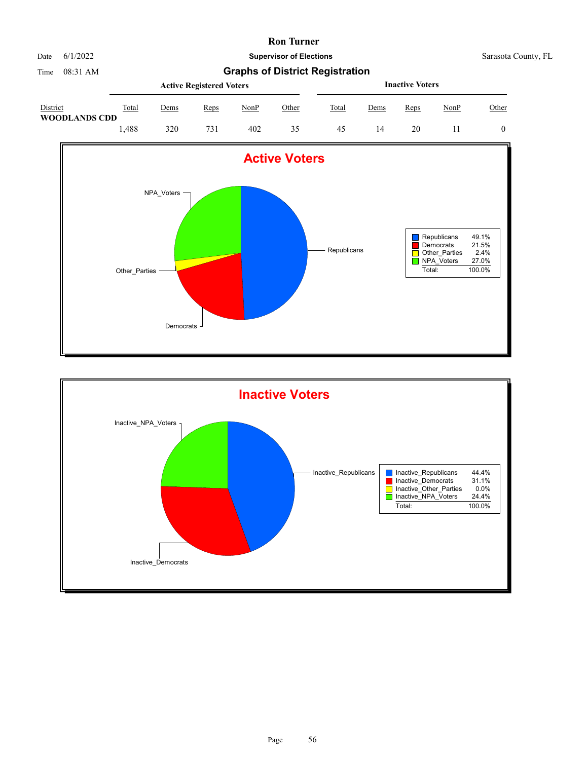# Ron Turner

Date 6/1/2022 — **Supervisor of Elections** — Sarasota County, FL

Time 08:31 AM

## Graphs of District Registration

| District | Active Registered Voters Total | Dems | Reps | NonP | Other | Inactive Voters Total | Dems | Reps | NonP | Other |
|---|---|---|---|---|---|---|---|---|---|---|
| WOODLANDS CDD | 1,488 | 320 | 731 | 402 | 35 | 45 | 14 | 20 | 11 | 0 |

### Active Voters

| | |
|---|---|
| Republicans | 49.1% |
| Democrats | 21.5% |
| Other_Parties | 2.4% |
| NPA_Voters | 27.0% |
| Total: | 100.0% |

### Inactive Voters

| | |
|---|---|
| Inactive_Republicans | 44.4% |
| Inactive_Democrats | 31.1% |
| Inactive_Other_Parties | 0.0% |
| Inactive_NPA_Voters | 24.4% |
| Total: | 100.0% |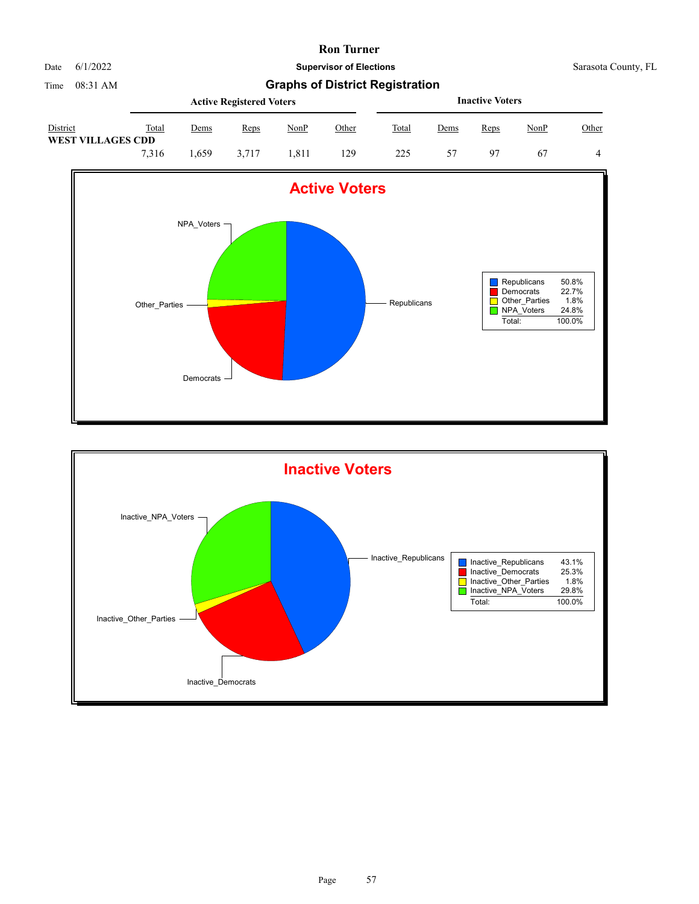# Ron Turner

Date 6/1/2022

**Supervisor of Elections**

Sarasota County, FL

Time 08:31 AM

## Graphs of District Registration

| District | Active Registered Voters | | | | | Inactive Voters | | | | |
|---|---|---|---|---|---|---|---|---|---|---|
| | Total | Dems | Reps | NonP | Other | Total | Dems | Reps | NonP | Other |
| **WEST VILLAGES CDD** | | | | | | | | | | |
| | 7,316 | 1,659 | 3,717 | 1,811 | 129 | 225 | 57 | 97 | 67 | 4 |

### Active Voters

NPA_Voters

Other_Parties

Republicans

Democrats

| | |
|---|---|
| Republicans | 50.8% |
| Democrats | 22.7% |
| Other_Parties | 1.8% |
| NPA_Voters | 24.8% |
| Total: | 100.0% |

### Inactive Voters

Inactive_NPA_Voters

Inactive_Republicans

Inactive_Other_Parties

Inactive_Democrats

| | |
|---|---|
| Inactive_Republicans | 43.1% |
| Inactive_Democrats | 25.3% |
| Inactive_Other_Parties | 1.8% |
| Inactive_NPA_Voters | 29.8% |
| Total: | 100.0% |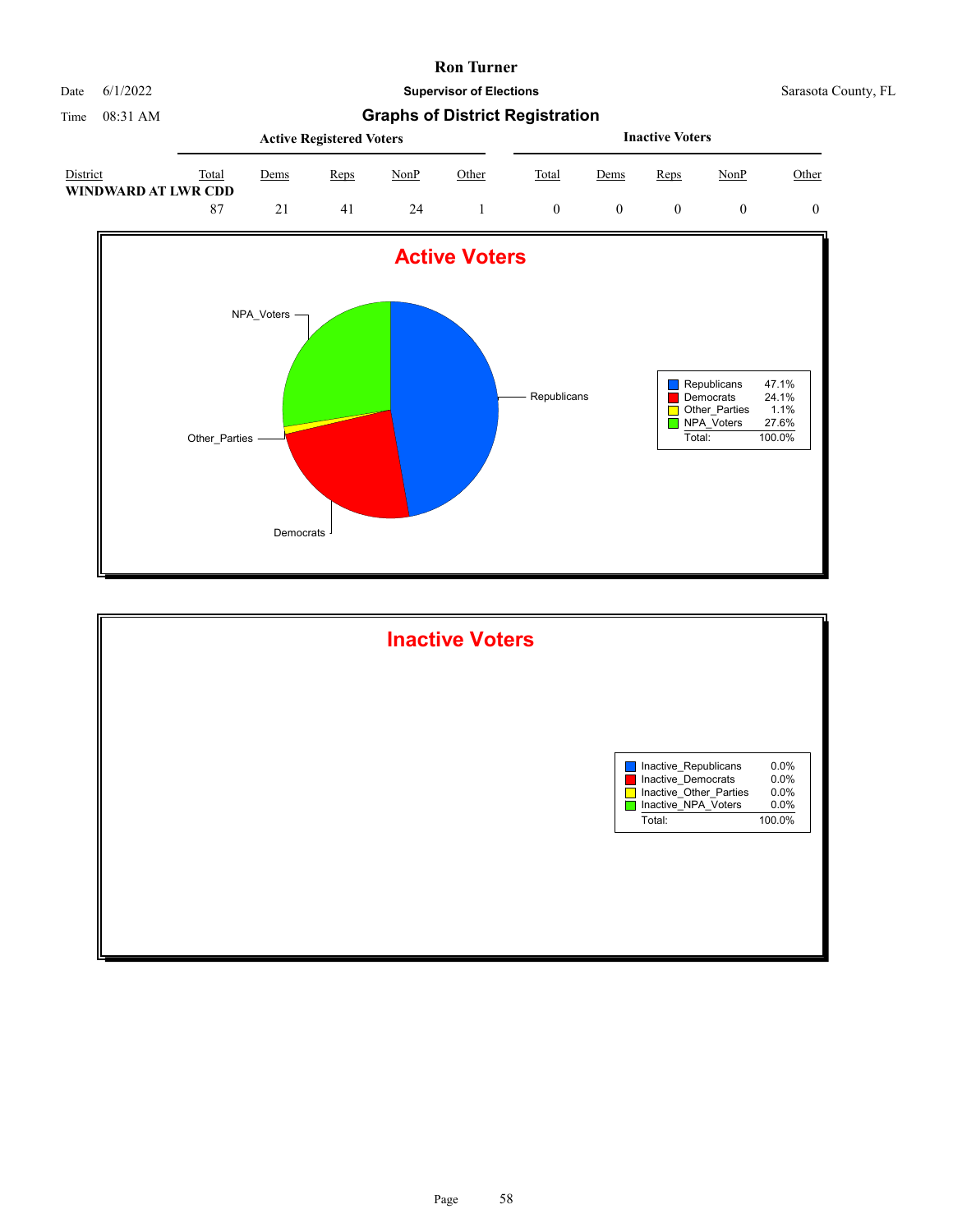# Ron Turner

**Supervisor of Elections**

Date 6/1/2022 Sarasota County, FL

Time 08:31 AM

## Graphs of District Registration

| District | Active Registered Voters | | | | | Inactive Voters | | | | |
|---|---|---|---|---|---|---|---|---|---|---|
| | Total | Dems | Reps | NonP | Other | Total | Dems | Reps | NonP | Other |
| **WINDWARD AT LWR CDD** | | | | | | | | | | |
| | 87 | 21 | 41 | 24 | 1 | 0 | 0 | 0 | 0 | 0 |

## Active Voters

| Party | Percent |
|---|---|
| Republicans | 47.1% |
| Democrats | 24.1% |
| Other_Parties | 1.1% |
| NPA_Voters | 27.6% |
| Total: | 100.0% |

## Inactive Voters

| Party | Percent |
|---|---|
| Inactive_Republicans | 0.0% |
| Inactive_Democrats | 0.0% |
| Inactive_Other_Parties | 0.0% |
| Inactive_NPA_Voters | 0.0% |
| Total: | 100.0% |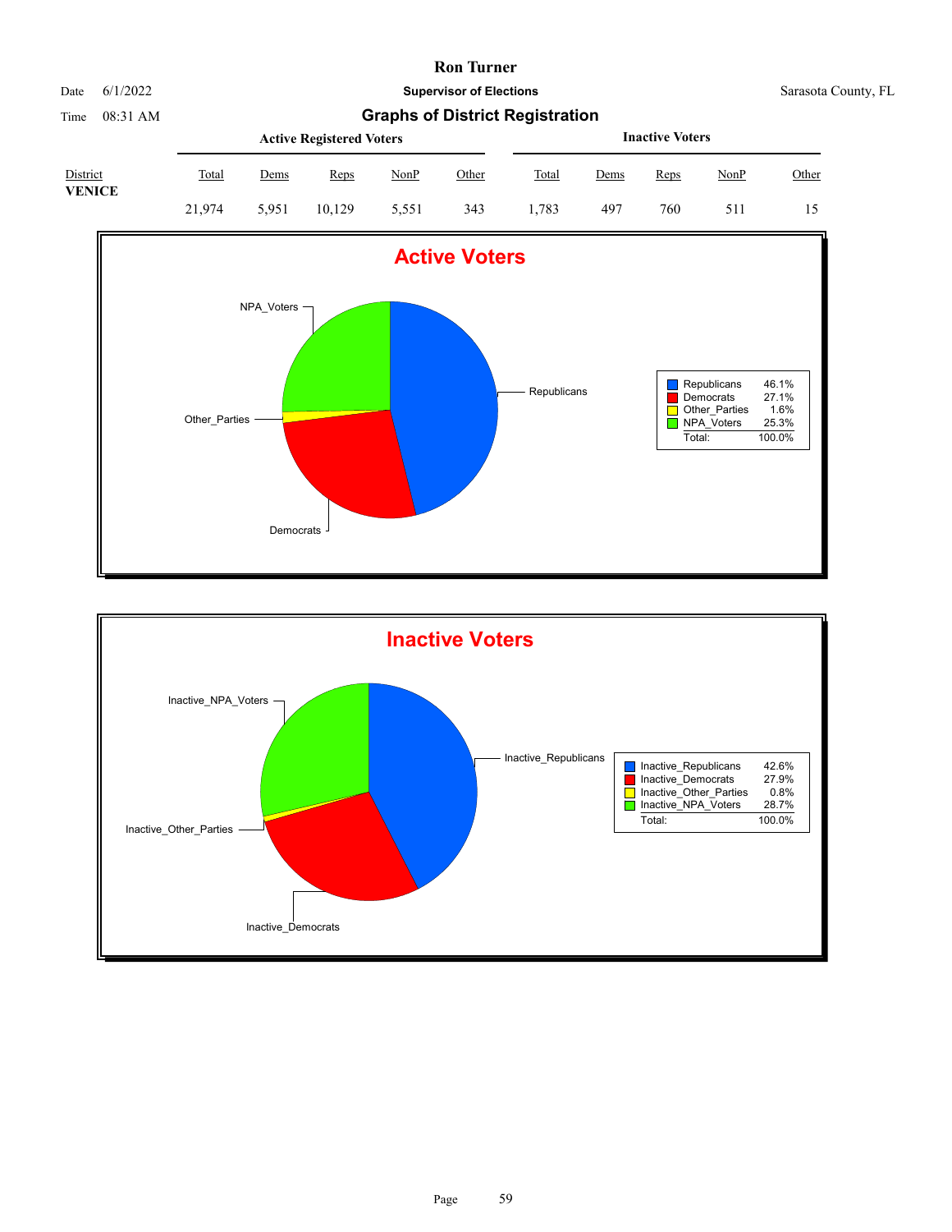**Ron Turner**

Date 6/1/2022 — **Supervisor of Elections** — Sarasota County, FL

Time 08:31 AM

## Graphs of District Registration

| District | Active Registered Voters | | | | | Inactive Voters | | | | |
|---|---|---|---|---|---|---|---|---|---|---|
| | Total | Dems | Reps | NonP | Other | Total | Dems | Reps | NonP | Other |
| **VENICE** | 21,974 | 5,951 | 10,129 | 5,551 | 343 | 1,783 | 497 | 760 | 511 | 15 |

### Active Voters

| | |
|---|---|
| Republicans | 46.1% |
| Democrats | 27.1% |
| Other_Parties | 1.6% |
| NPA_Voters | 25.3% |
| Total: | 100.0% |

### Inactive Voters

| | |
|---|---|
| Inactive_Republicans | 42.6% |
| Inactive_Democrats | 27.9% |
| Inactive_Other_Parties | 0.8% |
| Inactive_NPA_Voters | 28.7% |
| Total: | 100.0% |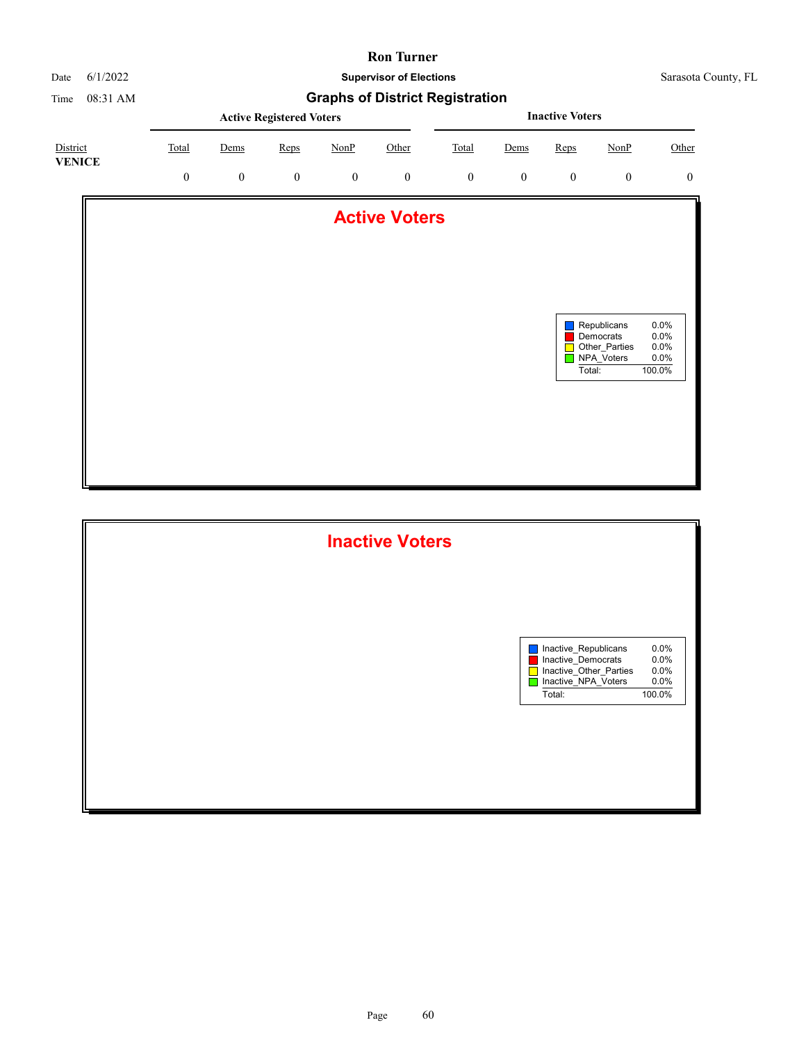# Ron Turner

**Supervisor of Elections**

Date 6/1/2022 | Sarasota County, FL

Time 08:31 AM

## Graphs of District Registration

| District | Active Registered Voters | | | | | Inactive Voters | | | | |
|---|---|---|---|---|---|---|---|---|---|---|
| | Total | Dems | Reps | NonP | Other | Total | Dems | Reps | NonP | Other |
| **VENICE** | 0 | 0 | 0 | 0 | 0 | 0 | 0 | 0 | 0 | 0 |

### Active Voters

| | |
|---|---|
| Republicans | 0.0% |
| Democrats | 0.0% |
| Other_Parties | 0.0% |
| NPA_Voters | 0.0% |
| Total: | 100.0% |

### Inactive Voters

| | |
|---|---|
| Inactive_Republicans | 0.0% |
| Inactive_Democrats | 0.0% |
| Inactive_Other_Parties | 0.0% |
| Inactive_NPA_Voters | 0.0% |
| Total: | 100.0% |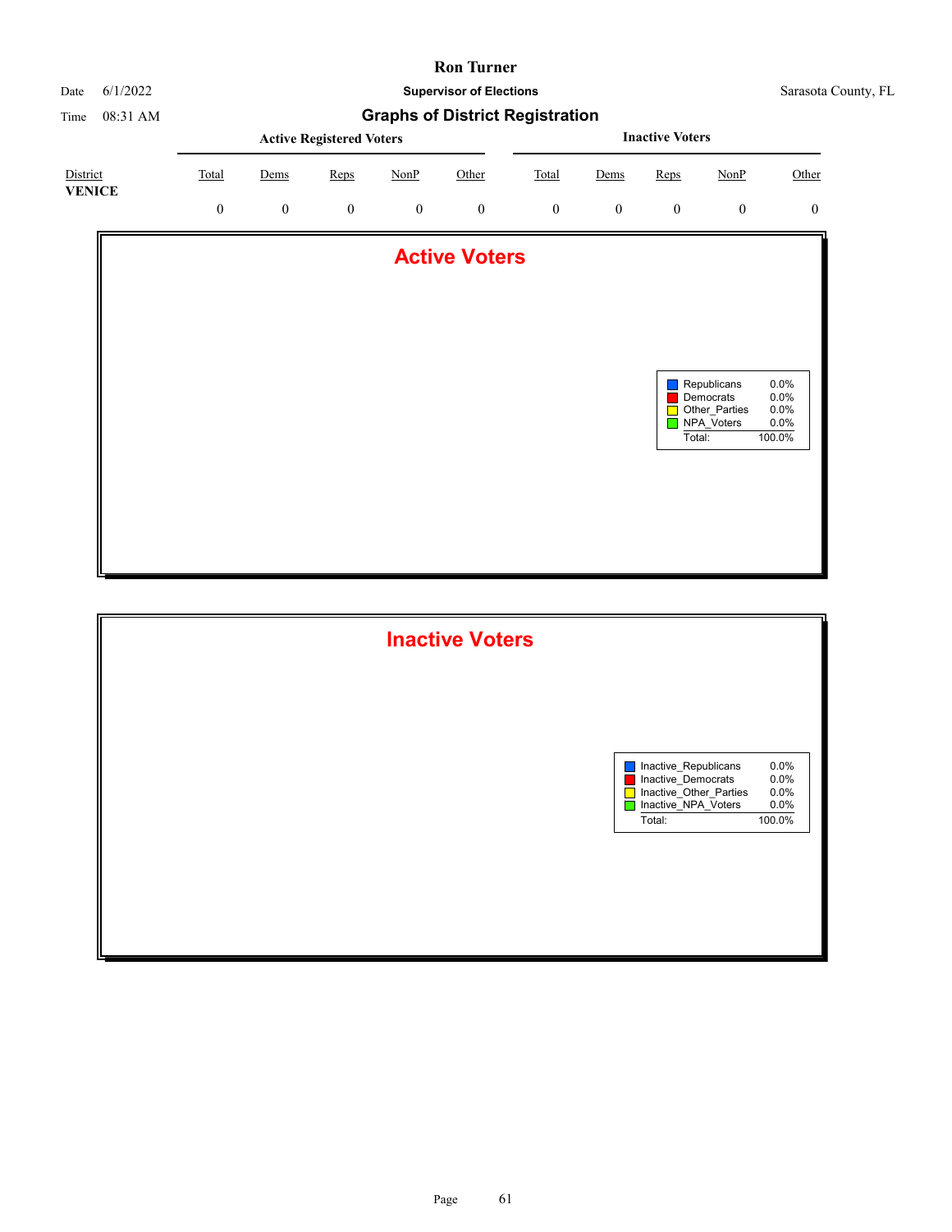# Graphs of District Registration

| District | Active Registered Voters | | | | | Inactive Voters | | | | |
|---|---|---|---|---|---|---|---|---|---|---|
| | Total | Dems | Reps | NonP | Other | Total | Dems | Reps | NonP | Other |
| **VENICE** | 0 | 0 | 0 | 0 | 0 | 0 | 0 | 0 | 0 | 0 |

## Active Voters

| | |
|---|---|
| Republicans | 0.0% |
| Democrats | 0.0% |
| Other_Parties | 0.0% |
| NPA_Voters | 0.0% |
| Total: | 100.0% |

## Inactive Voters

| | |
|---|---|
| Inactive_Republicans | 0.0% |
| Inactive_Democrats | 0.0% |
| Inactive_Other_Parties | 0.0% |
| Inactive_NPA_Voters | 0.0% |
| Total: | 100.0% |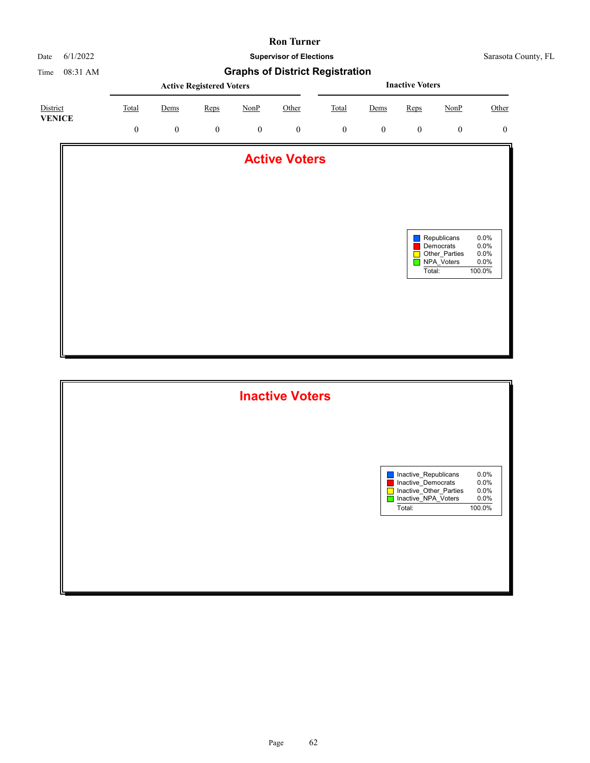# Ron Turner

**Supervisor of Elections**

Date 6/1/2022

Time 08:31 AM

Sarasota County, FL

## Graphs of District Registration

| District | Active Registered Voters | | | | | Inactive Voters | | | | |
|---|---|---|---|---|---|---|---|---|---|---|
| | Total | Dems | Reps | NonP | Other | Total | Dems | Reps | NonP | Other |
| **VENICE** | 0 | 0 | 0 | 0 | 0 | 0 | 0 | 0 | 0 | 0 |

### Active Voters

| | |
|---|---|
| Republicans | 0.0% |
| Democrats | 0.0% |
| Other_Parties | 0.0% |
| NPA_Voters | 0.0% |
| Total: | 100.0% |

### Inactive Voters

| | |
|---|---|
| Inactive_Republicans | 0.0% |
| Inactive_Democrats | 0.0% |
| Inactive_Other_Parties | 0.0% |
| Inactive_NPA_Voters | 0.0% |
| Total: | 100.0% |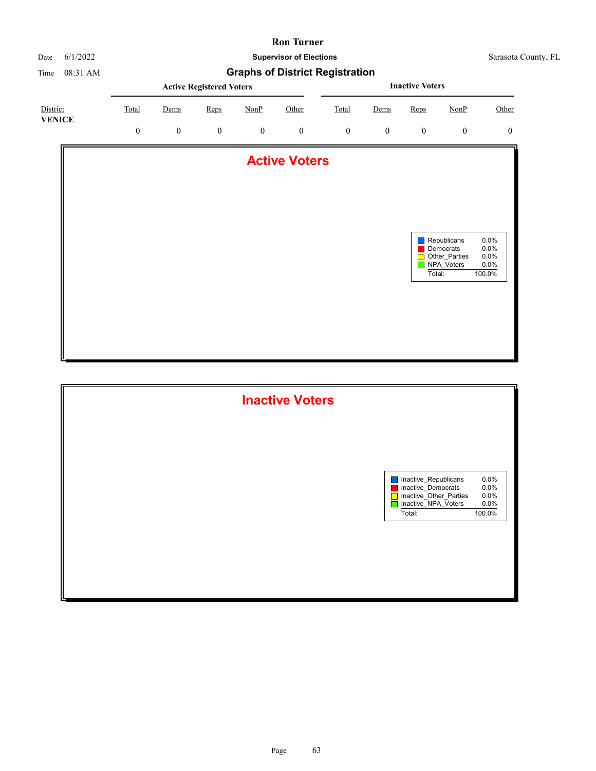**Ron Turner**

Date 6/1/2022 **Supervisor of Elections** Sarasota County, FL

Time 08:31 AM

## Graphs of District Registration

| District | Active Registered Voters | | | | | Inactive Voters | | | | |
|---|---|---|---|---|---|---|---|---|---|---|
| | Total | Dems | Reps | NonP | Other | Total | Dems | Reps | NonP | Other |
| **VENICE** | 0 | 0 | 0 | 0 | 0 | 0 | 0 | 0 | 0 | 0 |

### Active Voters

| | |
|---|---|
| Republicans | 0.0% |
| Democrats | 0.0% |
| Other_Parties | 0.0% |
| NPA_Voters | 0.0% |
| Total: | 100.0% |

### Inactive Voters

| | |
|---|---|
| Inactive_Republicans | 0.0% |
| Inactive_Democrats | 0.0% |
| Inactive_Other_Parties | 0.0% |
| Inactive_NPA_Voters | 0.0% |
| Total: | 100.0% |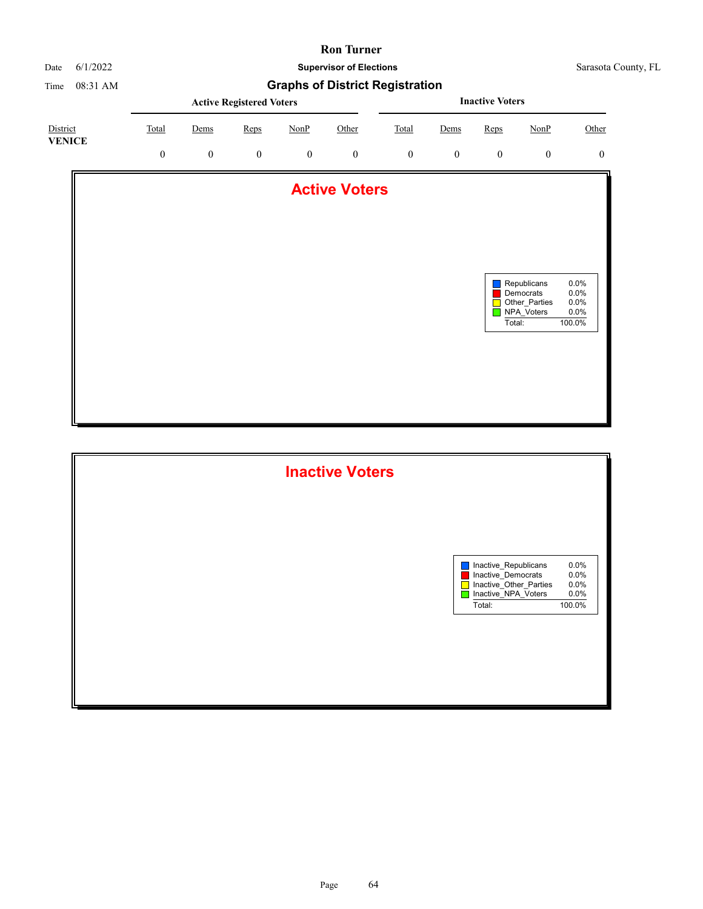# Graphs of District Registration

| District | Active Registered Voters | | | | | Inactive Voters | | | | |
|---|---|---|---|---|---|---|---|---|---|---|
| | Total | Dems | Reps | NonP | Other | Total | Dems | Reps | NonP | Other |
| **VENICE** | 0 | 0 | 0 | 0 | 0 | 0 | 0 | 0 | 0 | 0 |

## Active Voters

| | |
|---|---|
| Republicans | 0.0% |
| Democrats | 0.0% |
| Other_Parties | 0.0% |
| NPA_Voters | 0.0% |
| Total: | 100.0% |

## Inactive Voters

| | |
|---|---|
| Inactive_Republicans | 0.0% |
| Inactive_Democrats | 0.0% |
| Inactive_Other_Parties | 0.0% |
| Inactive_NPA_Voters | 0.0% |
| Total: | 100.0% |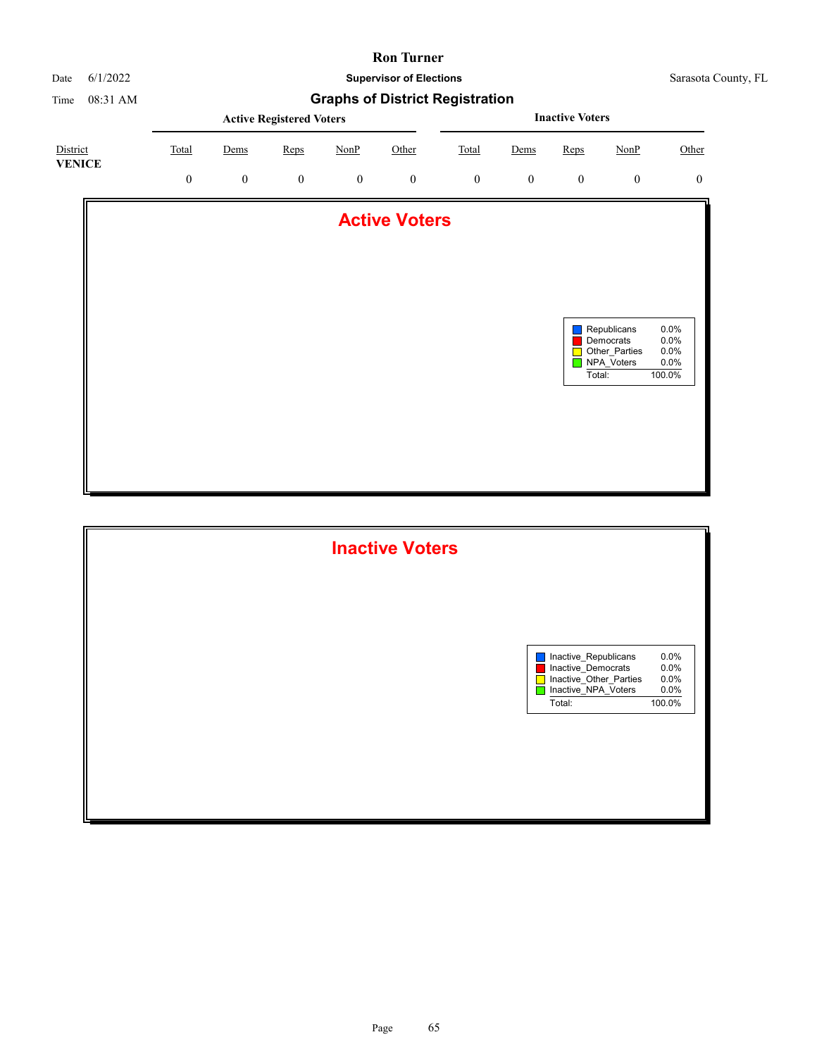# Ron Turner

**Supervisor of Elections**

Date 6/1/2022

Time 08:31 AM

Sarasota County, FL

## Graphs of District Registration

| District | Active Registered Voters | | | | | Inactive Voters | | | | |
|---|---|---|---|---|---|---|---|---|---|---|
| | Total | Dems | Reps | NonP | Other | Total | Dems | Reps | NonP | Other |
| **VENICE** | 0 | 0 | 0 | 0 | 0 | 0 | 0 | 0 | 0 | 0 |

### Active Voters

| | |
|---|---|
| Republicans | 0.0% |
| Democrats | 0.0% |
| Other_Parties | 0.0% |
| NPA_Voters | 0.0% |
| Total: | 100.0% |

### Inactive Voters

| | |
|---|---|
| Inactive_Republicans | 0.0% |
| Inactive_Democrats | 0.0% |
| Inactive_Other_Parties | 0.0% |
| Inactive_NPA_Voters | 0.0% |
| Total: | 100.0% |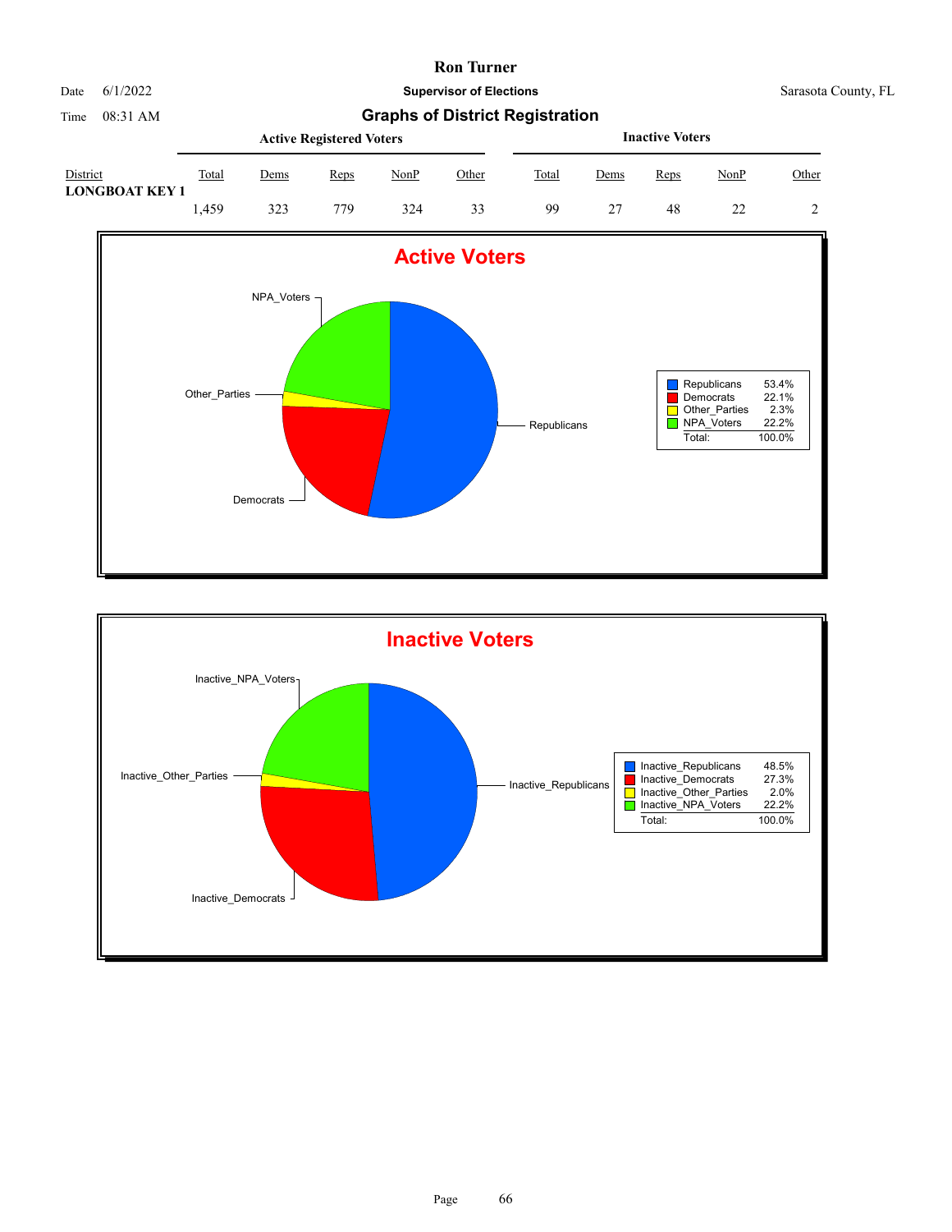# Ron Turner

Date 6/1/2022 **Supervisor of Elections** Sarasota County, FL

Time 08:31 AM

## Graphs of District Registration

| District | Active Registered Voters | | | | | Inactive Voters | | | | |
|---|---|---|---|---|---|---|---|---|---|---|
| | Total | Dems | Reps | NonP | Other | Total | Dems | Reps | NonP | Other |
| **LONGBOAT KEY 1** | 1,459 | 323 | 779 | 324 | 33 | 99 | 27 | 48 | 22 | 2 |

### Active Voters

| | |
|---|---|
| Republicans | 53.4% |
| Democrats | 22.1% |
| Other_Parties | 2.3% |
| NPA_Voters | 22.2% |
| Total: | 100.0% |

### Inactive Voters

| | |
|---|---|
| Inactive_Republicans | 48.5% |
| Inactive_Democrats | 27.3% |
| Inactive_Other_Parties | 2.0% |
| Inactive_NPA_Voters | 22.2% |
| Total: | 100.0% |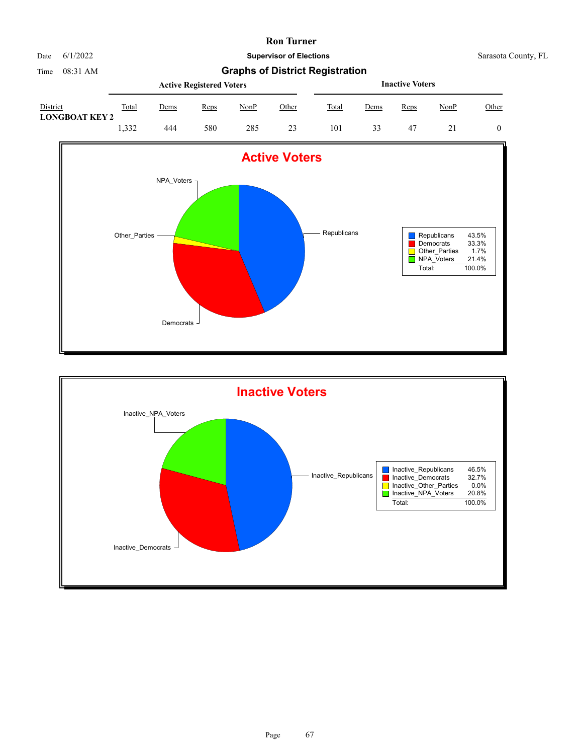# Ron Turner

Date 6/1/2022

Time 08:31 AM

**Supervisor of Elections**

Sarasota County, FL

## Graphs of District Registration

| District | Active Registered Voters | | | | | Inactive Voters | | | | |
|---|---|---|---|---|---|---|---|---|---|---|
| | Total | Dems | Reps | NonP | Other | Total | Dems | Reps | NonP | Other |
| **LONGBOAT KEY 2** | 1,332 | 444 | 580 | 285 | 23 | 101 | 33 | 47 | 21 | 0 |

### Active Voters

| | |
|---|---|
| Republicans | 43.5% |
| Democrats | 33.3% |
| Other_Parties | 1.7% |
| NPA_Voters | 21.4% |
| Total: | 100.0% |

### Inactive Voters

| | |
|---|---|
| Inactive_Republicans | 46.5% |
| Inactive_Democrats | 32.7% |
| Inactive_Other_Parties | 0.0% |
| Inactive_NPA_Voters | 20.8% |
| Total: | 100.0% |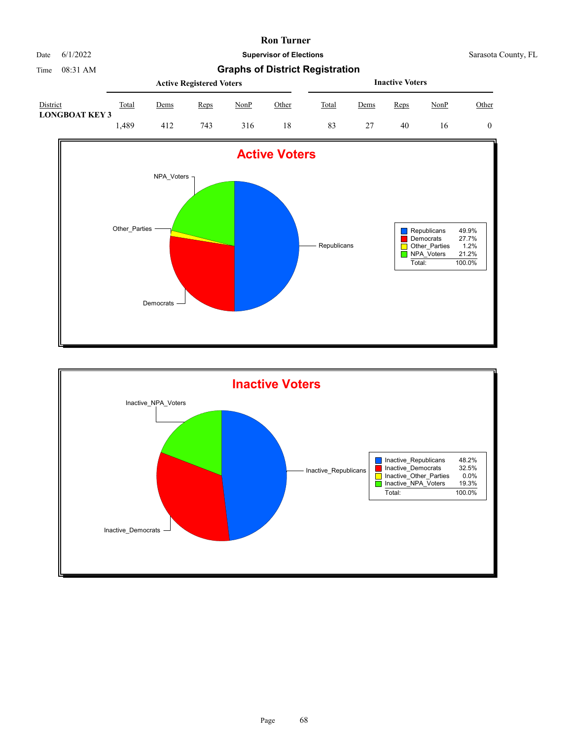**Ron Turner**

Date 6/1/2022 — **Supervisor of Elections** — Sarasota County, FL

Time 08:31 AM

## Graphs of District Registration

| District | Active Registered Voters | | | | | Inactive Voters | | | | |
|---|---|---|---|---|---|---|---|---|---|---|
| | Total | Dems | Reps | NonP | Other | Total | Dems | Reps | NonP | Other |
| **LONGBOAT KEY 3** | 1,489 | 412 | 743 | 316 | 18 | 83 | 27 | 40 | 16 | 0 |

### Active Voters

| | |
|---|---|
| Republicans | 49.9% |
| Democrats | 27.7% |
| Other_Parties | 1.2% |
| NPA_Voters | 21.2% |
| Total: | 100.0% |

### Inactive Voters

| | |
|---|---|
| Inactive_Republicans | 48.2% |
| Inactive_Democrats | 32.5% |
| Inactive_Other_Parties | 0.0% |
| Inactive_NPA_Voters | 19.3% |
| Total: | 100.0% |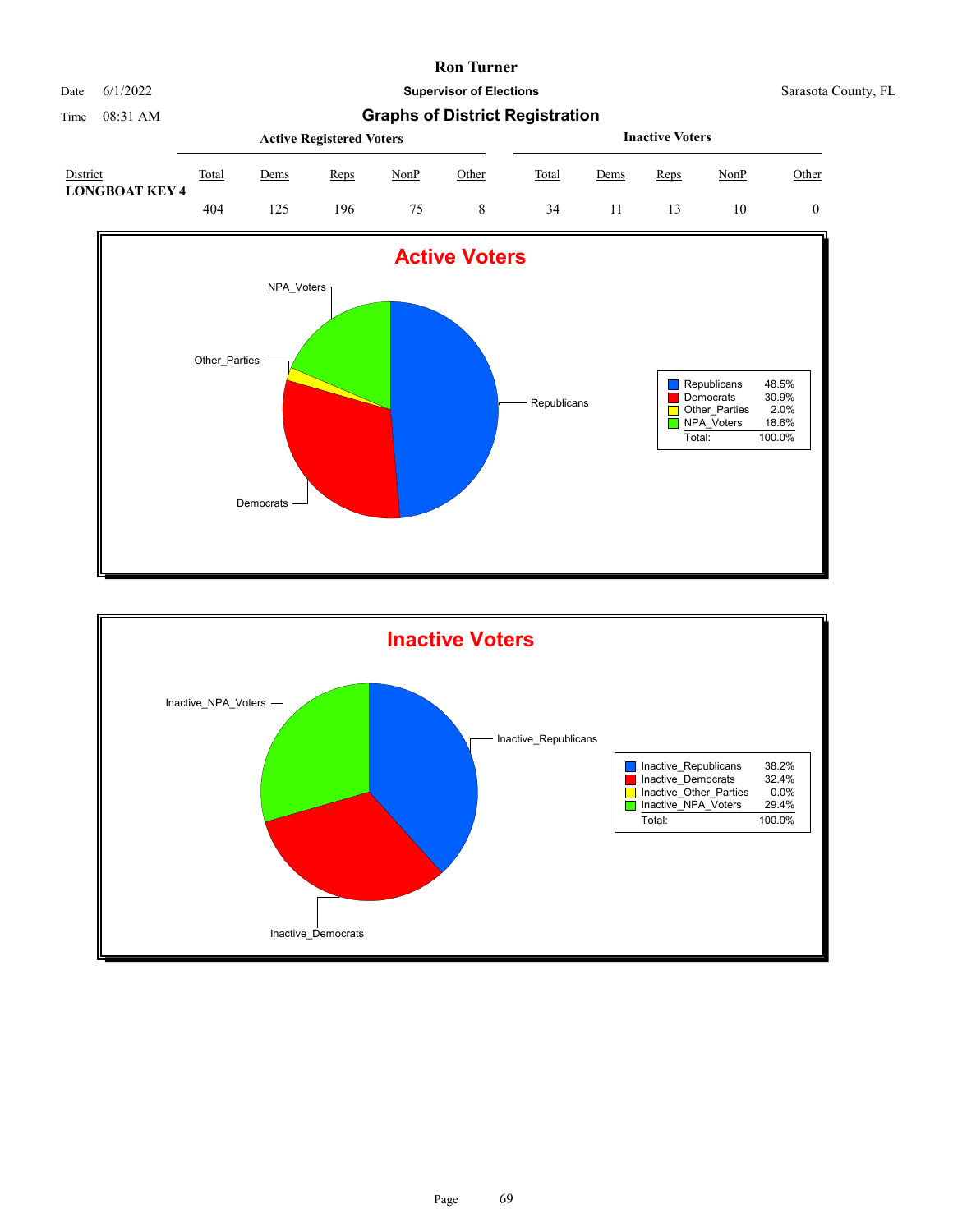# Ron Turner

Date 6/1/2022 — **Supervisor of Elections** — Sarasota County, FL

Time 08:31 AM

## Graphs of District Registration

| District | Active Registered Voters | | | | | Inactive Voters | | | | |
|---|---|---|---|---|---|---|---|---|---|---|
| | Total | Dems | Reps | NonP | Other | Total | Dems | Reps | NonP | Other |
| **LONGBOAT KEY 4** | 404 | 125 | 196 | 75 | 8 | 34 | 11 | 13 | 10 | 0 |

### Active Voters

| Party | Percent |
|---|---|
| Republicans | 48.5% |
| Democrats | 30.9% |
| Other_Parties | 2.0% |
| NPA_Voters | 18.6% |
| Total: | 100.0% |

### Inactive Voters

| Party | Percent |
|---|---|
| Inactive_Republicans | 38.2% |
| Inactive_Democrats | 32.4% |
| Inactive_Other_Parties | 0.0% |
| Inactive_NPA_Voters | 29.4% |
| Total: | 100.0% |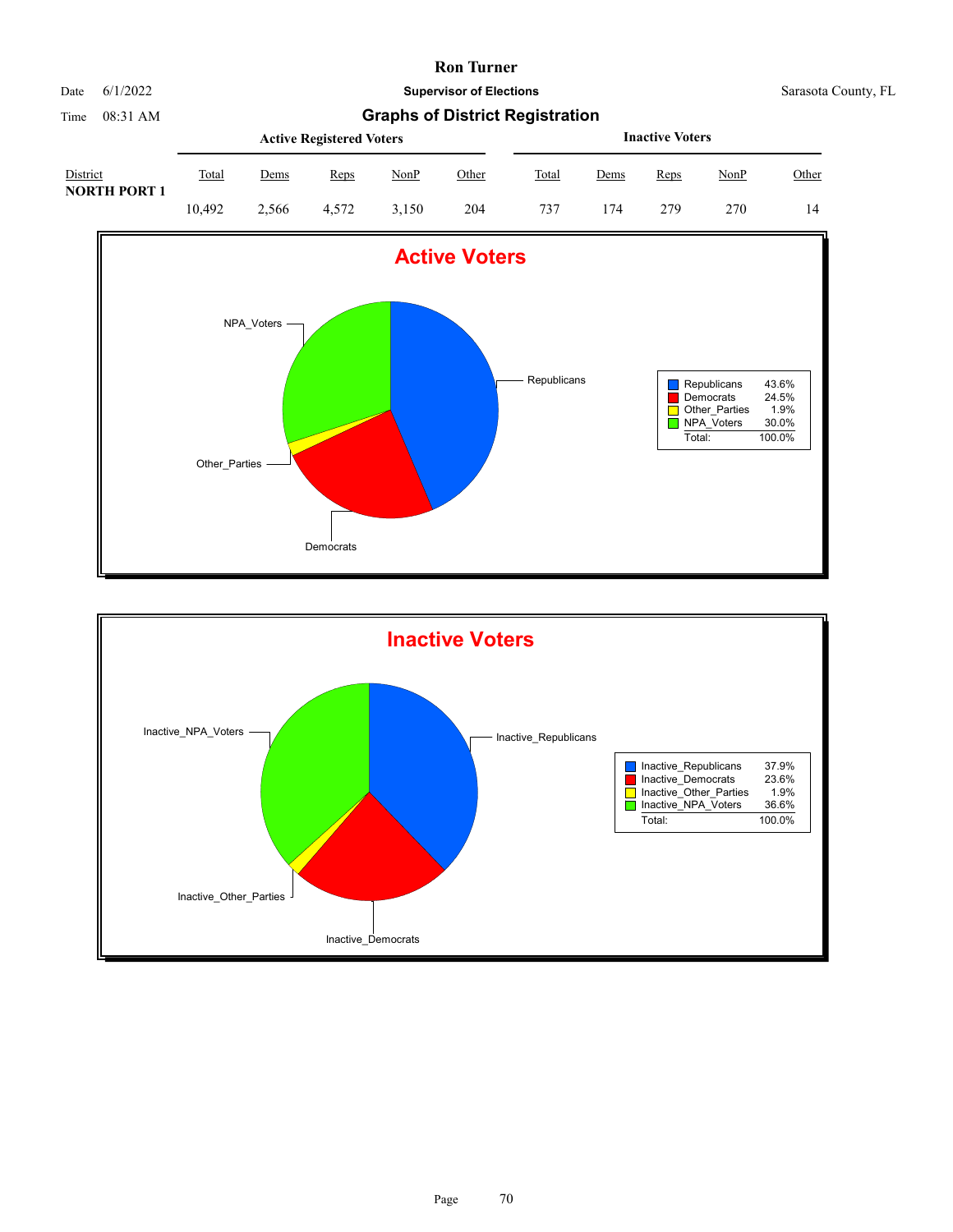# Ron Turner

**Supervisor of Elections**

Date 6/1/2022 — Sarasota County, FL

Time 08:31 AM

## Graphs of District Registration

| District | Active Registered Voters | | | | | Inactive Voters | | | | |
|---|---|---|---|---|---|---|---|---|---|---|
| | Total | Dems | Reps | NonP | Other | Total | Dems | Reps | NonP | Other |
| NORTH PORT 1 | 10,492 | 2,566 | 4,572 | 3,150 | 204 | 737 | 174 | 279 | 270 | 14 |

### Active Voters

| Party | Percent |
|---|---|
| Republicans | 43.6% |
| Democrats | 24.5% |
| Other_Parties | 1.9% |
| NPA_Voters | 30.0% |
| Total: | 100.0% |

### Inactive Voters

| Party | Percent |
|---|---|
| Inactive_Republicans | 37.9% |
| Inactive_Democrats | 23.6% |
| Inactive_Other_Parties | 1.9% |
| Inactive_NPA_Voters | 36.6% |
| Total: | 100.0% |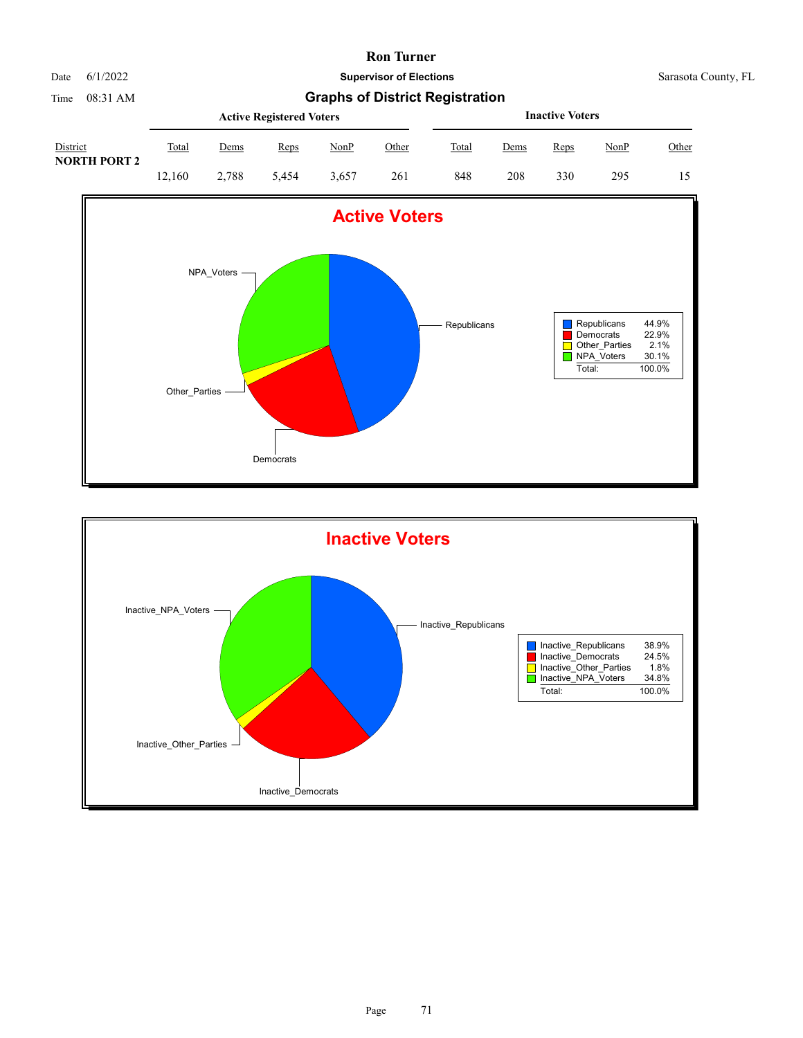# Ron Turner

Date 6/1/2022

**Supervisor of Elections**

Sarasota County, FL

Time 08:31 AM

## Graphs of District Registration

| District | Active Registered Voters | | | | | Inactive Voters | | | | |
|---|---|---|---|---|---|---|---|---|---|---|
| | Total | Dems | Reps | NonP | Other | Total | Dems | Reps | NonP | Other |
| **NORTH PORT 2** | 12,160 | 2,788 | 5,454 | 3,657 | 261 | 848 | 208 | 330 | 295 | 15 |

## Active Voters

| | |
|---|---|
| Republicans | 44.9% |
| Democrats | 22.9% |
| Other_Parties | 2.1% |
| NPA_Voters | 30.1% |
| Total: | 100.0% |

## Inactive Voters

| | |
|---|---|
| Inactive_Republicans | 38.9% |
| Inactive_Democrats | 24.5% |
| Inactive_Other_Parties | 1.8% |
| Inactive_NPA_Voters | 34.8% |
| Total: | 100.0% |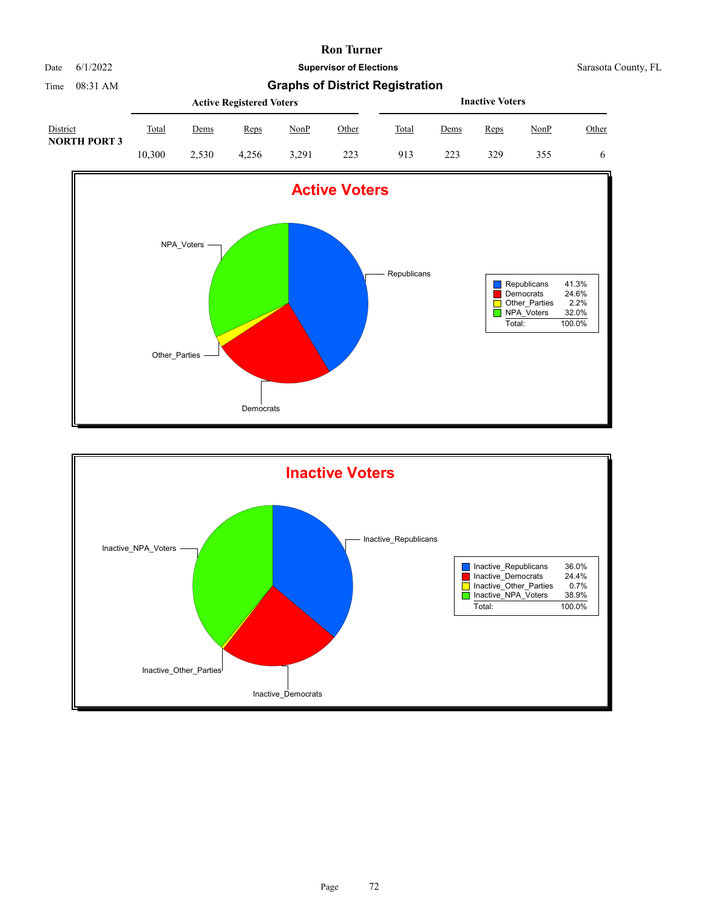# Ron Turner

**Supervisor of Elections**

Date 6/1/2022 — Sarasota County, FL

Time 08:31 AM

## Graphs of District Registration

| District | Active Registered Voters | | | | | Inactive Voters | | | | |
|---|---|---|---|---|---|---|---|---|---|---|
| | Total | Dems | Reps | NonP | Other | Total | Dems | Reps | NonP | Other |
| **NORTH PORT 3** | 10,300 | 2,530 | 4,256 | 3,291 | 223 | 913 | 223 | 329 | 355 | 6 |

### Active Voters

| | |
|---|---|
| Republicans | 41.3% |
| Democrats | 24.6% |
| Other_Parties | 2.2% |
| NPA_Voters | 32.0% |
| Total: | 100.0% |

### Inactive Voters

| | |
|---|---|
| Inactive_Republicans | 36.0% |
| Inactive_Democrats | 24.4% |
| Inactive_Other_Parties | 0.7% |
| Inactive_NPA_Voters | 38.9% |
| Total: | 100.0% |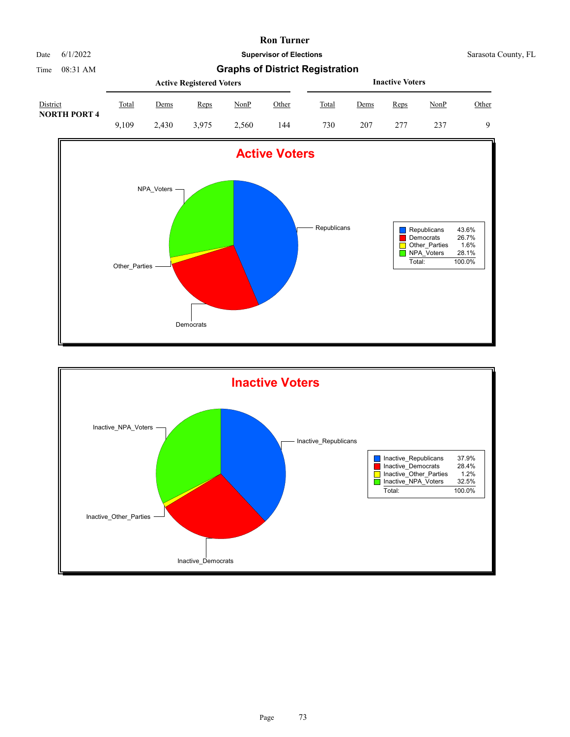# Ron Turner

Date 6/1/2022 **Supervisor of Elections** Sarasota County, FL

Time 08:31 AM

## Graphs of District Registration

| District | Active Registered Voters | | | | | Inactive Voters | | | | |
|---|---|---|---|---|---|---|---|---|---|---|
| | Total | Dems | Reps | NonP | Other | Total | Dems | Reps | NonP | Other |
| **NORTH PORT 4** | 9,109 | 2,430 | 3,975 | 2,560 | 144 | 730 | 207 | 277 | 237 | 9 |

## Active Voters

| | |
|---|---|
| Republicans | 43.6% |
| Democrats | 26.7% |
| Other_Parties | 1.6% |
| NPA_Voters | 28.1% |
| Total: | 100.0% |

## Inactive Voters

| | |
|---|---|
| Inactive_Republicans | 37.9% |
| Inactive_Democrats | 28.4% |
| Inactive_Other_Parties | 1.2% |
| Inactive_NPA_Voters | 32.5% |
| Total: | 100.0% |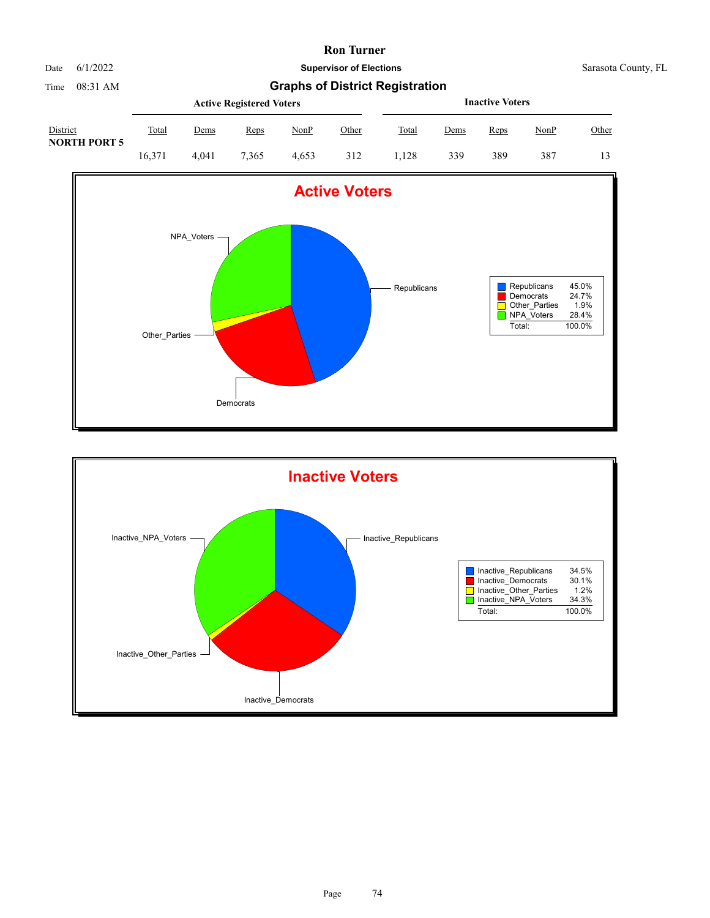# Ron Turner

Date 6/1/2022 — **Supervisor of Elections** — Sarasota County, FL

Time 08:31 AM — **Graphs of District Registration**

| District | Active Registered Voters | | | | | Inactive Voters | | | | |
|---|---|---|---|---|---|---|---|---|---|---|
| | Total | Dems | Reps | NonP | Other | Total | Dems | Reps | NonP | Other |
| NORTH PORT 5 | 16,371 | 4,041 | 7,365 | 4,653 | 312 | 1,128 | 339 | 389 | 387 | 13 |

## Active Voters

| | |
|---|---|
| Republicans | 45.0% |
| Democrats | 24.7% |
| Other_Parties | 1.9% |
| NPA_Voters | 28.4% |
| Total: | 100.0% |

## Inactive Voters

| | |
|---|---|
| Inactive_Republicans | 34.5% |
| Inactive_Democrats | 30.1% |
| Inactive_Other_Parties | 1.2% |
| Inactive_NPA_Voters | 34.3% |
| Total: | 100.0% |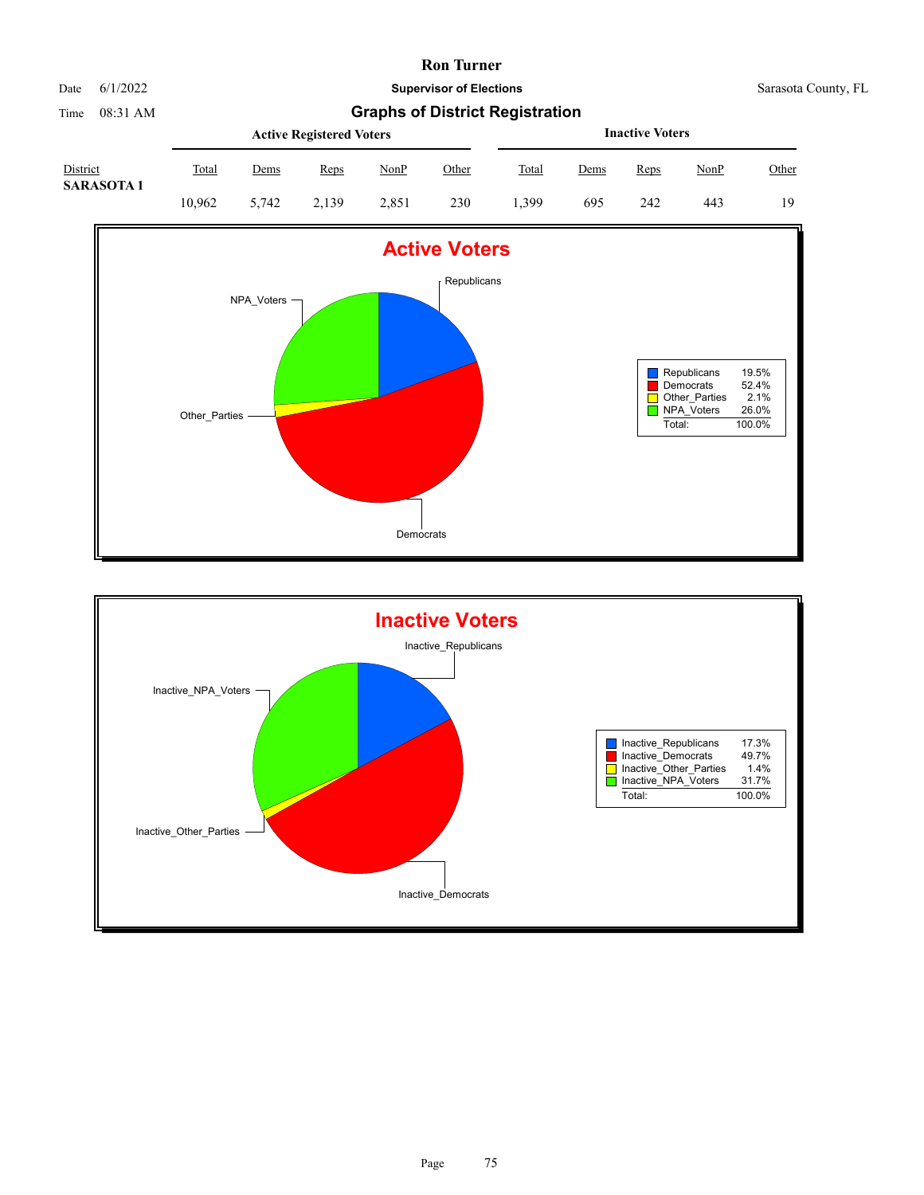# Ron Turner

Date 6/1/2022 **Supervisor of Elections** Sarasota County, FL

Time 08:31 AM **Graphs of District Registration**

| District | Active Registered Voters | | | | | Inactive Voters | | | | |
|---|---|---|---|---|---|---|---|---|---|---|
| | Total | Dems | Reps | NonP | Other | Total | Dems | Reps | NonP | Other |
| **SARASOTA 1** | 10,962 | 5,742 | 2,139 | 2,851 | 230 | 1,399 | 695 | 242 | 443 | 19 |

## Active Voters

| | |
|---|---|
| Republicans | 19.5% |
| Democrats | 52.4% |
| Other_Parties | 2.1% |
| NPA_Voters | 26.0% |
| Total: | 100.0% |

## Inactive Voters

| | |
|---|---|
| Inactive_Republicans | 17.3% |
| Inactive_Democrats | 49.7% |
| Inactive_Other_Parties | 1.4% |
| Inactive_NPA_Voters | 31.7% |
| Total: | 100.0% |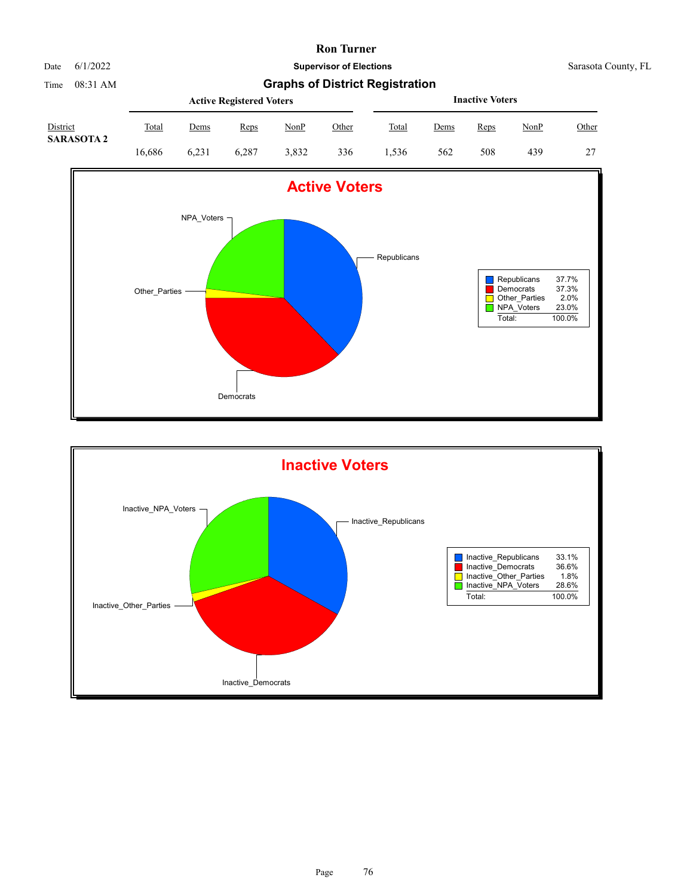# Ron Turner

Date 6/1/2022

**Supervisor of Elections**

Sarasota County, FL

Time 08:31 AM

## Graphs of District Registration

| District | Active Registered Voters | | | | | Inactive Voters | | | | |
|---|---|---|---|---|---|---|---|---|---|---|
| | Total | Dems | Reps | NonP | Other | Total | Dems | Reps | NonP | Other |
| **SARASOTA 2** | 16,686 | 6,231 | 6,287 | 3,832 | 336 | 1,536 | 562 | 508 | 439 | 27 |

## Active Voters

| | |
|---|---|
| Republicans | 37.7% |
| Democrats | 37.3% |
| Other_Parties | 2.0% |
| NPA_Voters | 23.0% |
| Total: | 100.0% |

## Inactive Voters

| | |
|---|---|
| Inactive_Republicans | 33.1% |
| Inactive_Democrats | 36.6% |
| Inactive_Other_Parties | 1.8% |
| Inactive_NPA_Voters | 28.6% |
| Total: | 100.0% |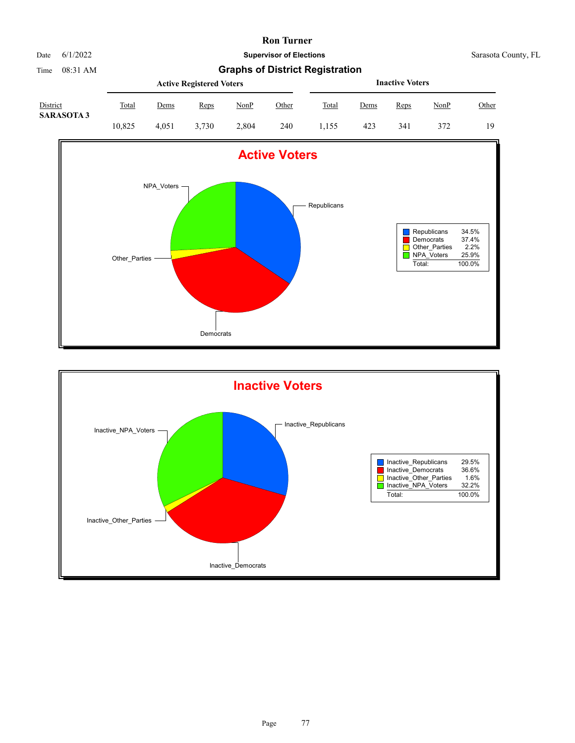# Ron Turner

Date 6/1/2022 | **Supervisor of Elections** | Sarasota County, FL

Time 08:31 AM

## Graphs of District Registration

| District | Active Registered Voters | | | | | Inactive Voters | | | | |
|---|---|---|---|---|---|---|---|---|---|---|
| | Total | Dems | Reps | NonP | Other | Total | Dems | Reps | NonP | Other |
| **SARASOTA 3** | 10,825 | 4,051 | 3,730 | 2,804 | 240 | 1,155 | 423 | 341 | 372 | 19 |

### Active Voters

| | |
|---|---|
| Republicans | 34.5% |
| Democrats | 37.4% |
| Other_Parties | 2.2% |
| NPA_Voters | 25.9% |
| Total: | 100.0% |

### Inactive Voters

| | |
|---|---|
| Inactive_Republicans | 29.5% |
| Inactive_Democrats | 36.6% |
| Inactive_Other_Parties | 1.6% |
| Inactive_NPA_Voters | 32.2% |
| Total: | 100.0% |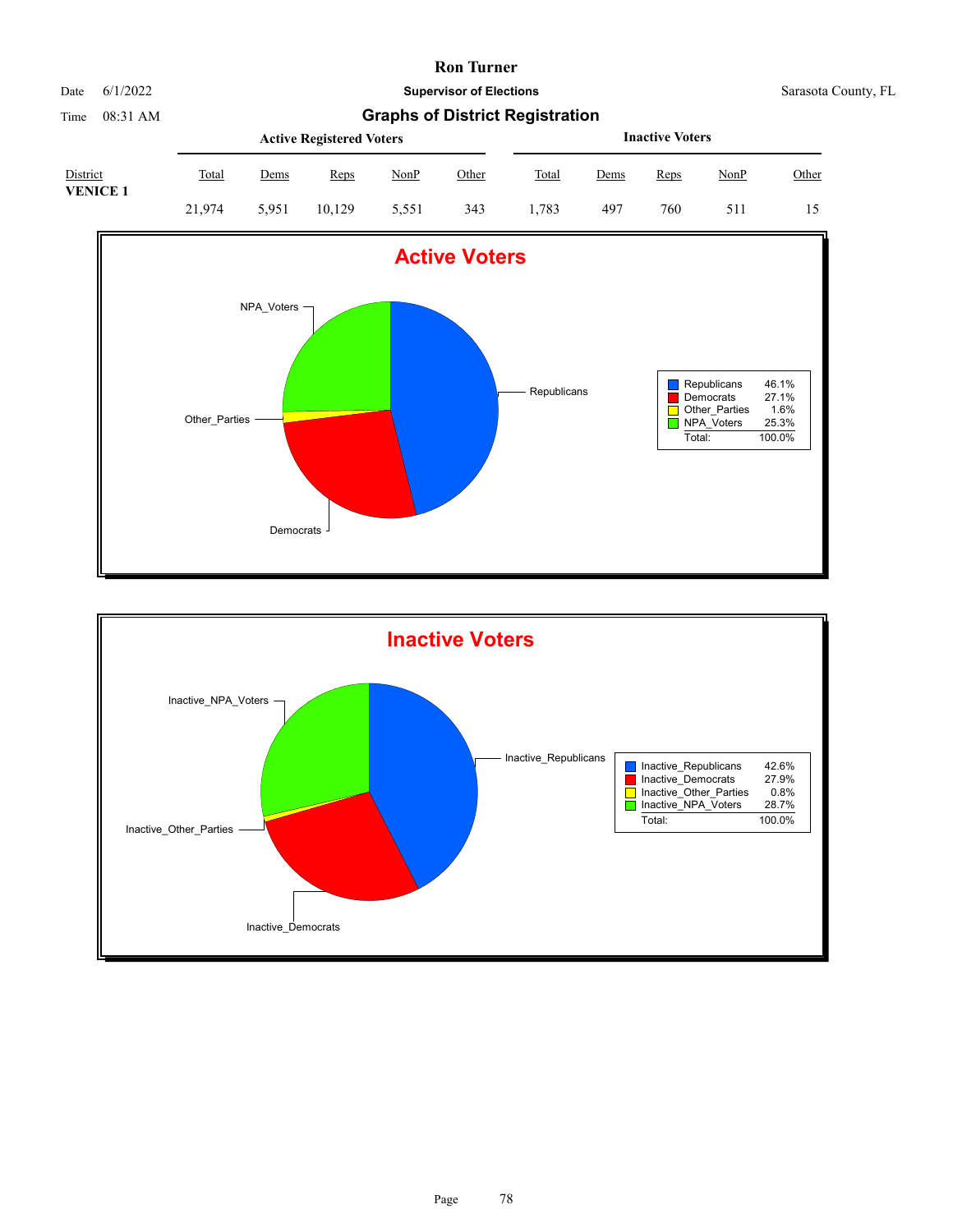# Ron Turner

**Supervisor of Elections**

Sarasota County, FL

Date 6/1/2022

Time 08:31 AM

## Graphs of District Registration

| District | Active Registered Voters | | | | | Inactive Voters | | | | |
|---|---|---|---|---|---|---|---|---|---|---|
| | Total | Dems | Reps | NonP | Other | Total | Dems | Reps | NonP | Other |
| **VENICE 1** | 21,974 | 5,951 | 10,129 | 5,551 | 343 | 1,783 | 497 | 760 | 511 | 15 |

### Active Voters

| | |
|---|---|
| Republicans | 46.1% |
| Democrats | 27.1% |
| Other_Parties | 1.6% |
| NPA_Voters | 25.3% |
| Total: | 100.0% |

### Inactive Voters

| | |
|---|---|
| Inactive_Republicans | 42.6% |
| Inactive_Democrats | 27.9% |
| Inactive_Other_Parties | 0.8% |
| Inactive_NPA_Voters | 28.7% |
| Total: | 100.0% |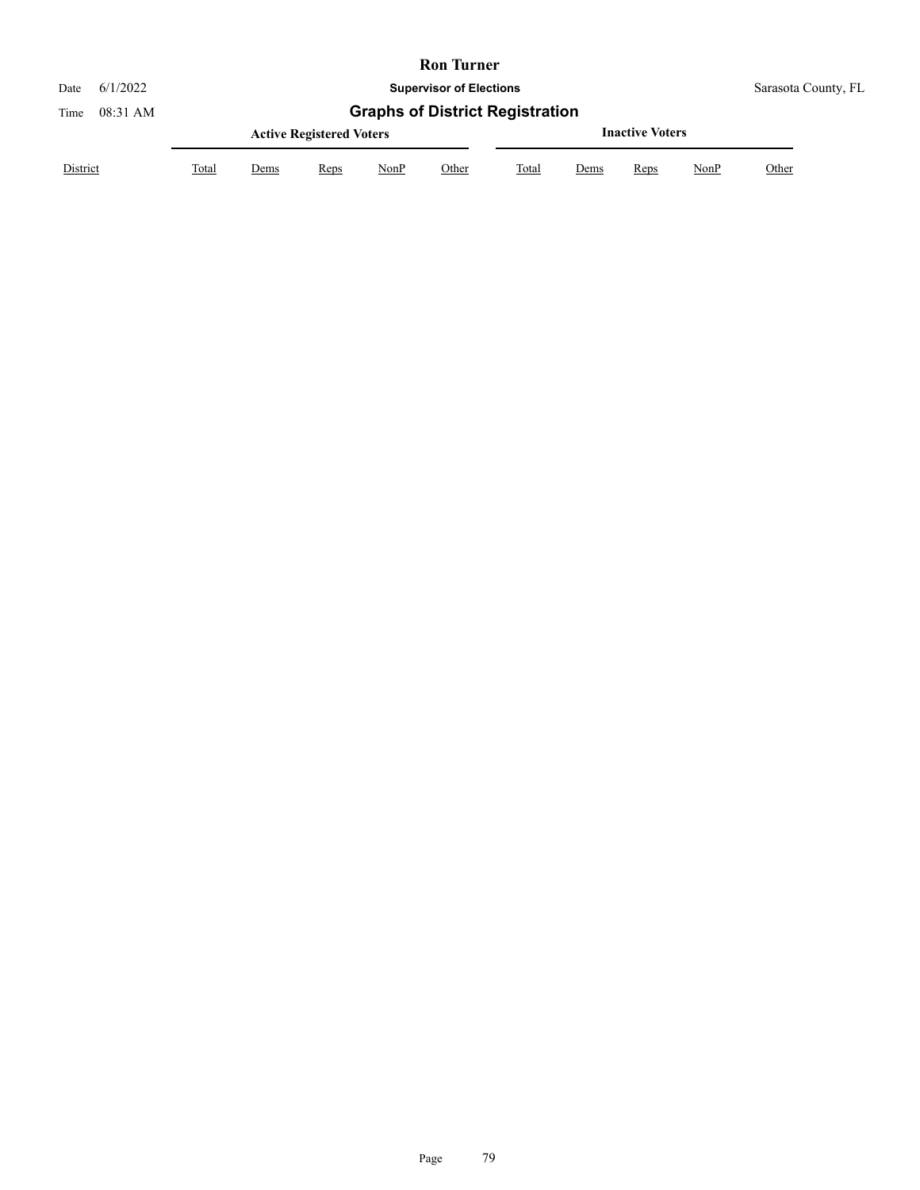# Ron Turner

Date 6/1/2022 **Supervisor of Elections** Sarasota County, FL

Time 08:31 AM

## Graphs of District Registration

| District | Active Registered Voters | | | | | Inactive Voters | | | | |
|---|---|---|---|---|---|---|---|---|---|---|
| | Total | Dems | Reps | NonP | Other | Total | Dems | Reps | NonP | Other |